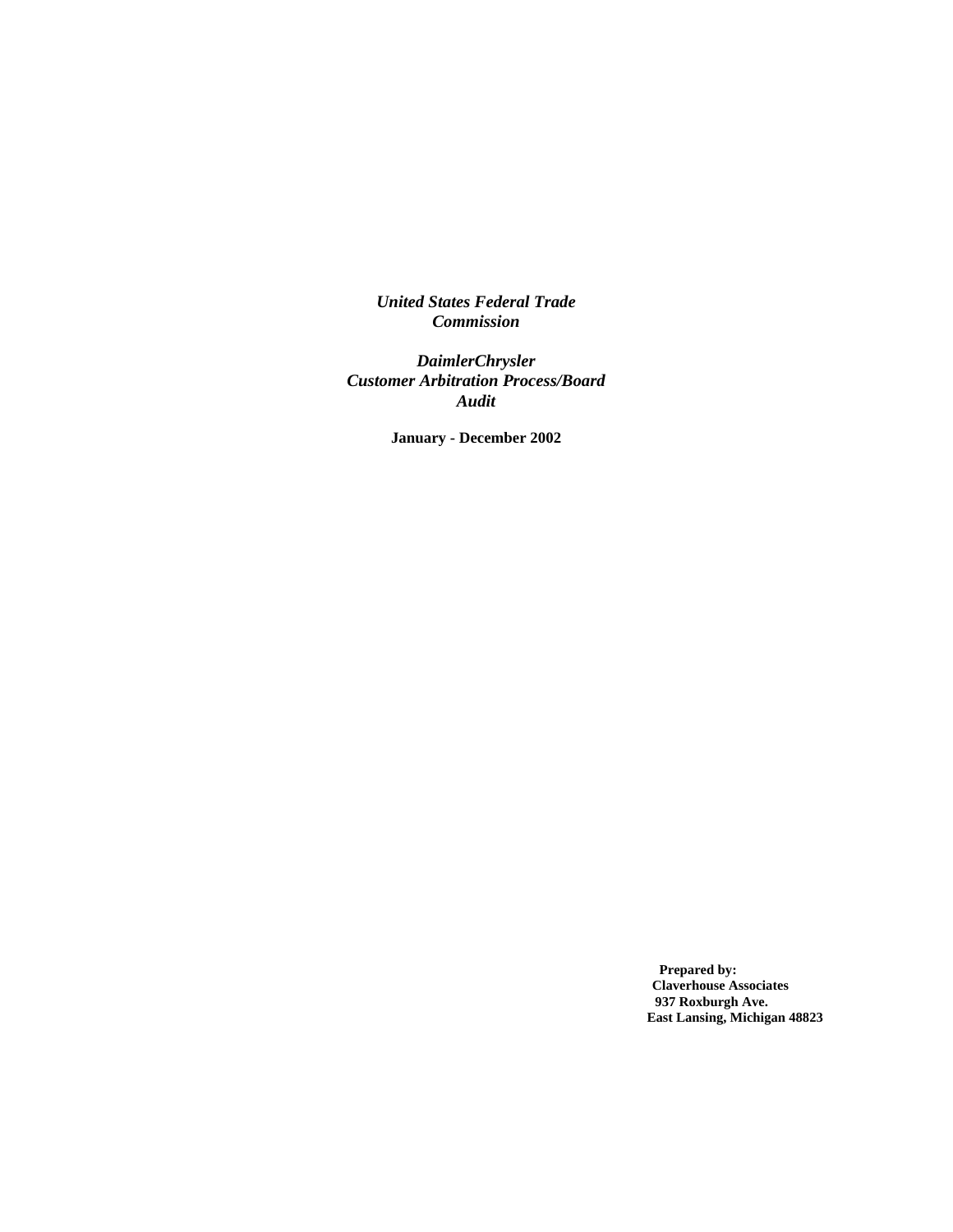***United States Federal Trade Commission***

***DaimlerChrysler Customer Arbitration Process/Board Audit***

**January - December 2002**

**Prepared by:**
**Claverhouse Associates**
**937 Roxburgh Ave.**
**East Lansing, Michigan 48823**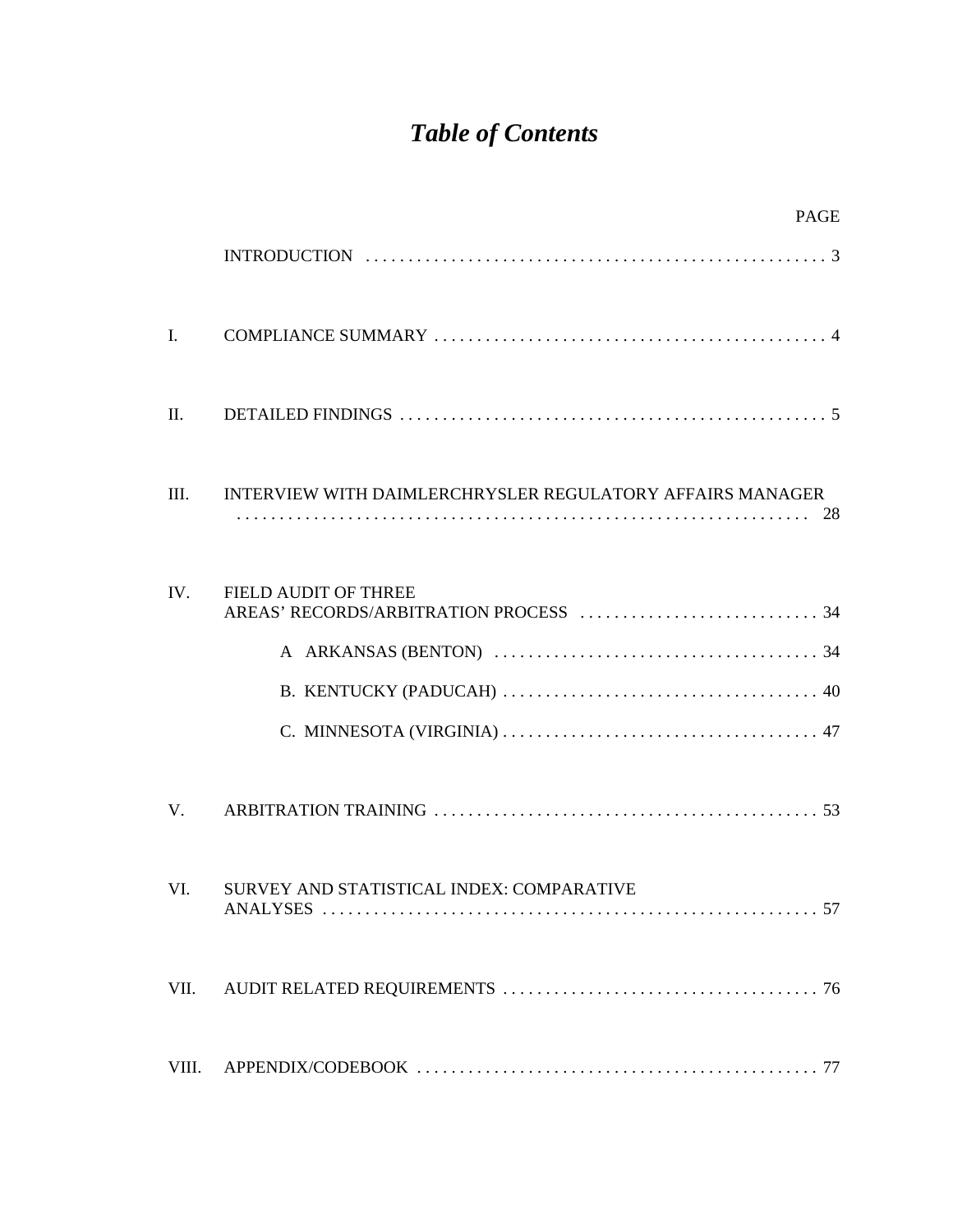# *Table of Contents*

| | | PAGE |
|---|---|---|
| | INTRODUCTION | 3 |
| I. | COMPLIANCE SUMMARY | 4 |
| II. | DETAILED FINDINGS | 5 |
| III. | INTERVIEW WITH DAIMLERCHRYSLER REGULATORY AFFAIRS MANAGER | 28 |
| IV. | FIELD AUDIT OF THREE AREAS' RECORDS/ARBITRATION PROCESS | 34 |
| | A ARKANSAS (BENTON) | 34 |
| | B. KENTUCKY (PADUCAH) | 40 |
| | C. MINNESOTA (VIRGINIA) | 47 |
| V. | ARBITRATION TRAINING | 53 |
| VI. | SURVEY AND STATISTICAL INDEX: COMPARATIVE ANALYSES | 57 |
| VII. | AUDIT RELATED REQUIREMENTS | 76 |
| VIII. | APPENDIX/CODEBOOK | 77 |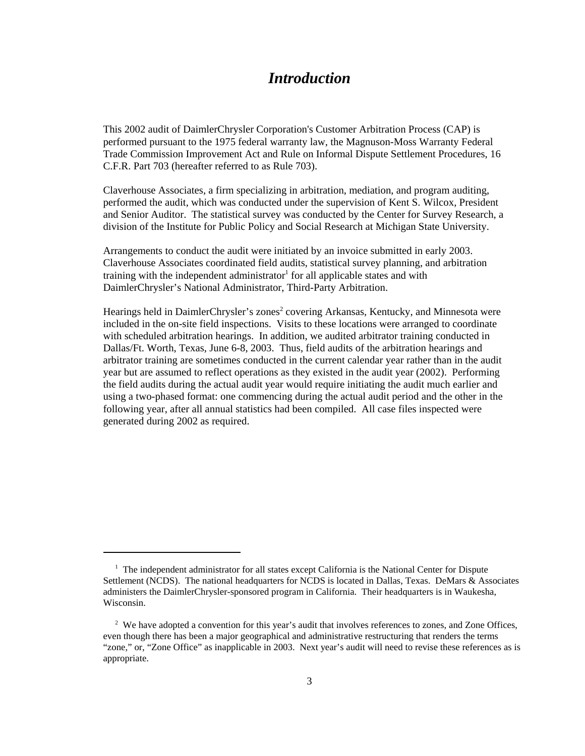# *Introduction*

This 2002 audit of DaimlerChrysler Corporation's Customer Arbitration Process (CAP) is performed pursuant to the 1975 federal warranty law, the Magnuson-Moss Warranty Federal Trade Commission Improvement Act and Rule on Informal Dispute Settlement Procedures, 16 C.F.R. Part 703 (hereafter referred to as Rule 703).

Claverhouse Associates, a firm specializing in arbitration, mediation, and program auditing, performed the audit, which was conducted under the supervision of Kent S. Wilcox, President and Senior Auditor. The statistical survey was conducted by the Center for Survey Research, a division of the Institute for Public Policy and Social Research at Michigan State University.

Arrangements to conduct the audit were initiated by an invoice submitted in early 2003. Claverhouse Associates coordinated field audits, statistical survey planning, and arbitration training with the independent administrator[1] for all applicable states and with DaimlerChrysler's National Administrator, Third-Party Arbitration.

Hearings held in DaimlerChrysler's zones[2] covering Arkansas, Kentucky, and Minnesota were included in the on-site field inspections. Visits to these locations were arranged to coordinate with scheduled arbitration hearings. In addition, we audited arbitrator training conducted in Dallas/Ft. Worth, Texas, June 6-8, 2003. Thus, field audits of the arbitration hearings and arbitrator training are sometimes conducted in the current calendar year rather than in the audit year but are assumed to reflect operations as they existed in the audit year (2002). Performing the field audits during the actual audit year would require initiating the audit much earlier and using a two-phased format: one commencing during the actual audit period and the other in the following year, after all annual statistics had been compiled. All case files inspected were generated during 2002 as required.

---

[1] The independent administrator for all states except California is the National Center for Dispute Settlement (NCDS). The national headquarters for NCDS is located in Dallas, Texas. DeMars & Associates administers the DaimlerChrysler-sponsored program in California. Their headquarters is in Waukesha, Wisconsin.

[2] We have adopted a convention for this year's audit that involves references to zones, and Zone Offices, even though there has been a major geographical and administrative restructuring that renders the terms "zone," or, "Zone Office" as inapplicable in 2003. Next year's audit will need to revise these references as is appropriate.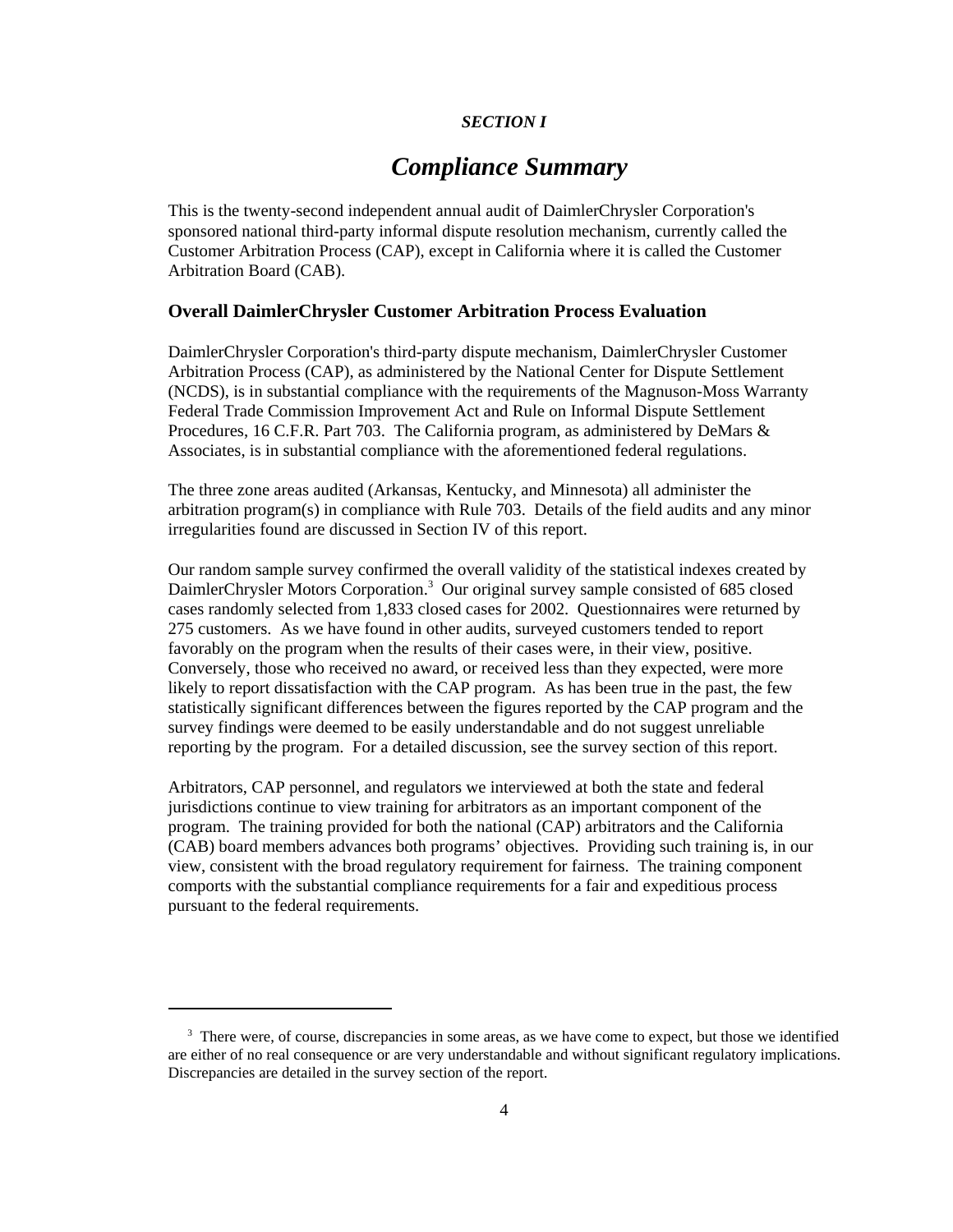*SECTION I*

# *Compliance Summary*

This is the twenty-second independent annual audit of DaimlerChrysler Corporation's sponsored national third-party informal dispute resolution mechanism, currently called the Customer Arbitration Process (CAP), except in California where it is called the Customer Arbitration Board (CAB).

## Overall DaimlerChrysler Customer Arbitration Process Evaluation

DaimlerChrysler Corporation's third-party dispute mechanism, DaimlerChrysler Customer Arbitration Process (CAP), as administered by the National Center for Dispute Settlement (NCDS), is in substantial compliance with the requirements of the Magnuson-Moss Warranty Federal Trade Commission Improvement Act and Rule on Informal Dispute Settlement Procedures, 16 C.F.R. Part 703. The California program, as administered by DeMars & Associates, is in substantial compliance with the aforementioned federal regulations.

The three zone areas audited (Arkansas, Kentucky, and Minnesota) all administer the arbitration program(s) in compliance with Rule 703. Details of the field audits and any minor irregularities found are discussed in Section IV of this report.

Our random sample survey confirmed the overall validity of the statistical indexes created by DaimlerChrysler Motors Corporation.[3] Our original survey sample consisted of 685 closed cases randomly selected from 1,833 closed cases for 2002. Questionnaires were returned by 275 customers. As we have found in other audits, surveyed customers tended to report favorably on the program when the results of their cases were, in their view, positive. Conversely, those who received no award, or received less than they expected, were more likely to report dissatisfaction with the CAP program. As has been true in the past, the few statistically significant differences between the figures reported by the CAP program and the survey findings were deemed to be easily understandable and do not suggest unreliable reporting by the program. For a detailed discussion, see the survey section of this report.

Arbitrators, CAP personnel, and regulators we interviewed at both the state and federal jurisdictions continue to view training for arbitrators as an important component of the program. The training provided for both the national (CAP) arbitrators and the California (CAB) board members advances both programs' objectives. Providing such training is, in our view, consistent with the broad regulatory requirement for fairness. The training component comports with the substantial compliance requirements for a fair and expeditious process pursuant to the federal requirements.

---

[3] There were, of course, discrepancies in some areas, as we have come to expect, but those we identified are either of no real consequence or are very understandable and without significant regulatory implications. Discrepancies are detailed in the survey section of the report.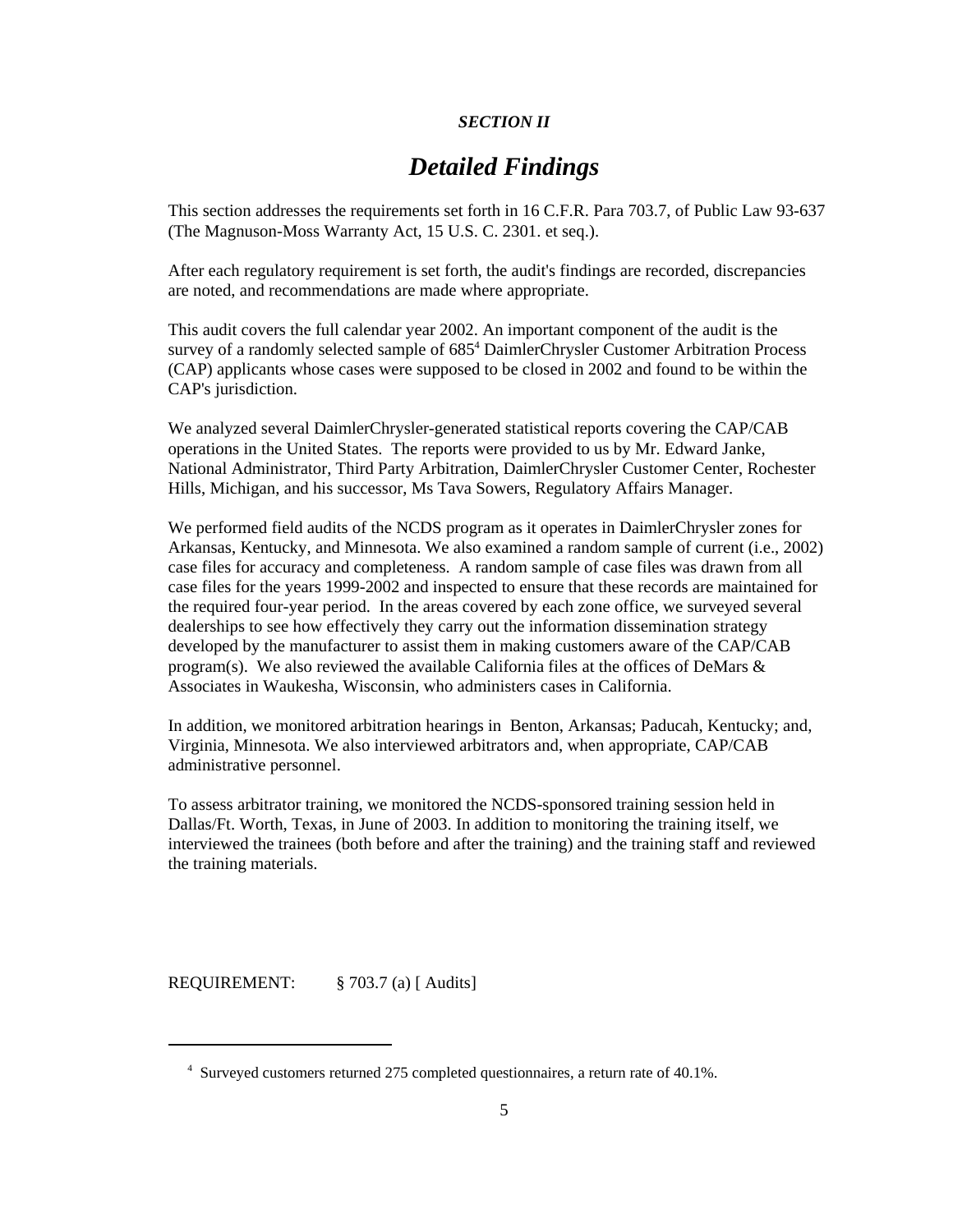*SECTION II*

# *Detailed Findings*

This section addresses the requirements set forth in 16 C.F.R. Para 703.7, of Public Law 93-637 (The Magnuson-Moss Warranty Act, 15 U.S. C. 2301. et seq.).

After each regulatory requirement is set forth, the audit's findings are recorded, discrepancies are noted, and recommendations are made where appropriate.

This audit covers the full calendar year 2002. An important component of the audit is the survey of a randomly selected sample of 685[4] DaimlerChrysler Customer Arbitration Process (CAP) applicants whose cases were supposed to be closed in 2002 and found to be within the CAP's jurisdiction.

We analyzed several DaimlerChrysler-generated statistical reports covering the CAP/CAB operations in the United States. The reports were provided to us by Mr. Edward Janke, National Administrator, Third Party Arbitration, DaimlerChrysler Customer Center, Rochester Hills, Michigan, and his successor, Ms Tava Sowers, Regulatory Affairs Manager.

We performed field audits of the NCDS program as it operates in DaimlerChrysler zones for Arkansas, Kentucky, and Minnesota. We also examined a random sample of current (i.e., 2002) case files for accuracy and completeness. A random sample of case files was drawn from all case files for the years 1999-2002 and inspected to ensure that these records are maintained for the required four-year period. In the areas covered by each zone office, we surveyed several dealerships to see how effectively they carry out the information dissemination strategy developed by the manufacturer to assist them in making customers aware of the CAP/CAB program(s). We also reviewed the available California files at the offices of DeMars & Associates in Waukesha, Wisconsin, who administers cases in California.

In addition, we monitored arbitration hearings in Benton, Arkansas; Paducah, Kentucky; and, Virginia, Minnesota. We also interviewed arbitrators and, when appropriate, CAP/CAB administrative personnel.

To assess arbitrator training, we monitored the NCDS-sponsored training session held in Dallas/Ft. Worth, Texas, in June of 2003. In addition to monitoring the training itself, we interviewed the trainees (both before and after the training) and the training staff and reviewed the training materials.

REQUIREMENT: § 703.7 (a) [ Audits]

---

[4] Surveyed customers returned 275 completed questionnaires, a return rate of 40.1%.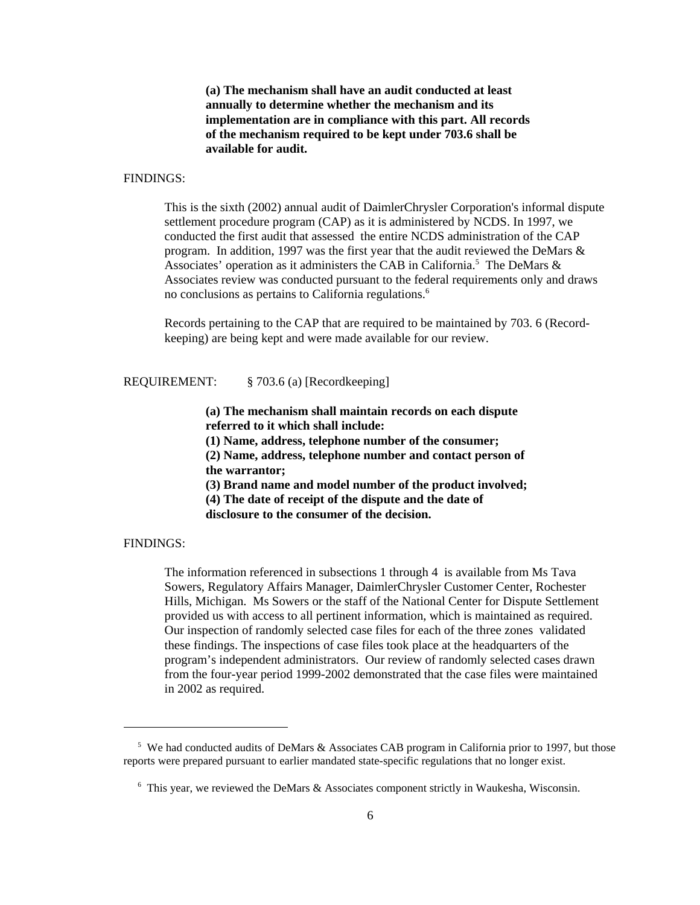**(a) The mechanism shall have an audit conducted at least annually to determine whether the mechanism and its implementation are in compliance with this part. All records of the mechanism required to be kept under 703.6 shall be available for audit.**

FINDINGS:

This is the sixth (2002) annual audit of DaimlerChrysler Corporation's informal dispute settlement procedure program (CAP) as it is administered by NCDS. In 1997, we conducted the first audit that assessed the entire NCDS administration of the CAP program. In addition, 1997 was the first year that the audit reviewed the DeMars & Associates' operation as it administers the CAB in California.[5] The DeMars & Associates review was conducted pursuant to the federal requirements only and draws no conclusions as pertains to California regulations.[6]

Records pertaining to the CAP that are required to be maintained by 703. 6 (Record-keeping) are being kept and were made available for our review.

REQUIREMENT: § 703.6 (a) [Recordkeeping]

**(a) The mechanism shall maintain records on each dispute referred to it which shall include:**
**(1) Name, address, telephone number of the consumer;**
**(2) Name, address, telephone number and contact person of the warrantor;**
**(3) Brand name and model number of the product involved;**
**(4) The date of receipt of the dispute and the date of disclosure to the consumer of the decision.**

FINDINGS:

The information referenced in subsections 1 through 4 is available from Ms Tava Sowers, Regulatory Affairs Manager, DaimlerChrysler Customer Center, Rochester Hills, Michigan. Ms Sowers or the staff of the National Center for Dispute Settlement provided us with access to all pertinent information, which is maintained as required. Our inspection of randomly selected case files for each of the three zones validated these findings. The inspections of case files took place at the headquarters of the program's independent administrators. Our review of randomly selected cases drawn from the four-year period 1999-2002 demonstrated that the case files were maintained in 2002 as required.

---

[5] We had conducted audits of DeMars & Associates CAB program in California prior to 1997, but those reports were prepared pursuant to earlier mandated state-specific regulations that no longer exist.

[6] This year, we reviewed the DeMars & Associates component strictly in Waukesha, Wisconsin.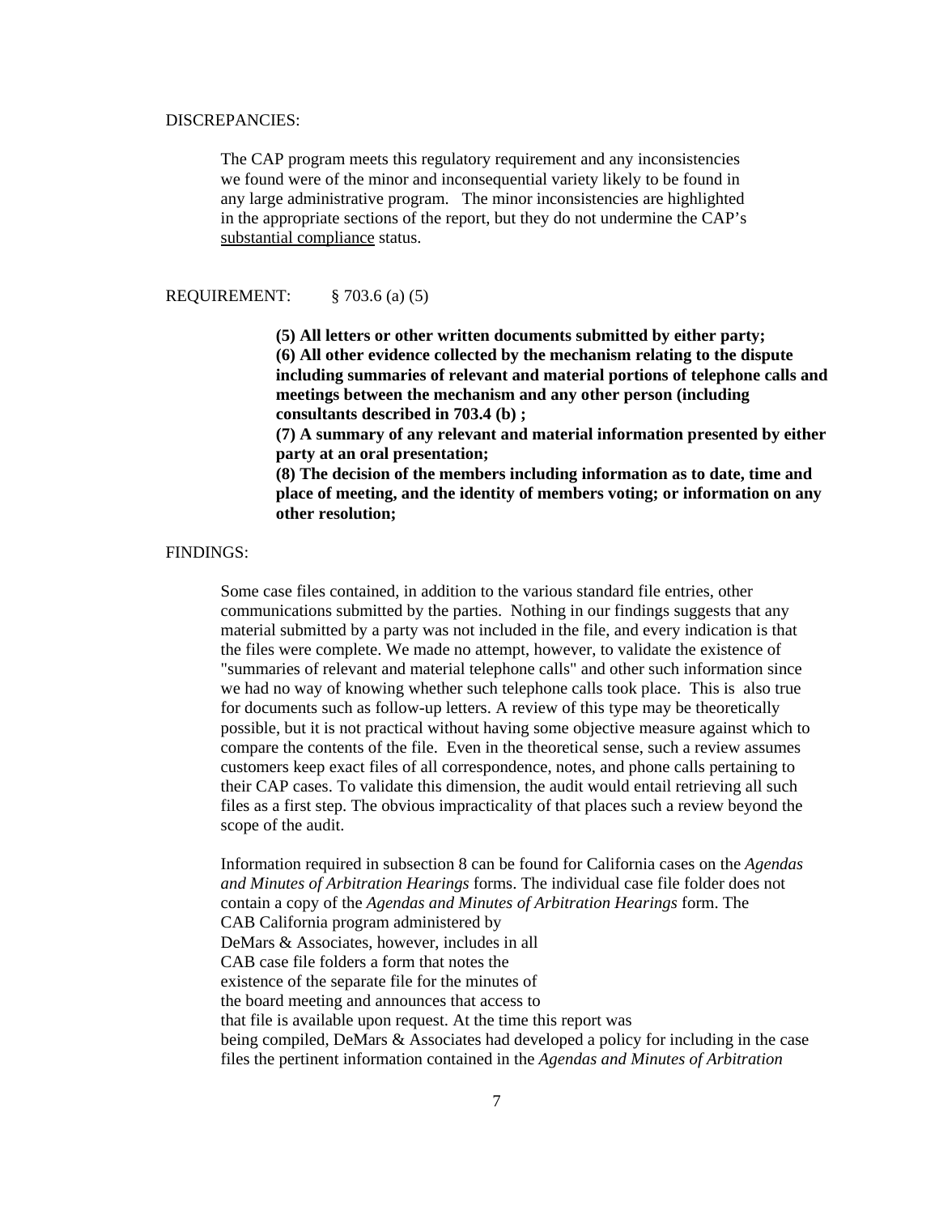DISCREPANCIES:

The CAP program meets this regulatory requirement and any inconsistencies we found were of the minor and inconsequential variety likely to be found in any large administrative program. The minor inconsistencies are highlighted in the appropriate sections of the report, but they do not undermine the CAP's <u>substantial compliance</u> status.

REQUIREMENT: § 703.6 (a) (5)

**(5) All letters or other written documents submitted by either party;**
**(6) All other evidence collected by the mechanism relating to the dispute including summaries of relevant and material portions of telephone calls and meetings between the mechanism and any other person (including consultants described in 703.4 (b) ;**
**(7) A summary of any relevant and material information presented by either party at an oral presentation;**
**(8) The decision of the members including information as to date, time and place of meeting, and the identity of members voting; or information on any other resolution;**

FINDINGS:

Some case files contained, in addition to the various standard file entries, other communications submitted by the parties. Nothing in our findings suggests that any material submitted by a party was not included in the file, and every indication is that the files were complete. We made no attempt, however, to validate the existence of "summaries of relevant and material telephone calls" and other such information since we had no way of knowing whether such telephone calls took place. This is also true for documents such as follow-up letters. A review of this type may be theoretically possible, but it is not practical without having some objective measure against which to compare the contents of the file. Even in the theoretical sense, such a review assumes customers keep exact files of all correspondence, notes, and phone calls pertaining to their CAP cases. To validate this dimension, the audit would entail retrieving all such files as a first step. The obvious impracticality of that places such a review beyond the scope of the audit.

Information required in subsection 8 can be found for California cases on the *Agendas and Minutes of Arbitration Hearings* forms. The individual case file folder does not contain a copy of the *Agendas and Minutes of Arbitration Hearings* form. The CAB California program administered by DeMars & Associates, however, includes in all CAB case file folders a form that notes the existence of the separate file for the minutes of the board meeting and announces that access to that file is available upon request. At the time this report was being compiled, DeMars & Associates had developed a policy for including in the case files the pertinent information contained in the *Agendas and Minutes of Arbitration*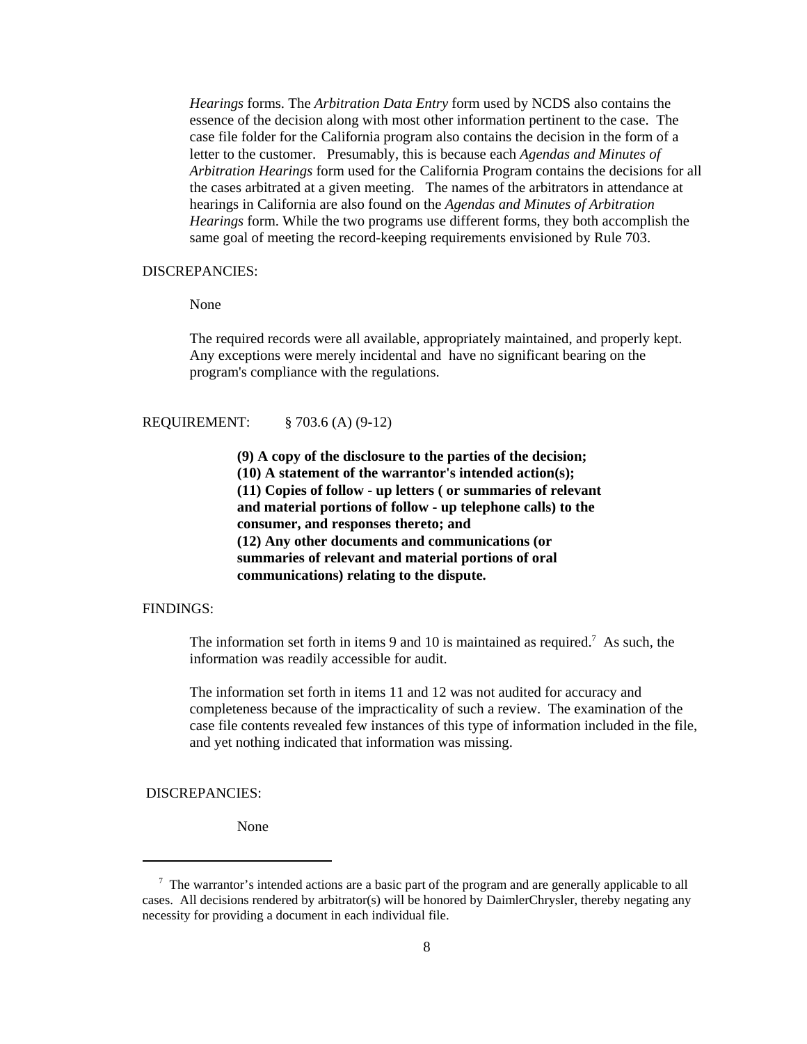*Hearings* forms. The *Arbitration Data Entry* form used by NCDS also contains the essence of the decision along with most other information pertinent to the case. The case file folder for the California program also contains the decision in the form of a letter to the customer. Presumably, this is because each *Agendas and Minutes of Arbitration Hearings* form used for the California Program contains the decisions for all the cases arbitrated at a given meeting. The names of the arbitrators in attendance at hearings in California are also found on the *Agendas and Minutes of Arbitration Hearings* form. While the two programs use different forms, they both accomplish the same goal of meeting the record-keeping requirements envisioned by Rule 703.

DISCREPANCIES:

None

The required records were all available, appropriately maintained, and properly kept. Any exceptions were merely incidental and have no significant bearing on the program's compliance with the regulations.

REQUIREMENT: § 703.6 (A) (9-12)

**(9) A copy of the disclosure to the parties of the decision;**
**(10) A statement of the warrantor's intended action(s);**
**(11) Copies of follow - up letters ( or summaries of relevant and material portions of follow - up telephone calls) to the consumer, and responses thereto; and**
**(12) Any other documents and communications (or summaries of relevant and material portions of oral communications) relating to the dispute.**

FINDINGS:

The information set forth in items 9 and 10 is maintained as required.[7] As such, the information was readily accessible for audit.

The information set forth in items 11 and 12 was not audited for accuracy and completeness because of the impracticality of such a review. The examination of the case file contents revealed few instances of this type of information included in the file, and yet nothing indicated that information was missing.

DISCREPANCIES:

None

---

[7] The warrantor's intended actions are a basic part of the program and are generally applicable to all cases. All decisions rendered by arbitrator(s) will be honored by DaimlerChrysler, thereby negating any necessity for providing a document in each individual file.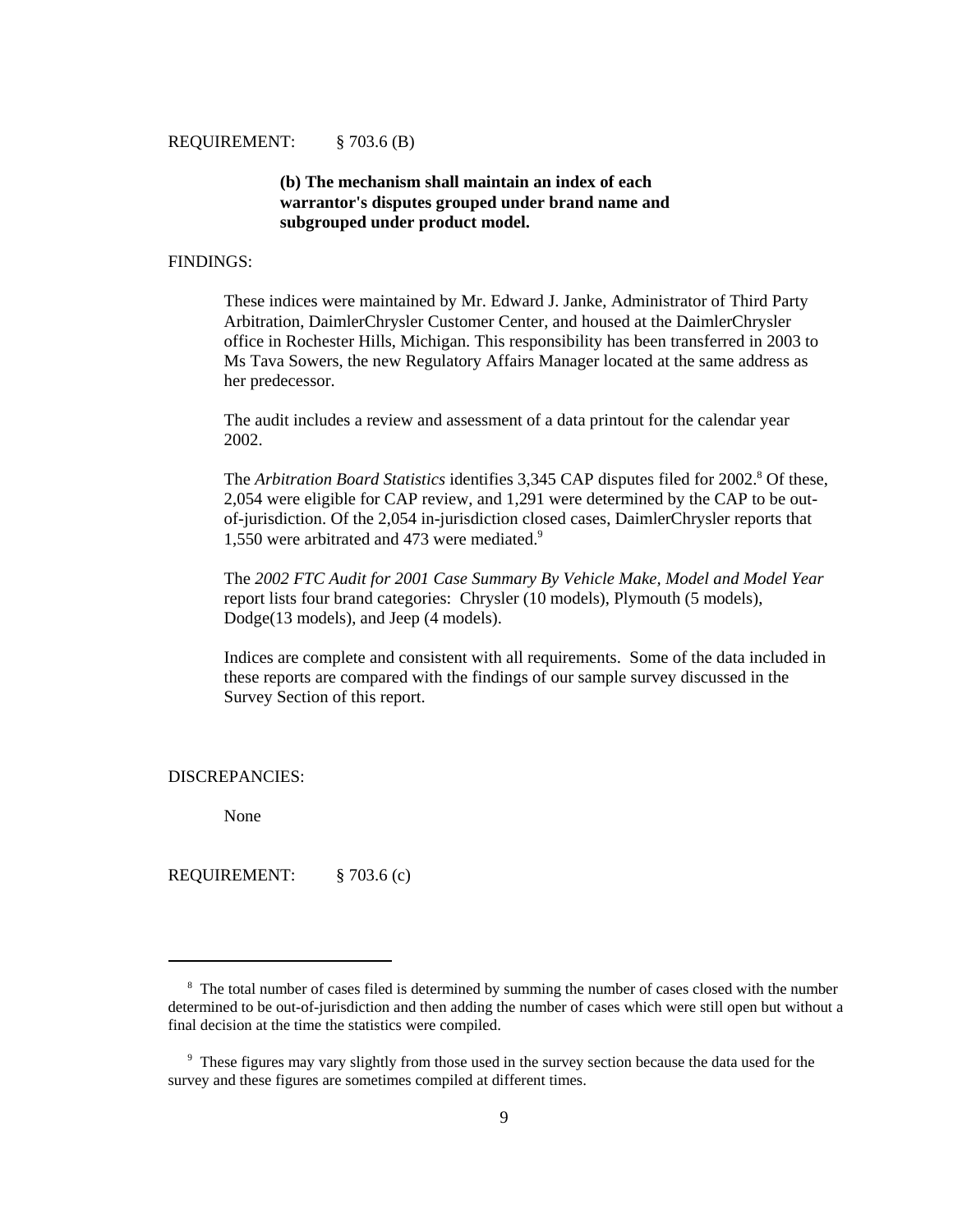REQUIREMENT: § 703.6 (B)

**(b) The mechanism shall maintain an index of each warrantor's disputes grouped under brand name and subgrouped under product model.**

FINDINGS:

These indices were maintained by Mr. Edward J. Janke, Administrator of Third Party Arbitration, DaimlerChrysler Customer Center, and housed at the DaimlerChrysler office in Rochester Hills, Michigan. This responsibility has been transferred in 2003 to Ms Tava Sowers, the new Regulatory Affairs Manager located at the same address as her predecessor.

The audit includes a review and assessment of a data printout for the calendar year 2002.

The *Arbitration Board Statistics* identifies 3,345 CAP disputes filed for 2002.[8] Of these, 2,054 were eligible for CAP review, and 1,291 were determined by the CAP to be out-of-jurisdiction. Of the 2,054 in-jurisdiction closed cases, DaimlerChrysler reports that 1,550 were arbitrated and 473 were mediated.[9]

The *2002 FTC Audit for 2001 Case Summary By Vehicle Make, Model and Model Year* report lists four brand categories: Chrysler (10 models), Plymouth (5 models), Dodge(13 models), and Jeep (4 models).

Indices are complete and consistent with all requirements. Some of the data included in these reports are compared with the findings of our sample survey discussed in the Survey Section of this report.

DISCREPANCIES:

None

REQUIREMENT: § 703.6 (c)

---

[8] The total number of cases filed is determined by summing the number of cases closed with the number determined to be out-of-jurisdiction and then adding the number of cases which were still open but without a final decision at the time the statistics were compiled.

[9] These figures may vary slightly from those used in the survey section because the data used for the survey and these figures are sometimes compiled at different times.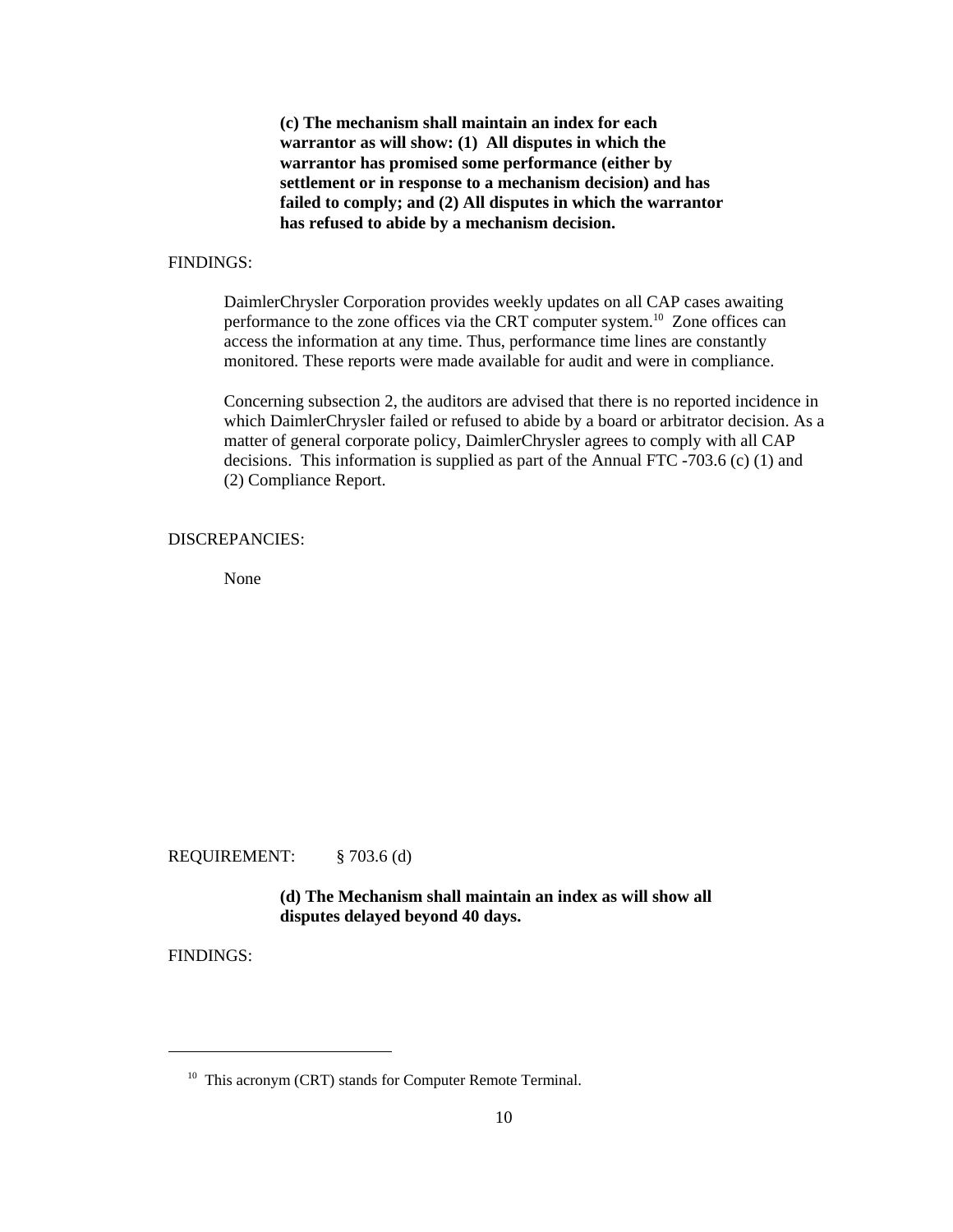**(c) The mechanism shall maintain an index for each warrantor as will show: (1) All disputes in which the warrantor has promised some performance (either by settlement or in response to a mechanism decision) and has failed to comply; and (2) All disputes in which the warrantor has refused to abide by a mechanism decision.**

FINDINGS:

DaimlerChrysler Corporation provides weekly updates on all CAP cases awaiting performance to the zone offices via the CRT computer system.[10] Zone offices can access the information at any time. Thus, performance time lines are constantly monitored. These reports were made available for audit and were in compliance.

Concerning subsection 2, the auditors are advised that there is no reported incidence in which DaimlerChrysler failed or refused to abide by a board or arbitrator decision. As a matter of general corporate policy, DaimlerChrysler agrees to comply with all CAP decisions. This information is supplied as part of the Annual FTC -703.6 (c) (1) and (2) Compliance Report.

DISCREPANCIES:

None

REQUIREMENT: § 703.6 (d)

**(d) The Mechanism shall maintain an index as will show all disputes delayed beyond 40 days.**

FINDINGS:

---

[10] This acronym (CRT) stands for Computer Remote Terminal.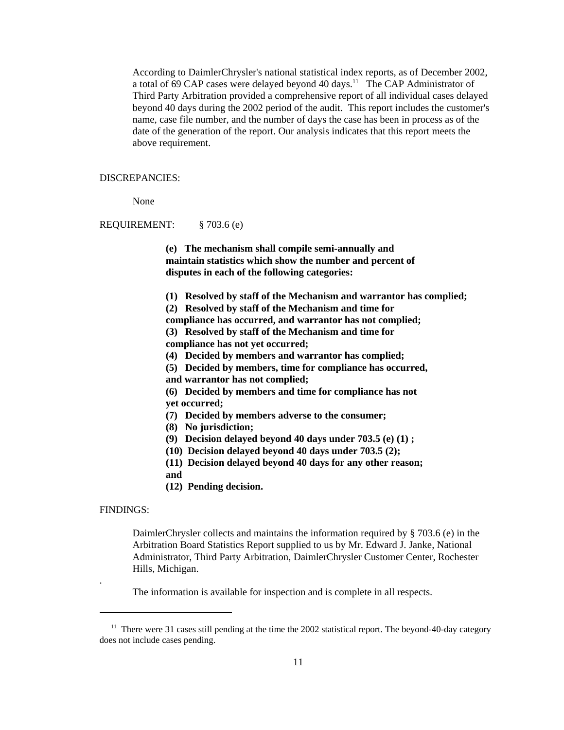According to DaimlerChrysler's national statistical index reports, as of December 2002, a total of 69 CAP cases were delayed beyond 40 days.[11] The CAP Administrator of Third Party Arbitration provided a comprehensive report of all individual cases delayed beyond 40 days during the 2002 period of the audit. This report includes the customer's name, case file number, and the number of days the case has been in process as of the date of the generation of the report. Our analysis indicates that this report meets the above requirement.

DISCREPANCIES:

None

REQUIREMENT: § 703.6 (e)

**(e) The mechanism shall compile semi-annually and maintain statistics which show the number and percent of disputes in each of the following categories:**

**(1) Resolved by staff of the Mechanism and warrantor has complied;**
**(2) Resolved by staff of the Mechanism and time for compliance has occurred, and warrantor has not complied;**
**(3) Resolved by staff of the Mechanism and time for compliance has not yet occurred;**
**(4) Decided by members and warrantor has complied;**
**(5) Decided by members, time for compliance has occurred, and warrantor has not complied;**
**(6) Decided by members and time for compliance has not yet occurred;**
**(7) Decided by members adverse to the consumer;**
**(8) No jurisdiction;**
**(9) Decision delayed beyond 40 days under 703.5 (e) (1) ;**
**(10) Decision delayed beyond 40 days under 703.5 (2);**
**(11) Decision delayed beyond 40 days for any other reason; and**
**(12) Pending decision.**

FINDINGS:

DaimlerChrysler collects and maintains the information required by § 703.6 (e) in the Arbitration Board Statistics Report supplied to us by Mr. Edward J. Janke, National Administrator, Third Party Arbitration, DaimlerChrysler Customer Center, Rochester Hills, Michigan.

The information is available for inspection and is complete in all respects.

---

[11] There were 31 cases still pending at the time the 2002 statistical report. The beyond-40-day category does not include cases pending.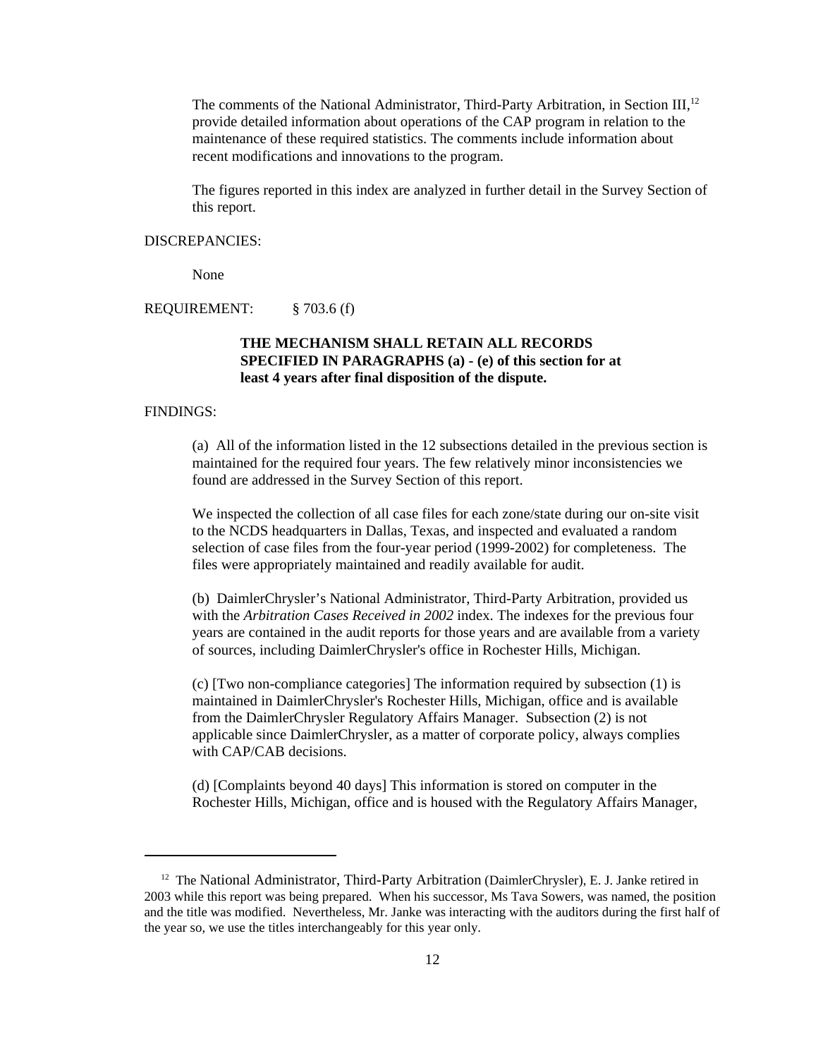The comments of the National Administrator, Third-Party Arbitration, in Section III,[12] provide detailed information about operations of the CAP program in relation to the maintenance of these required statistics. The comments include information about recent modifications and innovations to the program.

The figures reported in this index are analyzed in further detail in the Survey Section of this report.

DISCREPANCIES:

None

REQUIREMENT: § 703.6 (f)

**THE MECHANISM SHALL RETAIN ALL RECORDS SPECIFIED IN PARAGRAPHS (a) - (e) of this section for at least 4 years after final disposition of the dispute.**

FINDINGS:

(a) All of the information listed in the 12 subsections detailed in the previous section is maintained for the required four years. The few relatively minor inconsistencies we found are addressed in the Survey Section of this report.

We inspected the collection of all case files for each zone/state during our on-site visit to the NCDS headquarters in Dallas, Texas, and inspected and evaluated a random selection of case files from the four-year period (1999-2002) for completeness. The files were appropriately maintained and readily available for audit.

(b) DaimlerChrysler's National Administrator, Third-Party Arbitration, provided us with the *Arbitration Cases Received in 2002* index. The indexes for the previous four years are contained in the audit reports for those years and are available from a variety of sources, including DaimlerChrysler's office in Rochester Hills, Michigan.

(c) [Two non-compliance categories] The information required by subsection (1) is maintained in DaimlerChrysler's Rochester Hills, Michigan, office and is available from the DaimlerChrysler Regulatory Affairs Manager. Subsection (2) is not applicable since DaimlerChrysler, as a matter of corporate policy, always complies with CAP/CAB decisions.

(d) [Complaints beyond 40 days] This information is stored on computer in the Rochester Hills, Michigan, office and is housed with the Regulatory Affairs Manager,

---

[12] The National Administrator, Third-Party Arbitration (DaimlerChrysler), E. J. Janke retired in 2003 while this report was being prepared. When his successor, Ms Tava Sowers, was named, the position and the title was modified. Nevertheless, Mr. Janke was interacting with the auditors during the first half of the year so, we use the titles interchangeably for this year only.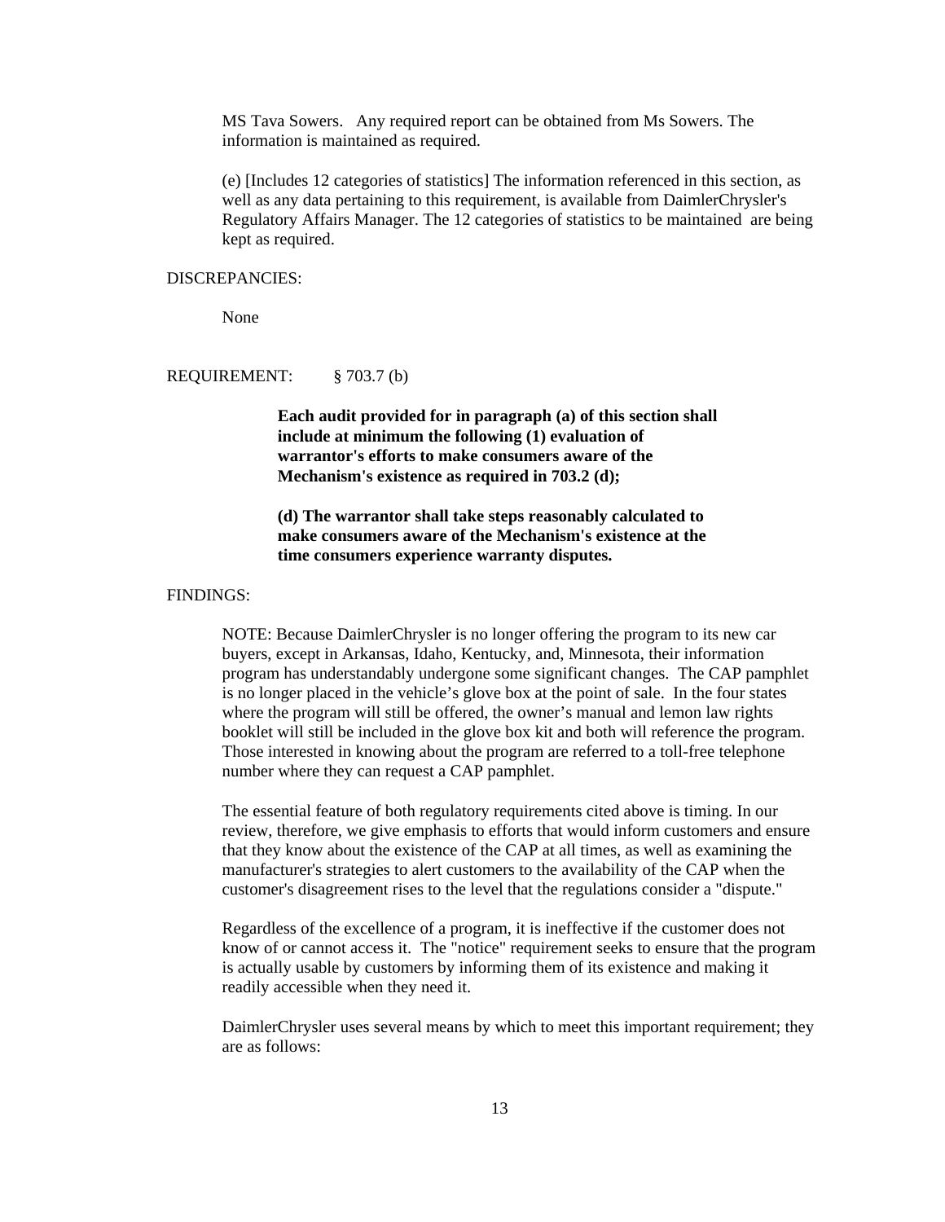MS Tava Sowers. Any required report can be obtained from Ms Sowers. The information is maintained as required.

(e) [Includes 12 categories of statistics] The information referenced in this section, as well as any data pertaining to this requirement, is available from DaimlerChrysler's Regulatory Affairs Manager. The 12 categories of statistics to be maintained are being kept as required.

DISCREPANCIES:

None

REQUIREMENT: § 703.7 (b)

**Each audit provided for in paragraph (a) of this section shall include at minimum the following (1) evaluation of warrantor's efforts to make consumers aware of the Mechanism's existence as required in 703.2 (d);**

**(d) The warrantor shall take steps reasonably calculated to make consumers aware of the Mechanism's existence at the time consumers experience warranty disputes.**

FINDINGS:

NOTE: Because DaimlerChrysler is no longer offering the program to its new car buyers, except in Arkansas, Idaho, Kentucky, and, Minnesota, their information program has understandably undergone some significant changes. The CAP pamphlet is no longer placed in the vehicle's glove box at the point of sale. In the four states where the program will still be offered, the owner's manual and lemon law rights booklet will still be included in the glove box kit and both will reference the program. Those interested in knowing about the program are referred to a toll-free telephone number where they can request a CAP pamphlet.

The essential feature of both regulatory requirements cited above is timing. In our review, therefore, we give emphasis to efforts that would inform customers and ensure that they know about the existence of the CAP at all times, as well as examining the manufacturer's strategies to alert customers to the availability of the CAP when the customer's disagreement rises to the level that the regulations consider a "dispute."

Regardless of the excellence of a program, it is ineffective if the customer does not know of or cannot access it. The "notice" requirement seeks to ensure that the program is actually usable by customers by informing them of its existence and making it readily accessible when they need it.

DaimlerChrysler uses several means by which to meet this important requirement; they are as follows: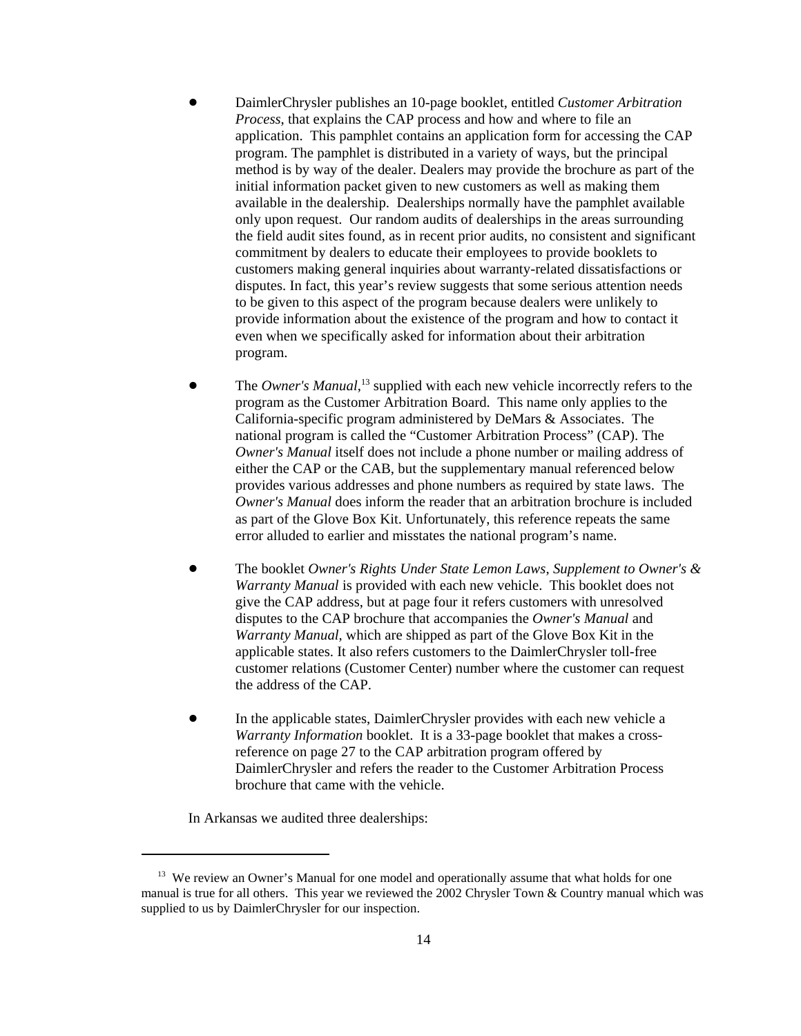- DaimlerChrysler publishes an 10-page booklet, entitled *Customer Arbitration Process*, that explains the CAP process and how and where to file an application. This pamphlet contains an application form for accessing the CAP program. The pamphlet is distributed in a variety of ways, but the principal method is by way of the dealer. Dealers may provide the brochure as part of the initial information packet given to new customers as well as making them available in the dealership. Dealerships normally have the pamphlet available only upon request. Our random audits of dealerships in the areas surrounding the field audit sites found, as in recent prior audits, no consistent and significant commitment by dealers to educate their employees to provide booklets to customers making general inquiries about warranty-related dissatisfactions or disputes. In fact, this year's review suggests that some serious attention needs to be given to this aspect of the program because dealers were unlikely to provide information about the existence of the program and how to contact it even when we specifically asked for information about their arbitration program.

- The *Owner's Manual*,[13] supplied with each new vehicle incorrectly refers to the program as the Customer Arbitration Board. This name only applies to the California-specific program administered by DeMars & Associates. The national program is called the "Customer Arbitration Process" (CAP). The *Owner's Manual* itself does not include a phone number or mailing address of either the CAP or the CAB, but the supplementary manual referenced below provides various addresses and phone numbers as required by state laws. The *Owner's Manual* does inform the reader that an arbitration brochure is included as part of the Glove Box Kit. Unfortunately, this reference repeats the same error alluded to earlier and misstates the national program's name.

- The booklet *Owner's Rights Under State Lemon Laws*, *Supplement to Owner's & Warranty Manual* is provided with each new vehicle. This booklet does not give the CAP address, but at page four it refers customers with unresolved disputes to the CAP brochure that accompanies the *Owner's Manual* and *Warranty Manual,* which are shipped as part of the Glove Box Kit in the applicable states. It also refers customers to the DaimlerChrysler toll-free customer relations (Customer Center) number where the customer can request the address of the CAP.

- In the applicable states, DaimlerChrysler provides with each new vehicle a *Warranty Information* booklet. It is a 33-page booklet that makes a cross-reference on page 27 to the CAP arbitration program offered by DaimlerChrysler and refers the reader to the Customer Arbitration Process brochure that came with the vehicle.

In Arkansas we audited three dealerships:

---

[13] We review an Owner's Manual for one model and operationally assume that what holds for one manual is true for all others. This year we reviewed the 2002 Chrysler Town & Country manual which was supplied to us by DaimlerChrysler for our inspection.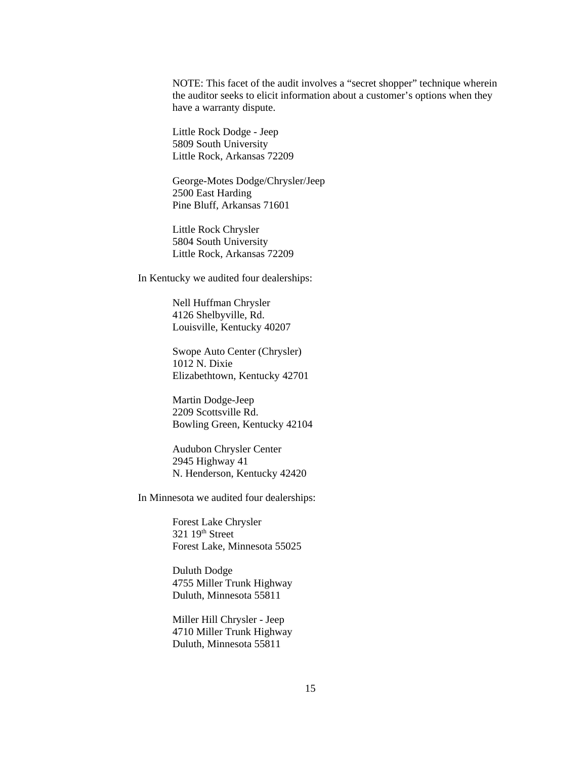NOTE: This facet of the audit involves a "secret shopper" technique wherein the auditor seeks to elicit information about a customer's options when they have a warranty dispute.

Little Rock Dodge - Jeep
5809 South University
Little Rock, Arkansas 72209

George-Motes Dodge/Chrysler/Jeep
2500 East Harding
Pine Bluff, Arkansas 71601

Little Rock Chrysler
5804 South University
Little Rock, Arkansas 72209

In Kentucky we audited four dealerships:

Nell Huffman Chrysler
4126 Shelbyville, Rd.
Louisville, Kentucky 40207

Swope Auto Center (Chrysler)
1012 N. Dixie
Elizabethtown, Kentucky 42701

Martin Dodge-Jeep
2209 Scottsville Rd.
Bowling Green, Kentucky 42104

Audubon Chrysler Center
2945 Highway 41
N. Henderson, Kentucky 42420

In Minnesota we audited four dealerships:

Forest Lake Chrysler
321 19th Street
Forest Lake, Minnesota 55025

Duluth Dodge
4755 Miller Trunk Highway
Duluth, Minnesota 55811

Miller Hill Chrysler - Jeep
4710 Miller Trunk Highway
Duluth, Minnesota 55811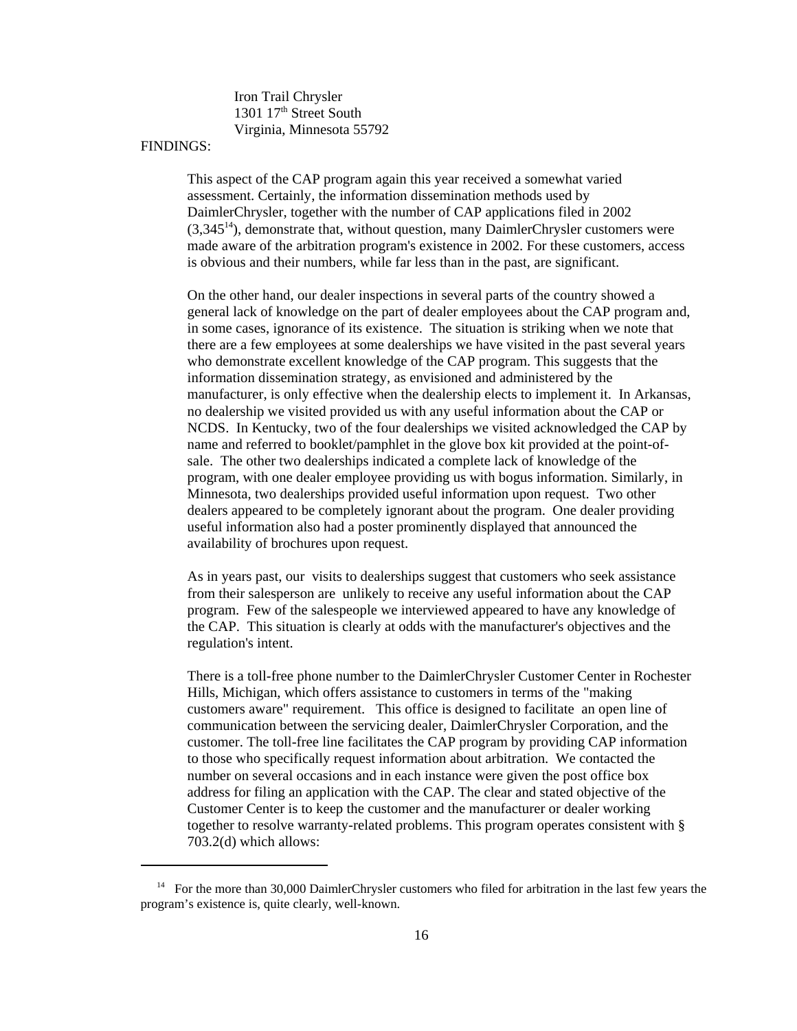Iron Trail Chrysler
1301 17th Street South
Virginia, Minnesota 55792

FINDINGS:

This aspect of the CAP program again this year received a somewhat varied assessment. Certainly, the information dissemination methods used by DaimlerChrysler, together with the number of CAP applications filed in 2002 (3,345[14]), demonstrate that, without question, many DaimlerChrysler customers were made aware of the arbitration program's existence in 2002. For these customers, access is obvious and their numbers, while far less than in the past, are significant.

On the other hand, our dealer inspections in several parts of the country showed a general lack of knowledge on the part of dealer employees about the CAP program and, in some cases, ignorance of its existence. The situation is striking when we note that there are a few employees at some dealerships we have visited in the past several years who demonstrate excellent knowledge of the CAP program. This suggests that the information dissemination strategy, as envisioned and administered by the manufacturer, is only effective when the dealership elects to implement it. In Arkansas, no dealership we visited provided us with any useful information about the CAP or NCDS. In Kentucky, two of the four dealerships we visited acknowledged the CAP by name and referred to booklet/pamphlet in the glove box kit provided at the point-of-sale. The other two dealerships indicated a complete lack of knowledge of the program, with one dealer employee providing us with bogus information. Similarly, in Minnesota, two dealerships provided useful information upon request. Two other dealers appeared to be completely ignorant about the program. One dealer providing useful information also had a poster prominently displayed that announced the availability of brochures upon request.

As in years past, our visits to dealerships suggest that customers who seek assistance from their salesperson are unlikely to receive any useful information about the CAP program. Few of the salespeople we interviewed appeared to have any knowledge of the CAP. This situation is clearly at odds with the manufacturer's objectives and the regulation's intent.

There is a toll-free phone number to the DaimlerChrysler Customer Center in Rochester Hills, Michigan, which offers assistance to customers in terms of the "making customers aware" requirement. This office is designed to facilitate an open line of communication between the servicing dealer, DaimlerChrysler Corporation, and the customer. The toll-free line facilitates the CAP program by providing CAP information to those who specifically request information about arbitration. We contacted the number on several occasions and in each instance were given the post office box address for filing an application with the CAP. The clear and stated objective of the Customer Center is to keep the customer and the manufacturer or dealer working together to resolve warranty-related problems. This program operates consistent with § 703.2(d) which allows:

---

[14] For the more than 30,000 DaimlerChrysler customers who filed for arbitration in the last few years the program's existence is, quite clearly, well-known.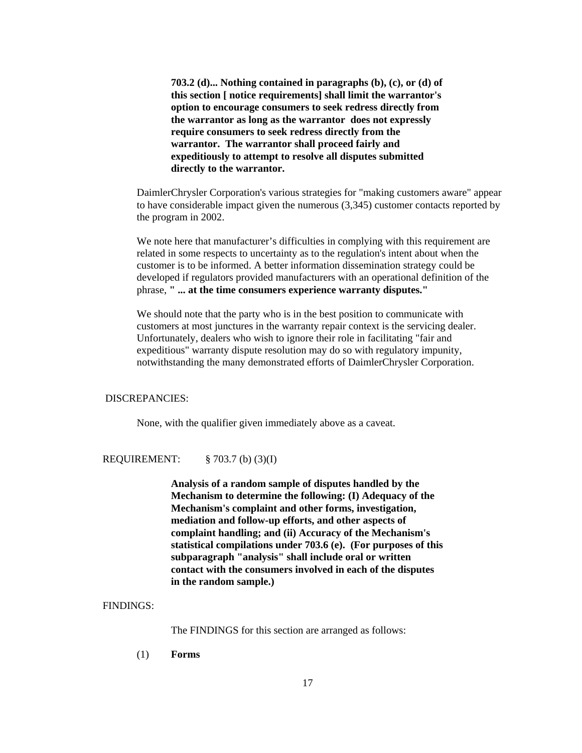**703.2 (d)... Nothing contained in paragraphs (b), (c), or (d) of this section [ notice requirements] shall limit the warrantor's option to encourage consumers to seek redress directly from the warrantor as long as the warrantor does not expressly require consumers to seek redress directly from the warrantor. The warrantor shall proceed fairly and expeditiously to attempt to resolve all disputes submitted directly to the warrantor.**

DaimlerChrysler Corporation's various strategies for "making customers aware" appear to have considerable impact given the numerous (3,345) customer contacts reported by the program in 2002.

We note here that manufacturer's difficulties in complying with this requirement are related in some respects to uncertainty as to the regulation's intent about when the customer is to be informed. A better information dissemination strategy could be developed if regulators provided manufacturers with an operational definition of the phrase, **" ... at the time consumers experience warranty disputes."**

We should note that the party who is in the best position to communicate with customers at most junctures in the warranty repair context is the servicing dealer. Unfortunately, dealers who wish to ignore their role in facilitating "fair and expeditious" warranty dispute resolution may do so with regulatory impunity, notwithstanding the many demonstrated efforts of DaimlerChrysler Corporation.

DISCREPANCIES:

None, with the qualifier given immediately above as a caveat.

REQUIREMENT: § 703.7 (b) (3)(I)

**Analysis of a random sample of disputes handled by the Mechanism to determine the following: (I) Adequacy of the Mechanism's complaint and other forms, investigation, mediation and follow-up efforts, and other aspects of complaint handling; and (ii) Accuracy of the Mechanism's statistical compilations under 703.6 (e). (For purposes of this subparagraph "analysis" shall include oral or written contact with the consumers involved in each of the disputes in the random sample.)**

FINDINGS:

The FINDINGS for this section are arranged as follows:

(1) **Forms**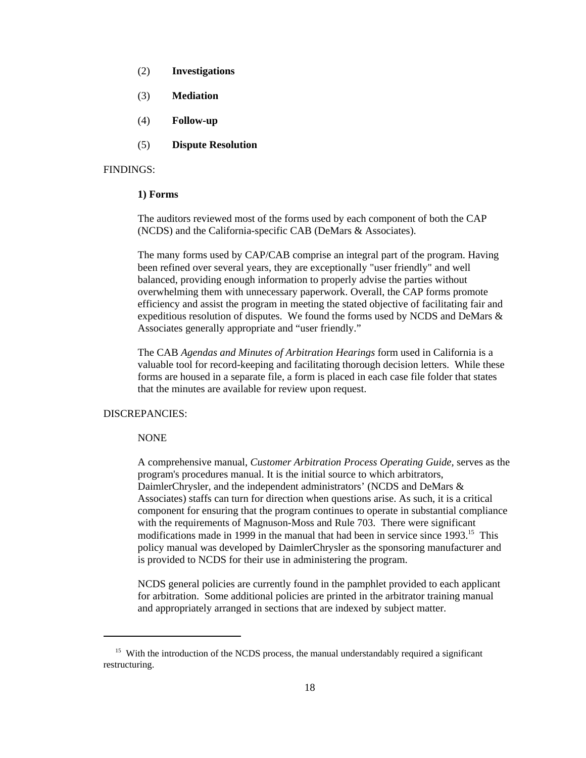(2) **Investigations**

(3) **Mediation**

(4) **Follow-up**

(5) **Dispute Resolution**

FINDINGS:

**1) Forms**

The auditors reviewed most of the forms used by each component of both the CAP (NCDS) and the California-specific CAB (DeMars & Associates).

The many forms used by CAP/CAB comprise an integral part of the program. Having been refined over several years, they are exceptionally "user friendly" and well balanced, providing enough information to properly advise the parties without overwhelming them with unnecessary paperwork. Overall, the CAP forms promote efficiency and assist the program in meeting the stated objective of facilitating fair and expeditious resolution of disputes. We found the forms used by NCDS and DeMars & Associates generally appropriate and "user friendly."

The CAB *Agendas and Minutes of Arbitration Hearings* form used in California is a valuable tool for record-keeping and facilitating thorough decision letters. While these forms are housed in a separate file, a form is placed in each case file folder that states that the minutes are available for review upon request.

DISCREPANCIES:

NONE

A comprehensive manual, *Customer Arbitration Process Operating Guide*, serves as the program's procedures manual. It is the initial source to which arbitrators, DaimlerChrysler, and the independent administrators' (NCDS and DeMars & Associates) staffs can turn for direction when questions arise. As such, it is a critical component for ensuring that the program continues to operate in substantial compliance with the requirements of Magnuson-Moss and Rule 703. There were significant modifications made in 1999 in the manual that had been in service since 1993.[15] This policy manual was developed by DaimlerChrysler as the sponsoring manufacturer and is provided to NCDS for their use in administering the program.

NCDS general policies are currently found in the pamphlet provided to each applicant for arbitration. Some additional policies are printed in the arbitrator training manual and appropriately arranged in sections that are indexed by subject matter.

---

[15] With the introduction of the NCDS process, the manual understandably required a significant restructuring.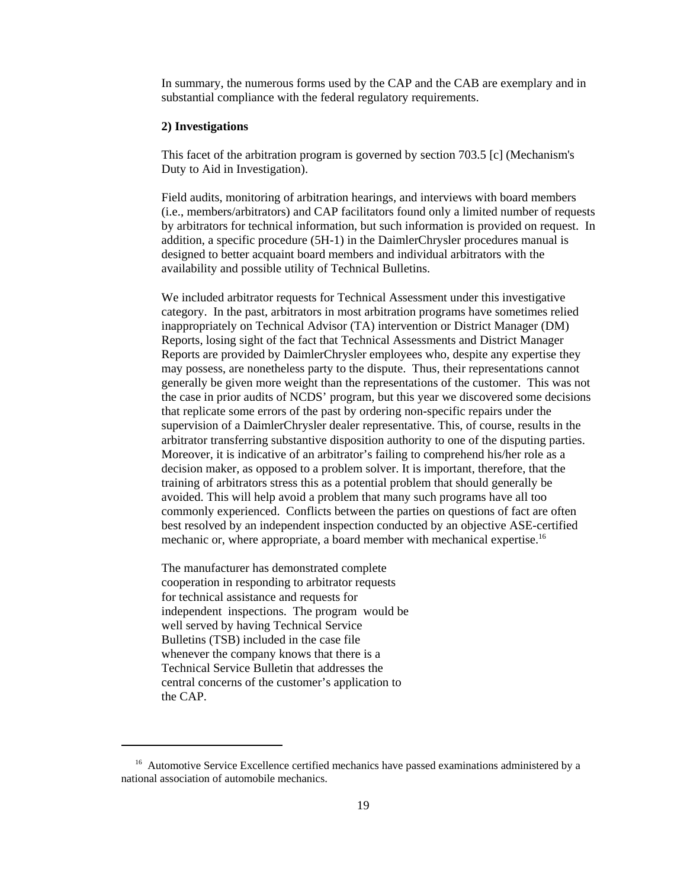In summary, the numerous forms used by the CAP and the CAB are exemplary and in substantial compliance with the federal regulatory requirements.

**2) Investigations**

This facet of the arbitration program is governed by section 703.5 [c] (Mechanism's Duty to Aid in Investigation).

Field audits, monitoring of arbitration hearings, and interviews with board members (i.e., members/arbitrators) and CAP facilitators found only a limited number of requests by arbitrators for technical information, but such information is provided on request. In addition, a specific procedure (5H-1) in the DaimlerChrysler procedures manual is designed to better acquaint board members and individual arbitrators with the availability and possible utility of Technical Bulletins.

We included arbitrator requests for Technical Assessment under this investigative category. In the past, arbitrators in most arbitration programs have sometimes relied inappropriately on Technical Advisor (TA) intervention or District Manager (DM) Reports, losing sight of the fact that Technical Assessments and District Manager Reports are provided by DaimlerChrysler employees who, despite any expertise they may possess, are nonetheless party to the dispute. Thus, their representations cannot generally be given more weight than the representations of the customer. This was not the case in prior audits of NCDS' program, but this year we discovered some decisions that replicate some errors of the past by ordering non-specific repairs under the supervision of a DaimlerChrysler dealer representative. This, of course, results in the arbitrator transferring substantive disposition authority to one of the disputing parties. Moreover, it is indicative of an arbitrator's failing to comprehend his/her role as a decision maker, as opposed to a problem solver. It is important, therefore, that the training of arbitrators stress this as a potential problem that should generally be avoided. This will help avoid a problem that many such programs have all too commonly experienced. Conflicts between the parties on questions of fact are often best resolved by an independent inspection conducted by an objective ASE-certified mechanic or, where appropriate, a board member with mechanical expertise.[16]

The manufacturer has demonstrated complete cooperation in responding to arbitrator requests for technical assistance and requests for independent inspections. The program would be well served by having Technical Service Bulletins (TSB) included in the case file whenever the company knows that there is a Technical Service Bulletin that addresses the central concerns of the customer's application to the CAP.

---

[16] Automotive Service Excellence certified mechanics have passed examinations administered by a national association of automobile mechanics.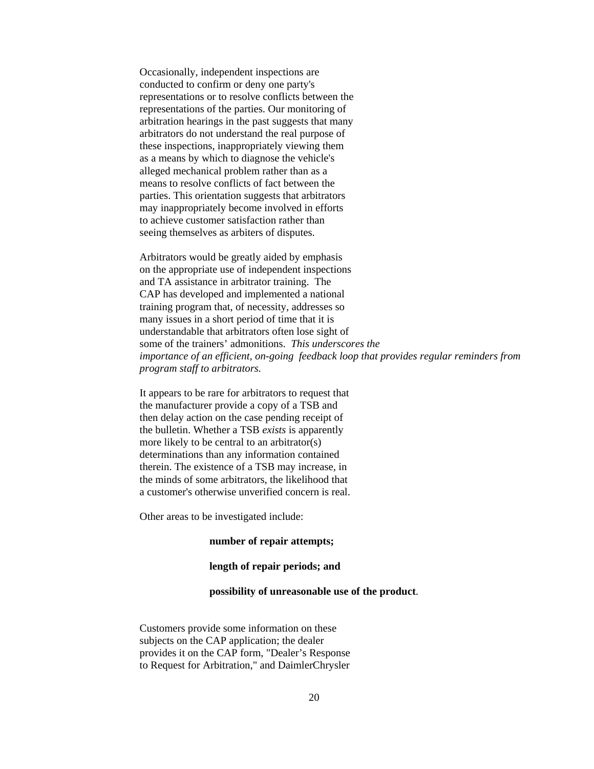Occasionally, independent inspections are conducted to confirm or deny one party's representations or to resolve conflicts between the representations of the parties. Our monitoring of arbitration hearings in the past suggests that many arbitrators do not understand the real purpose of these inspections, inappropriately viewing them as a means by which to diagnose the vehicle's alleged mechanical problem rather than as a means to resolve conflicts of fact between the parties. This orientation suggests that arbitrators may inappropriately become involved in efforts to achieve customer satisfaction rather than seeing themselves as arbiters of disputes.

Arbitrators would be greatly aided by emphasis on the appropriate use of independent inspections and TA assistance in arbitrator training. The CAP has developed and implemented a national training program that, of necessity, addresses so many issues in a short period of time that it is understandable that arbitrators often lose sight of some of the trainers' admonitions. *This underscores the importance of an efficient, on-going feedback loop that provides regular reminders from program staff to arbitrators.*

It appears to be rare for arbitrators to request that the manufacturer provide a copy of a TSB and then delay action on the case pending receipt of the bulletin. Whether a TSB *exists* is apparently more likely to be central to an arbitrator(s) determinations than any information contained therein. The existence of a TSB may increase, in the minds of some arbitrators, the likelihood that a customer's otherwise unverified concern is real.

Other areas to be investigated include:

**number of repair attempts;**

**length of repair periods; and**

**possibility of unreasonable use of the product**.

Customers provide some information on these subjects on the CAP application; the dealer provides it on the CAP form, "Dealer's Response to Request for Arbitration," and DaimlerChrysler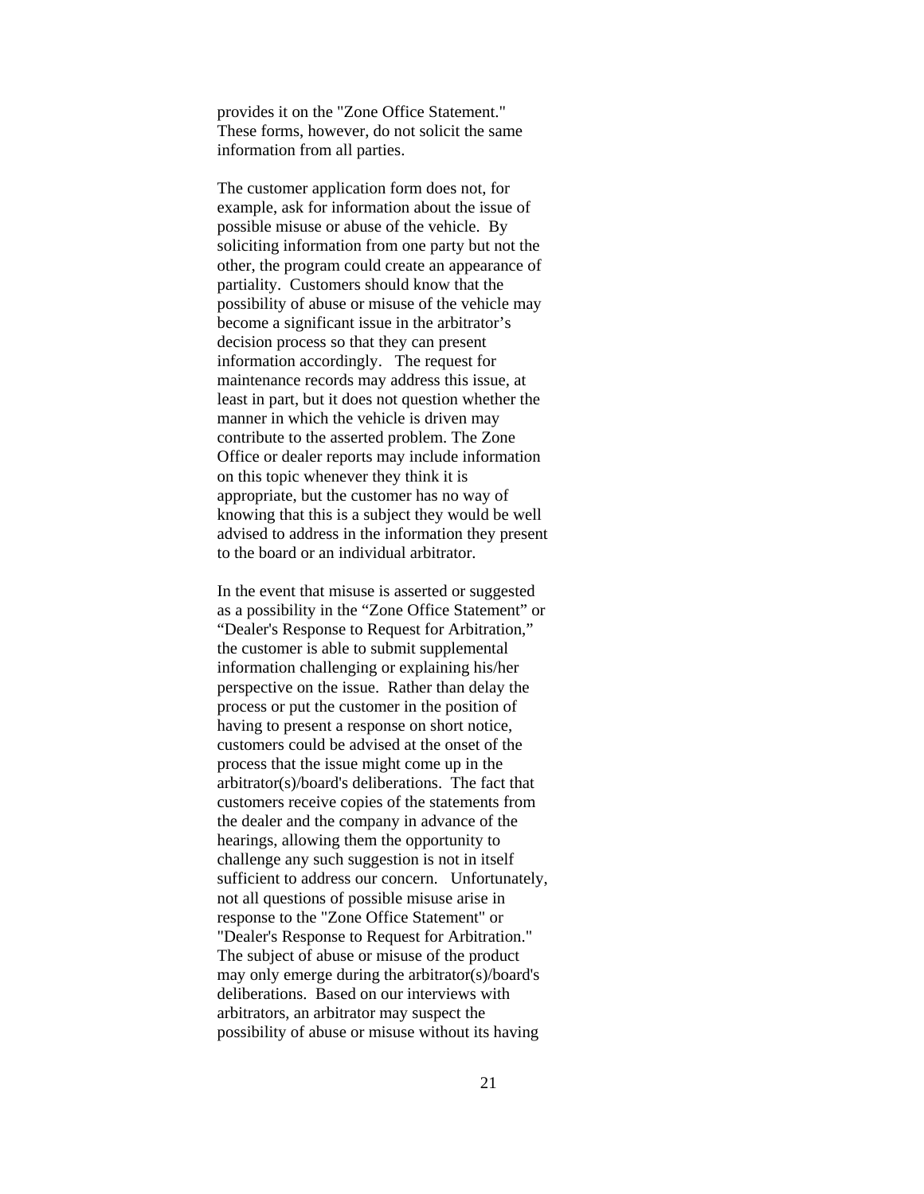provides it on the "Zone Office Statement." These forms, however, do not solicit the same information from all parties.

The customer application form does not, for example, ask for information about the issue of possible misuse or abuse of the vehicle. By soliciting information from one party but not the other, the program could create an appearance of partiality. Customers should know that the possibility of abuse or misuse of the vehicle may become a significant issue in the arbitrator's decision process so that they can present information accordingly. The request for maintenance records may address this issue, at least in part, but it does not question whether the manner in which the vehicle is driven may contribute to the asserted problem. The Zone Office or dealer reports may include information on this topic whenever they think it is appropriate, but the customer has no way of knowing that this is a subject they would be well advised to address in the information they present to the board or an individual arbitrator.

In the event that misuse is asserted or suggested as a possibility in the "Zone Office Statement" or "Dealer's Response to Request for Arbitration," the customer is able to submit supplemental information challenging or explaining his/her perspective on the issue. Rather than delay the process or put the customer in the position of having to present a response on short notice, customers could be advised at the onset of the process that the issue might come up in the arbitrator(s)/board's deliberations. The fact that customers receive copies of the statements from the dealer and the company in advance of the hearings, allowing them the opportunity to challenge any such suggestion is not in itself sufficient to address our concern. Unfortunately, not all questions of possible misuse arise in response to the "Zone Office Statement" or "Dealer's Response to Request for Arbitration." The subject of abuse or misuse of the product may only emerge during the arbitrator(s)/board's deliberations. Based on our interviews with arbitrators, an arbitrator may suspect the possibility of abuse or misuse without its having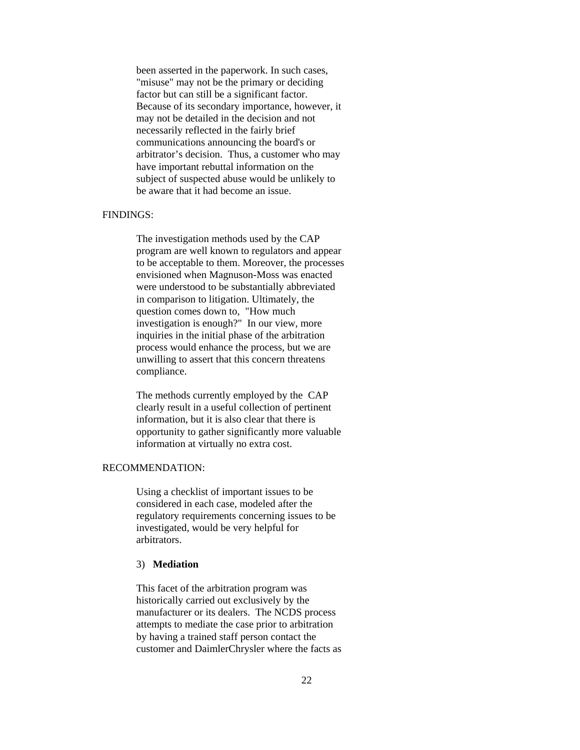been asserted in the paperwork. In such cases, "misuse" may not be the primary or deciding factor but can still be a significant factor. Because of its secondary importance, however, it may not be detailed in the decision and not necessarily reflected in the fairly brief communications announcing the board's or arbitrator's decision. Thus, a customer who may have important rebuttal information on the subject of suspected abuse would be unlikely to be aware that it had become an issue.

FINDINGS:

The investigation methods used by the CAP program are well known to regulators and appear to be acceptable to them. Moreover, the processes envisioned when Magnuson-Moss was enacted were understood to be substantially abbreviated in comparison to litigation. Ultimately, the question comes down to, "How much investigation is enough?" In our view, more inquiries in the initial phase of the arbitration process would enhance the process, but we are unwilling to assert that this concern threatens compliance.

The methods currently employed by the CAP clearly result in a useful collection of pertinent information, but it is also clear that there is opportunity to gather significantly more valuable information at virtually no extra cost.

RECOMMENDATION:

Using a checklist of important issues to be considered in each case, modeled after the regulatory requirements concerning issues to be investigated, would be very helpful for arbitrators.

3) **Mediation**

This facet of the arbitration program was historically carried out exclusively by the manufacturer or its dealers. The NCDS process attempts to mediate the case prior to arbitration by having a trained staff person contact the customer and DaimlerChrysler where the facts as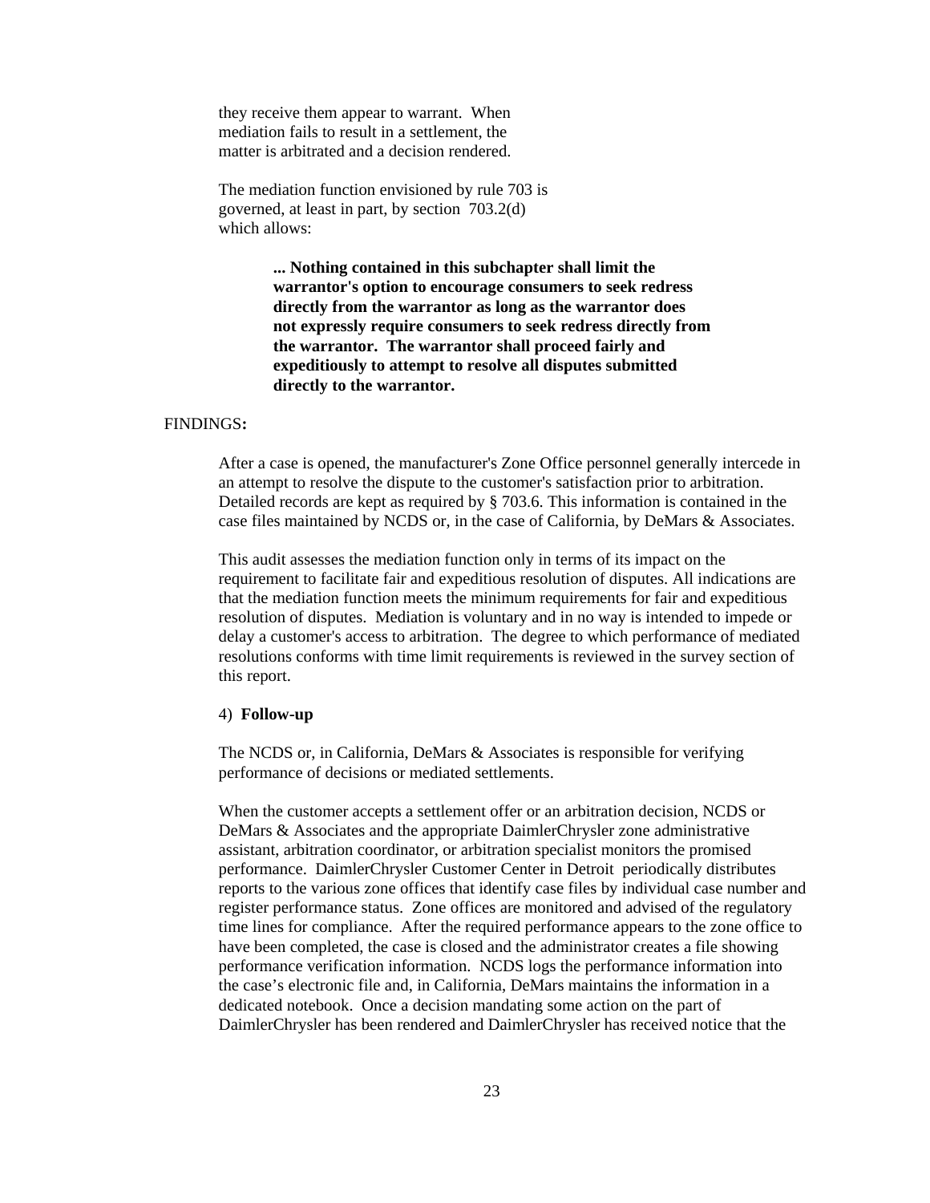they receive them appear to warrant. When mediation fails to result in a settlement, the matter is arbitrated and a decision rendered.

The mediation function envisioned by rule 703 is governed, at least in part, by section 703.2(d) which allows:

> **... Nothing contained in this subchapter shall limit the warrantor's option to encourage consumers to seek redress directly from the warrantor as long as the warrantor does not expressly require consumers to seek redress directly from the warrantor. The warrantor shall proceed fairly and expeditiously to attempt to resolve all disputes submitted directly to the warrantor.**

FINDINGS**:**

After a case is opened, the manufacturer's Zone Office personnel generally intercede in an attempt to resolve the dispute to the customer's satisfaction prior to arbitration. Detailed records are kept as required by § 703.6. This information is contained in the case files maintained by NCDS or, in the case of California, by DeMars & Associates.

This audit assesses the mediation function only in terms of its impact on the requirement to facilitate fair and expeditious resolution of disputes. All indications are that the mediation function meets the minimum requirements for fair and expeditious resolution of disputes. Mediation is voluntary and in no way is intended to impede or delay a customer's access to arbitration. The degree to which performance of mediated resolutions conforms with time limit requirements is reviewed in the survey section of this report.

4) **Follow-up**

The NCDS or, in California, DeMars & Associates is responsible for verifying performance of decisions or mediated settlements.

When the customer accepts a settlement offer or an arbitration decision, NCDS or DeMars & Associates and the appropriate DaimlerChrysler zone administrative assistant, arbitration coordinator, or arbitration specialist monitors the promised performance. DaimlerChrysler Customer Center in Detroit periodically distributes reports to the various zone offices that identify case files by individual case number and register performance status. Zone offices are monitored and advised of the regulatory time lines for compliance. After the required performance appears to the zone office to have been completed, the case is closed and the administrator creates a file showing performance verification information. NCDS logs the performance information into the case's electronic file and, in California, DeMars maintains the information in a dedicated notebook. Once a decision mandating some action on the part of DaimlerChrysler has been rendered and DaimlerChrysler has received notice that the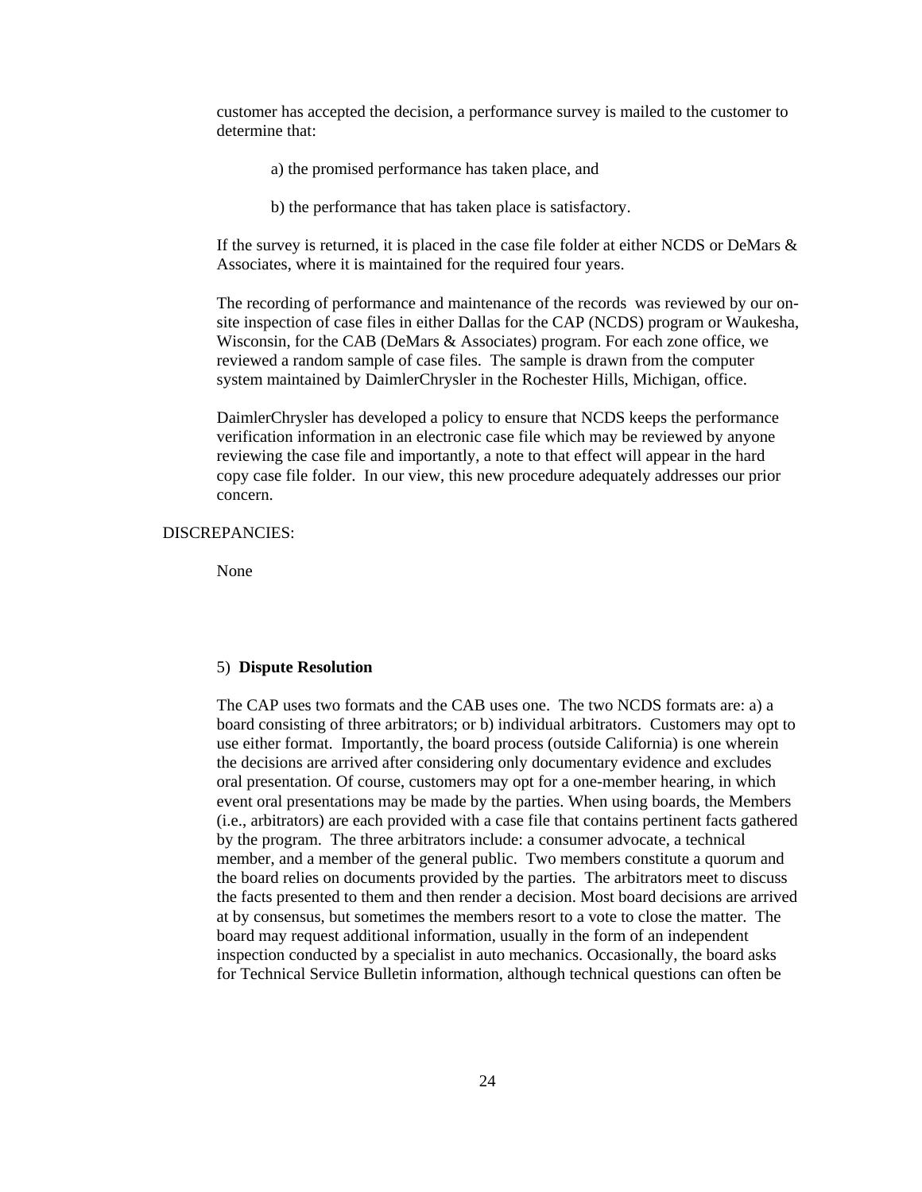customer has accepted the decision, a performance survey is mailed to the customer to determine that:

a) the promised performance has taken place, and

b) the performance that has taken place is satisfactory.

If the survey is returned, it is placed in the case file folder at either NCDS or DeMars & Associates, where it is maintained for the required four years.

The recording of performance and maintenance of the records was reviewed by our on-site inspection of case files in either Dallas for the CAP (NCDS) program or Waukesha, Wisconsin, for the CAB (DeMars & Associates) program. For each zone office, we reviewed a random sample of case files. The sample is drawn from the computer system maintained by DaimlerChrysler in the Rochester Hills, Michigan, office.

DaimlerChrysler has developed a policy to ensure that NCDS keeps the performance verification information in an electronic case file which may be reviewed by anyone reviewing the case file and importantly, a note to that effect will appear in the hard copy case file folder. In our view, this new procedure adequately addresses our prior concern.

DISCREPANCIES:

None

5) **Dispute Resolution**

The CAP uses two formats and the CAB uses one. The two NCDS formats are: a) a board consisting of three arbitrators; or b) individual arbitrators. Customers may opt to use either format. Importantly, the board process (outside California) is one wherein the decisions are arrived after considering only documentary evidence and excludes oral presentation. Of course, customers may opt for a one-member hearing, in which event oral presentations may be made by the parties. When using boards, the Members (i.e., arbitrators) are each provided with a case file that contains pertinent facts gathered by the program. The three arbitrators include: a consumer advocate, a technical member, and a member of the general public. Two members constitute a quorum and the board relies on documents provided by the parties. The arbitrators meet to discuss the facts presented to them and then render a decision. Most board decisions are arrived at by consensus, but sometimes the members resort to a vote to close the matter. The board may request additional information, usually in the form of an independent inspection conducted by a specialist in auto mechanics. Occasionally, the board asks for Technical Service Bulletin information, although technical questions can often be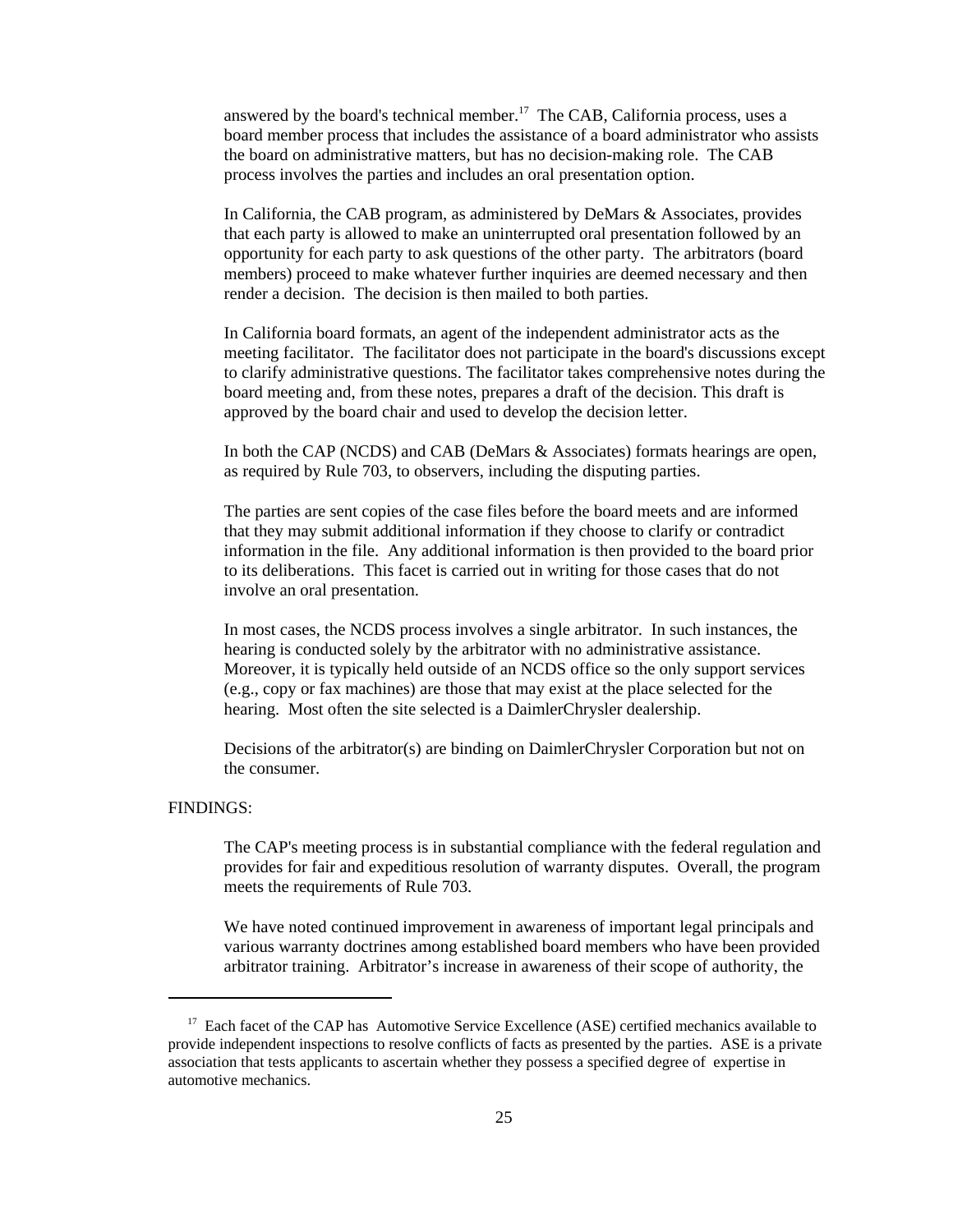answered by the board's technical member.[17] The CAB, California process, uses a board member process that includes the assistance of a board administrator who assists the board on administrative matters, but has no decision-making role. The CAB process involves the parties and includes an oral presentation option.

In California, the CAB program, as administered by DeMars & Associates, provides that each party is allowed to make an uninterrupted oral presentation followed by an opportunity for each party to ask questions of the other party. The arbitrators (board members) proceed to make whatever further inquiries are deemed necessary and then render a decision. The decision is then mailed to both parties.

In California board formats, an agent of the independent administrator acts as the meeting facilitator. The facilitator does not participate in the board's discussions except to clarify administrative questions. The facilitator takes comprehensive notes during the board meeting and, from these notes, prepares a draft of the decision. This draft is approved by the board chair and used to develop the decision letter.

In both the CAP (NCDS) and CAB (DeMars & Associates) formats hearings are open, as required by Rule 703, to observers, including the disputing parties.

The parties are sent copies of the case files before the board meets and are informed that they may submit additional information if they choose to clarify or contradict information in the file. Any additional information is then provided to the board prior to its deliberations. This facet is carried out in writing for those cases that do not involve an oral presentation.

In most cases, the NCDS process involves a single arbitrator. In such instances, the hearing is conducted solely by the arbitrator with no administrative assistance. Moreover, it is typically held outside of an NCDS office so the only support services (e.g., copy or fax machines) are those that may exist at the place selected for the hearing. Most often the site selected is a DaimlerChrysler dealership.

Decisions of the arbitrator(s) are binding on DaimlerChrysler Corporation but not on the consumer.

FINDINGS:

The CAP's meeting process is in substantial compliance with the federal regulation and provides for fair and expeditious resolution of warranty disputes. Overall, the program meets the requirements of Rule 703.

We have noted continued improvement in awareness of important legal principals and various warranty doctrines among established board members who have been provided arbitrator training. Arbitrator's increase in awareness of their scope of authority, the

---

[17] Each facet of the CAP has Automotive Service Excellence (ASE) certified mechanics available to provide independent inspections to resolve conflicts of facts as presented by the parties. ASE is a private association that tests applicants to ascertain whether they possess a specified degree of expertise in automotive mechanics.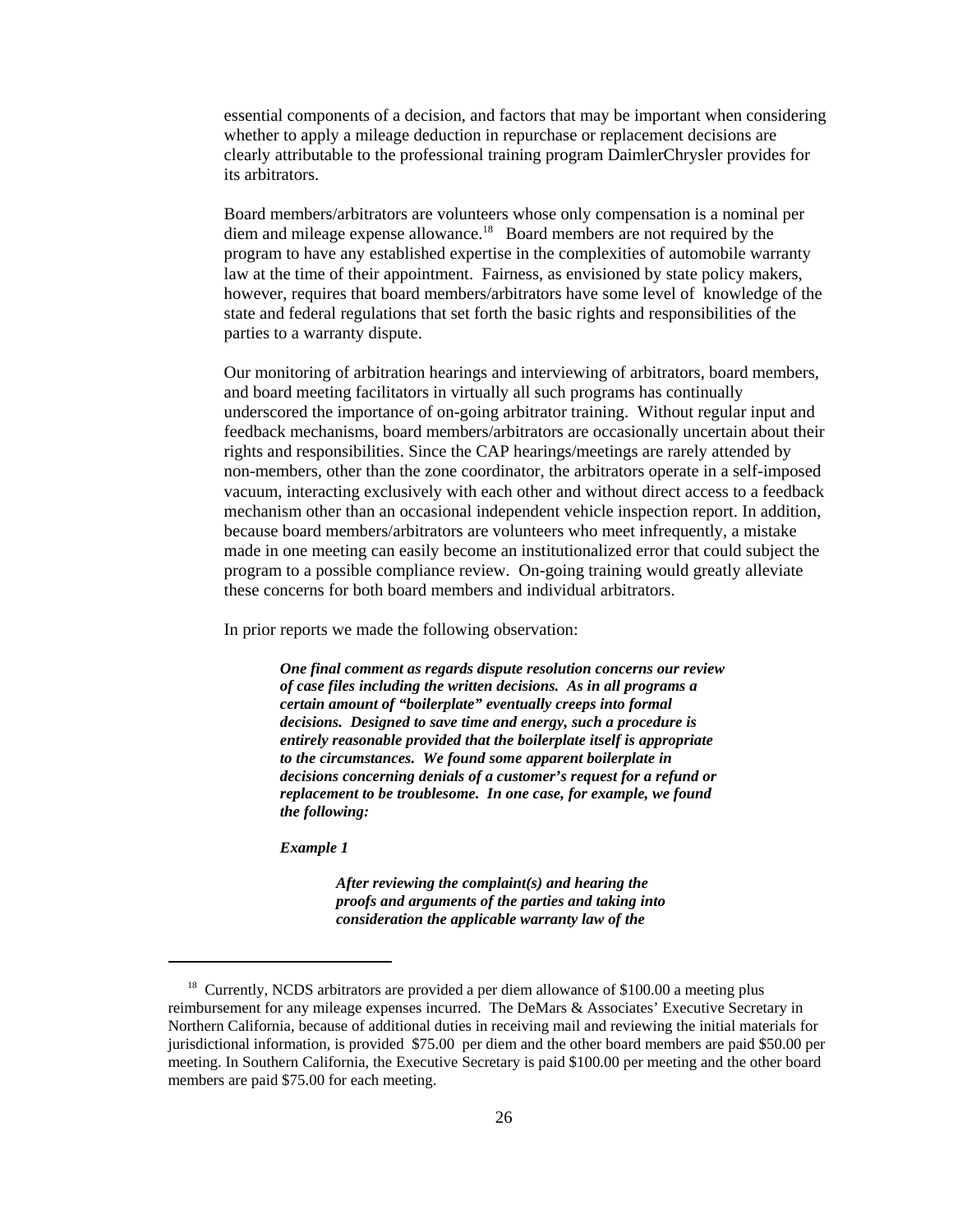essential components of a decision, and factors that may be important when considering whether to apply a mileage deduction in repurchase or replacement decisions are clearly attributable to the professional training program DaimlerChrysler provides for its arbitrators.

Board members/arbitrators are volunteers whose only compensation is a nominal per diem and mileage expense allowance.[18] Board members are not required by the program to have any established expertise in the complexities of automobile warranty law at the time of their appointment. Fairness, as envisioned by state policy makers, however, requires that board members/arbitrators have some level of knowledge of the state and federal regulations that set forth the basic rights and responsibilities of the parties to a warranty dispute.

Our monitoring of arbitration hearings and interviewing of arbitrators, board members, and board meeting facilitators in virtually all such programs has continually underscored the importance of on-going arbitrator training. Without regular input and feedback mechanisms, board members/arbitrators are occasionally uncertain about their rights and responsibilities. Since the CAP hearings/meetings are rarely attended by non-members, other than the zone coordinator, the arbitrators operate in a self-imposed vacuum, interacting exclusively with each other and without direct access to a feedback mechanism other than an occasional independent vehicle inspection report. In addition, because board members/arbitrators are volunteers who meet infrequently, a mistake made in one meeting can easily become an institutionalized error that could subject the program to a possible compliance review. On-going training would greatly alleviate these concerns for both board members and individual arbitrators.

In prior reports we made the following observation:

> ***One final comment as regards dispute resolution concerns our review of case files including the written decisions. As in all programs a certain amount of "boilerplate" eventually creeps into formal decisions. Designed to save time and energy, such a procedure is entirely reasonable provided that the boilerplate itself is appropriate to the circumstances. We found some apparent boilerplate in decisions concerning denials of a customer's request for a refund or replacement to be troublesome. In one case, for example, we found the following:***
>
> ***Example 1***
>
>> ***After reviewing the complaint(s) and hearing the proofs and arguments of the parties and taking into consideration the applicable warranty law of the***

---

[18] Currently, NCDS arbitrators are provided a per diem allowance of $100.00 a meeting plus reimbursement for any mileage expenses incurred. The DeMars & Associates' Executive Secretary in Northern California, because of additional duties in receiving mail and reviewing the initial materials for jurisdictional information, is provided $75.00 per diem and the other board members are paid $50.00 per meeting. In Southern California, the Executive Secretary is paid $100.00 per meeting and the other board members are paid $75.00 for each meeting.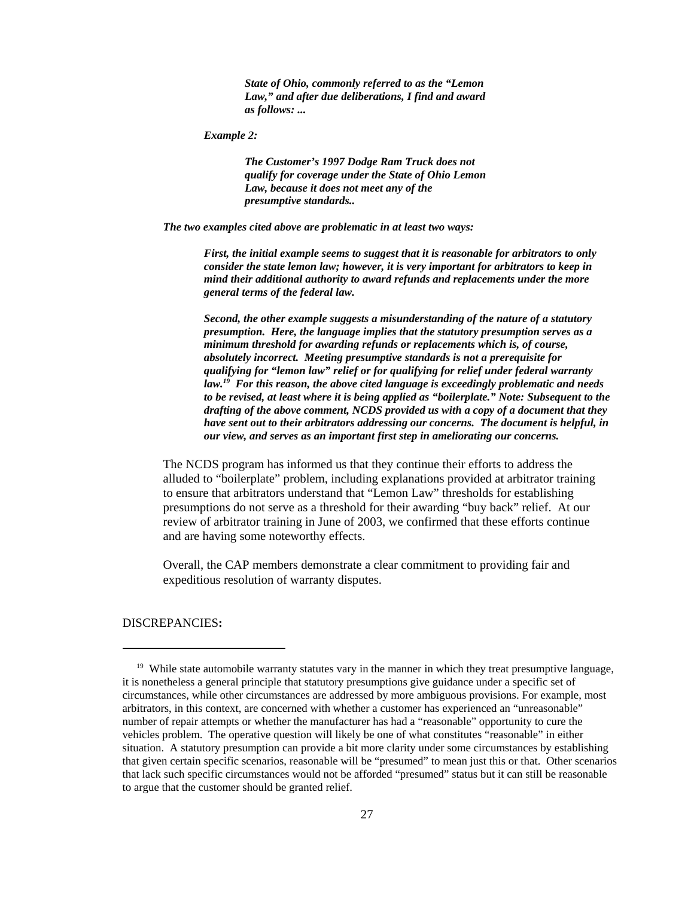> ***State of Ohio, commonly referred to as the "Lemon Law," and after due deliberations, I find and award as follows: ...***

***Example 2:***

> ***The Customer's 1997 Dodge Ram Truck does not qualify for coverage under the State of Ohio Lemon Law, because it does not meet any of the presumptive standards..***

***The two examples cited above are problematic in at least two ways:***

***First, the initial example seems to suggest that it is reasonable for arbitrators to only consider the state lemon law; however, it is very important for arbitrators to keep in mind their additional authority to award refunds and replacements under the more general terms of the federal law.***

***Second, the other example suggests a misunderstanding of the nature of a statutory presumption. Here, the language implies that the statutory presumption serves as a minimum threshold for awarding refunds or replacements which is, of course, absolutely incorrect. Meeting presumptive standards is not a prerequisite for qualifying for "lemon law" relief or for qualifying for relief under federal warranty law.[19] For this reason, the above cited language is exceedingly problematic and needs to be revised, at least where it is being applied as "boilerplate." Note: Subsequent to the drafting of the above comment, NCDS provided us with a copy of a document that they have sent out to their arbitrators addressing our concerns. The document is helpful, in our view, and serves as an important first step in ameliorating our concerns.***

The NCDS program has informed us that they continue their efforts to address the alluded to "boilerplate" problem, including explanations provided at arbitrator training to ensure that arbitrators understand that "Lemon Law" thresholds for establishing presumptions do not serve as a threshold for their awarding "buy back" relief. At our review of arbitrator training in June of 2003, we confirmed that these efforts continue and are having some noteworthy effects.

Overall, the CAP members demonstrate a clear commitment to providing fair and expeditious resolution of warranty disputes.

DISCREPANCIES**:**

---

[19] While state automobile warranty statutes vary in the manner in which they treat presumptive language, it is nonetheless a general principle that statutory presumptions give guidance under a specific set of circumstances, while other circumstances are addressed by more ambiguous provisions. For example, most arbitrators, in this context, are concerned with whether a customer has experienced an "unreasonable" number of repair attempts or whether the manufacturer has had a "reasonable" opportunity to cure the vehicles problem. The operative question will likely be one of what constitutes "reasonable" in either situation. A statutory presumption can provide a bit more clarity under some circumstances by establishing that given certain specific scenarios, reasonable will be "presumed" to mean just this or that. Other scenarios that lack such specific circumstances would not be afforded "presumed" status but it can still be reasonable to argue that the customer should be granted relief.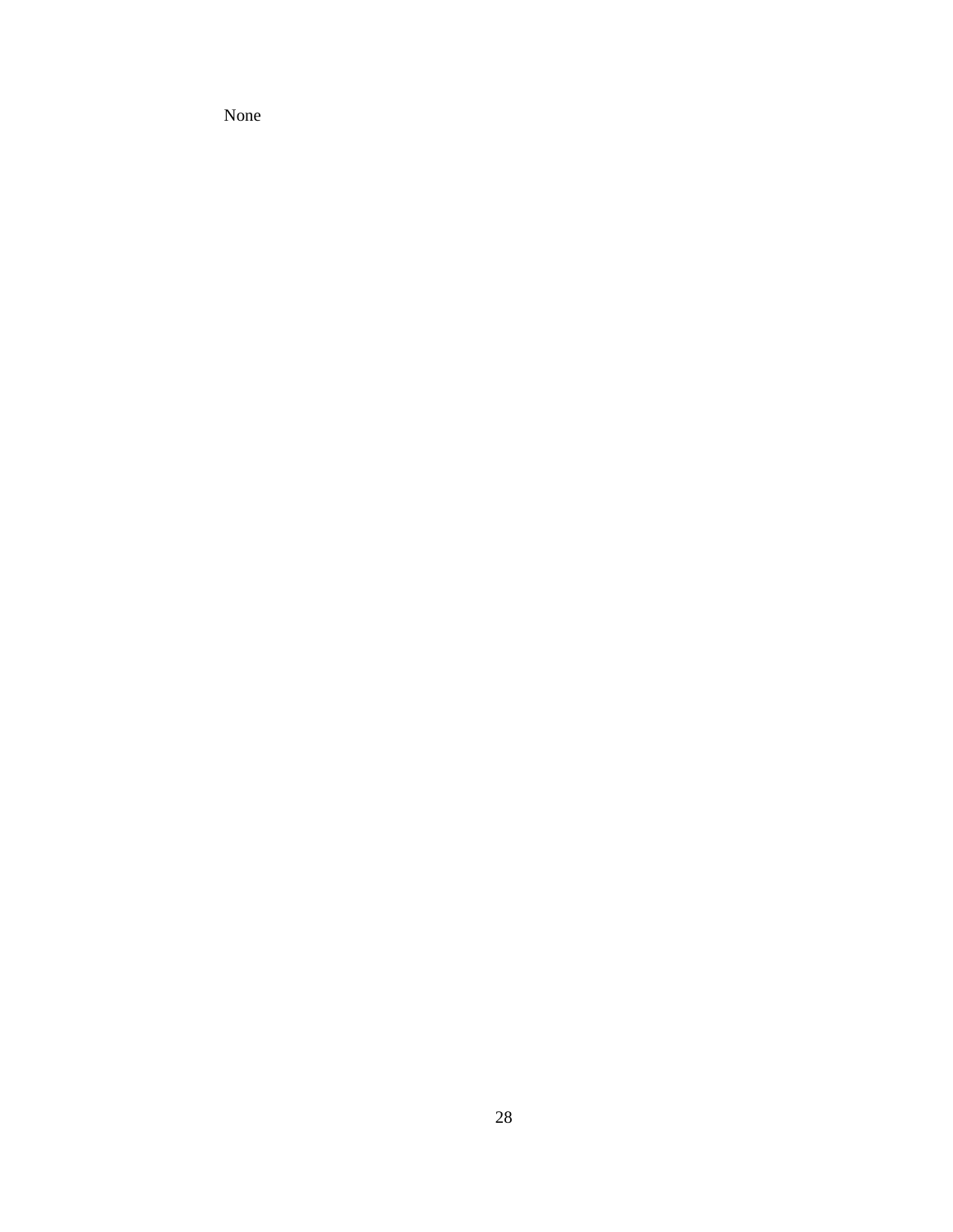None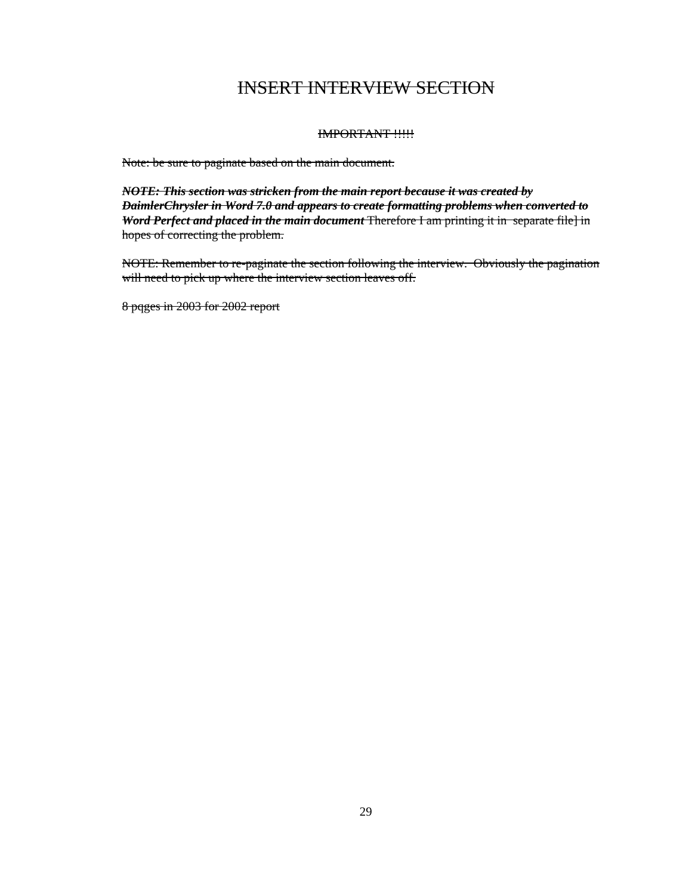# ~~INSERT INTERVIEW SECTION~~

~~IMPORTANT !!!!~~

~~Note: be sure to paginate based on the main document.~~

~~***NOTE: This section was stricken from the main report because it was created by DaimlerChrysler in Word 7.0 and appears to create formatting problems when converted to Word Perfect and placed in the main document***~~ ~~Therefore I am printing it in  separate file] in hopes of correcting the problem.~~

~~NOTE: Remember to re-paginate the section following the interview.  Obviously the pagination will need to pick up where the interview section leaves off.~~

~~8 pqges in 2003 for 2002 report~~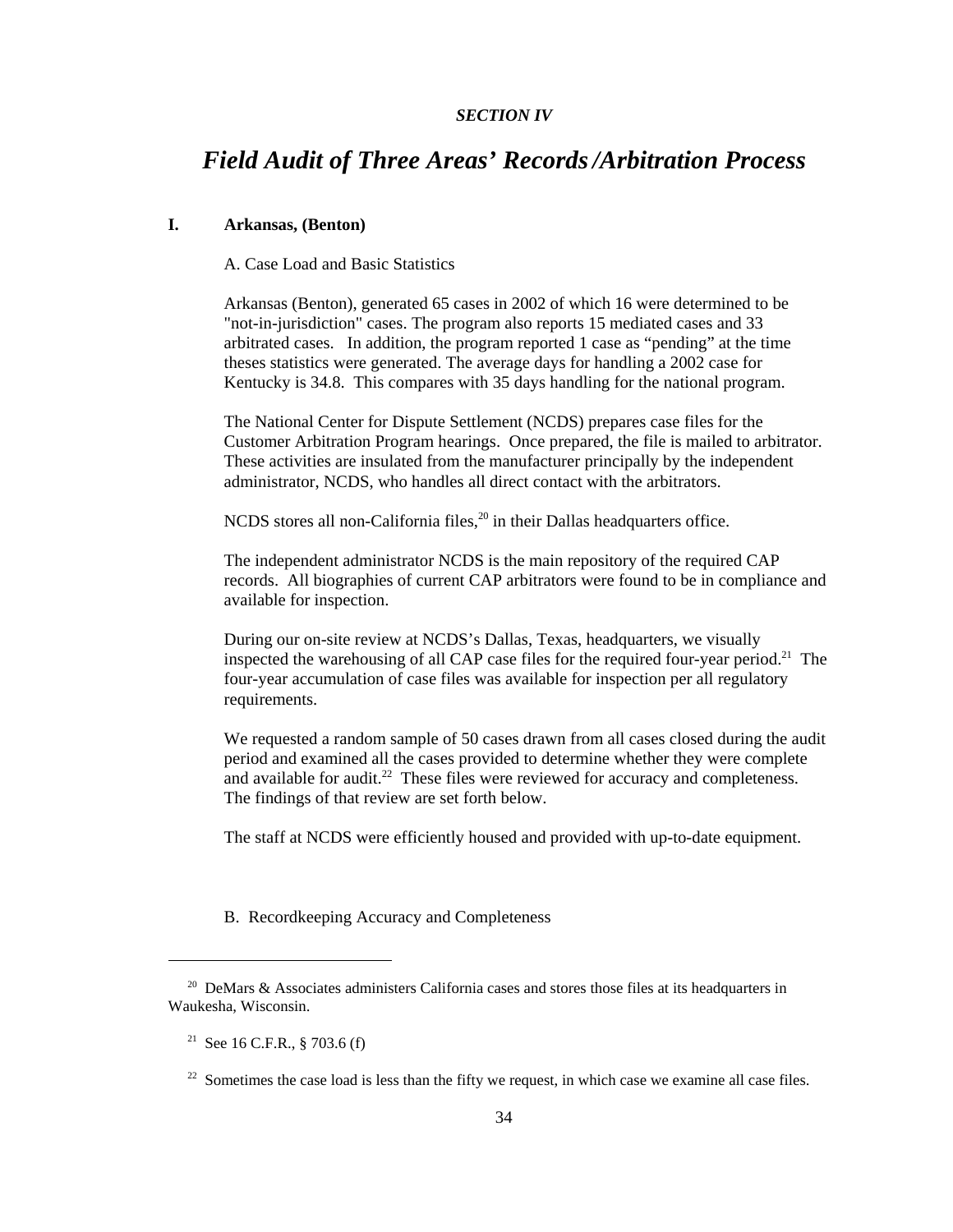*SECTION IV*

# *Field Audit of Three Areas' Records /Arbitration Process*

## I. Arkansas, (Benton)

A. Case Load and Basic Statistics

Arkansas (Benton), generated 65 cases in 2002 of which 16 were determined to be "not-in-jurisdiction" cases. The program also reports 15 mediated cases and 33 arbitrated cases. In addition, the program reported 1 case as "pending" at the time theses statistics were generated. The average days for handling a 2002 case for Kentucky is 34.8. This compares with 35 days handling for the national program.

The National Center for Dispute Settlement (NCDS) prepares case files for the Customer Arbitration Program hearings. Once prepared, the file is mailed to arbitrator. These activities are insulated from the manufacturer principally by the independent administrator, NCDS, who handles all direct contact with the arbitrators.

NCDS stores all non-California files,[20] in their Dallas headquarters office.

The independent administrator NCDS is the main repository of the required CAP records. All biographies of current CAP arbitrators were found to be in compliance and available for inspection.

During our on-site review at NCDS's Dallas, Texas, headquarters, we visually inspected the warehousing of all CAP case files for the required four-year period.[21] The four-year accumulation of case files was available for inspection per all regulatory requirements.

We requested a random sample of 50 cases drawn from all cases closed during the audit period and examined all the cases provided to determine whether they were complete and available for audit.[22] These files were reviewed for accuracy and completeness. The findings of that review are set forth below.

The staff at NCDS were efficiently housed and provided with up-to-date equipment.

B. Recordkeeping Accuracy and Completeness

---

[20] DeMars & Associates administers California cases and stores those files at its headquarters in Waukesha, Wisconsin.

[21] See 16 C.F.R., § 703.6 (f)

[22] Sometimes the case load is less than the fifty we request, in which case we examine all case files.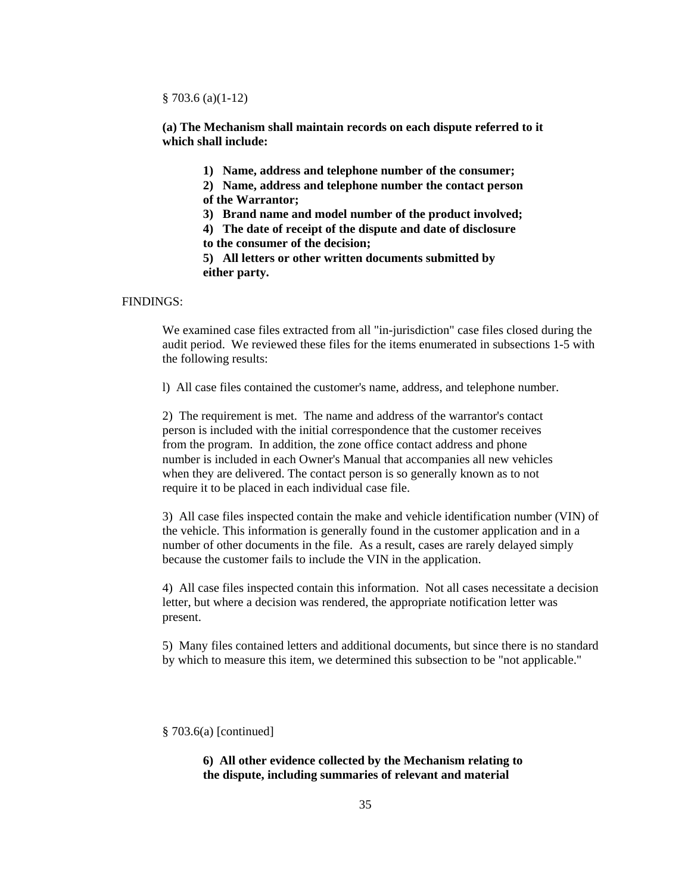§ 703.6 (a)(1-12)

**(a) The Mechanism shall maintain records on each dispute referred to it which shall include:**

> **1) Name, address and telephone number of the consumer;**
> **2) Name, address and telephone number the contact person of the Warrantor;**
> **3) Brand name and model number of the product involved;**
> **4) The date of receipt of the dispute and date of disclosure to the consumer of the decision;**
> **5) All letters or other written documents submitted by either party.**

FINDINGS:

We examined case files extracted from all "in-jurisdiction" case files closed during the audit period. We reviewed these files for the items enumerated in subsections 1-5 with the following results:

l) All case files contained the customer's name, address, and telephone number.

2) The requirement is met. The name and address of the warrantor's contact person is included with the initial correspondence that the customer receives from the program. In addition, the zone office contact address and phone number is included in each Owner's Manual that accompanies all new vehicles when they are delivered. The contact person is so generally known as to not require it to be placed in each individual case file.

3) All case files inspected contain the make and vehicle identification number (VIN) of the vehicle. This information is generally found in the customer application and in a number of other documents in the file. As a result, cases are rarely delayed simply because the customer fails to include the VIN in the application.

4) All case files inspected contain this information. Not all cases necessitate a decision letter, but where a decision was rendered, the appropriate notification letter was present.

5) Many files contained letters and additional documents, but since there is no standard by which to measure this item, we determined this subsection to be "not applicable."

§ 703.6(a) [continued]

> **6) All other evidence collected by the Mechanism relating to the dispute, including summaries of relevant and material**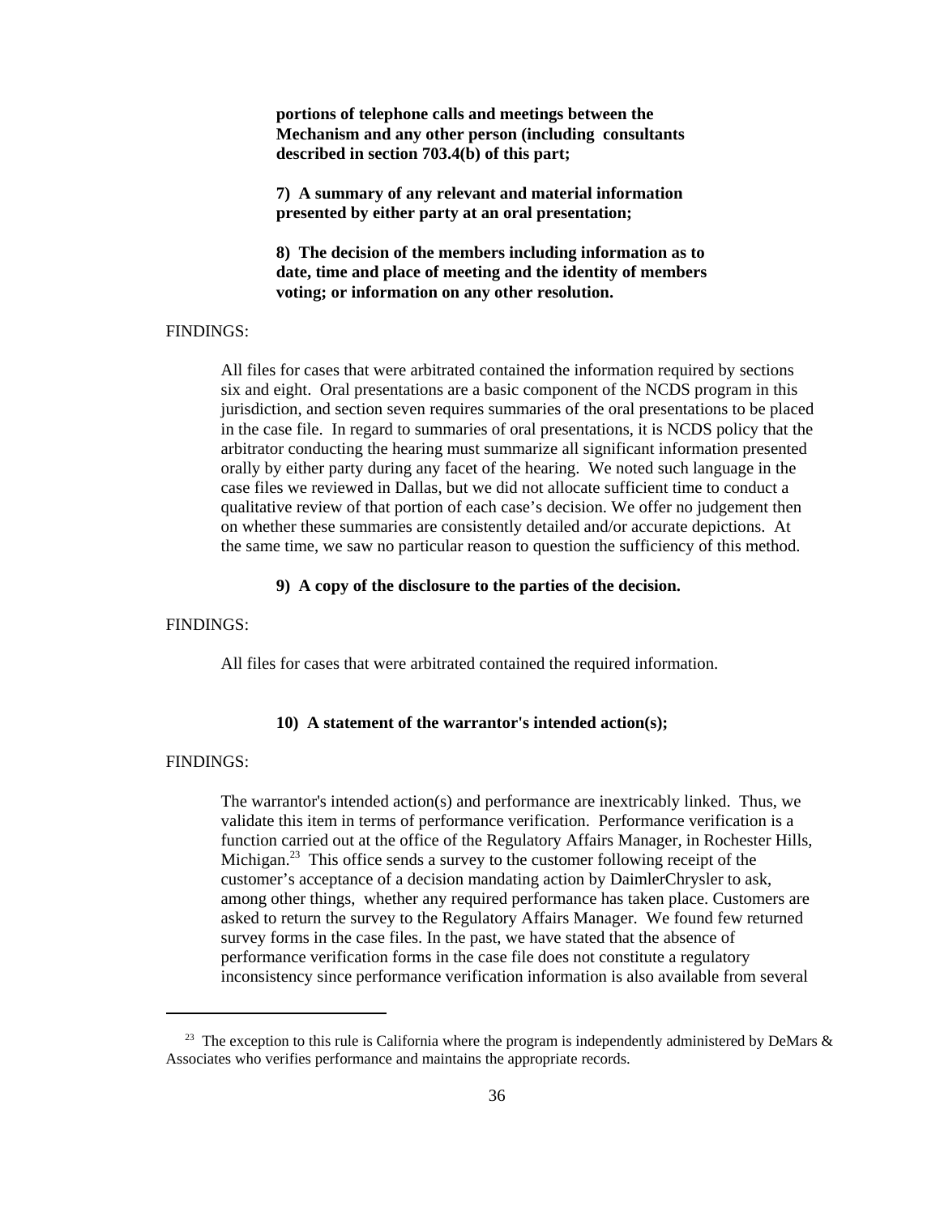**portions of telephone calls and meetings between the Mechanism and any other person (including consultants described in section 703.4(b) of this part;**

**7) A summary of any relevant and material information presented by either party at an oral presentation;**

**8) The decision of the members including information as to date, time and place of meeting and the identity of members voting; or information on any other resolution.**

FINDINGS:

All files for cases that were arbitrated contained the information required by sections six and eight. Oral presentations are a basic component of the NCDS program in this jurisdiction, and section seven requires summaries of the oral presentations to be placed in the case file. In regard to summaries of oral presentations, it is NCDS policy that the arbitrator conducting the hearing must summarize all significant information presented orally by either party during any facet of the hearing. We noted such language in the case files we reviewed in Dallas, but we did not allocate sufficient time to conduct a qualitative review of that portion of each case's decision. We offer no judgement then on whether these summaries are consistently detailed and/or accurate depictions. At the same time, we saw no particular reason to question the sufficiency of this method.

**9) A copy of the disclosure to the parties of the decision.**

FINDINGS:

All files for cases that were arbitrated contained the required information.

**10) A statement of the warrantor's intended action(s);**

FINDINGS:

The warrantor's intended action(s) and performance are inextricably linked. Thus, we validate this item in terms of performance verification. Performance verification is a function carried out at the office of the Regulatory Affairs Manager, in Rochester Hills, Michigan.[23] This office sends a survey to the customer following receipt of the customer's acceptance of a decision mandating action by DaimlerChrysler to ask, among other things, whether any required performance has taken place. Customers are asked to return the survey to the Regulatory Affairs Manager. We found few returned survey forms in the case files. In the past, we have stated that the absence of performance verification forms in the case file does not constitute a regulatory inconsistency since performance verification information is also available from several

[23] The exception to this rule is California where the program is independently administered by DeMars & Associates who verifies performance and maintains the appropriate records.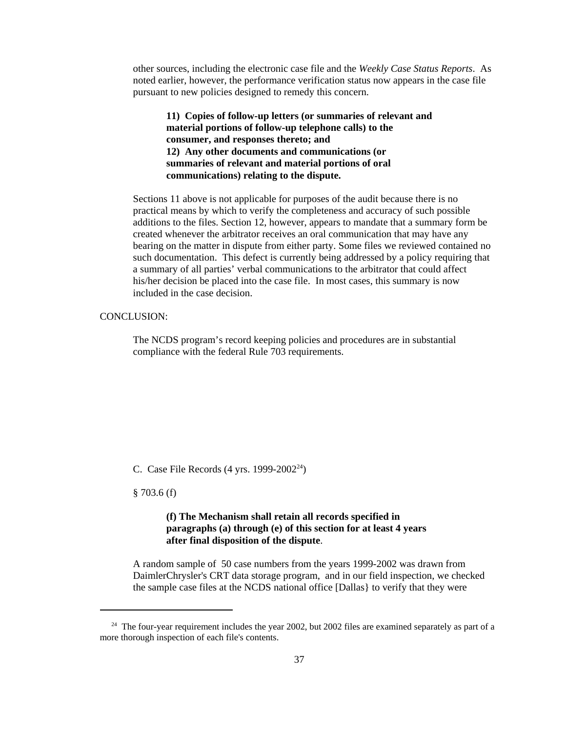other sources, including the electronic case file and the *Weekly Case Status Reports*. As noted earlier, however, the performance verification status now appears in the case file pursuant to new policies designed to remedy this concern.

> **11) Copies of follow-up letters (or summaries of relevant and material portions of follow-up telephone calls) to the consumer, and responses thereto; and**
> **12) Any other documents and communications (or summaries of relevant and material portions of oral communications) relating to the dispute.**

Sections 11 above is not applicable for purposes of the audit because there is no practical means by which to verify the completeness and accuracy of such possible additions to the files. Section 12, however, appears to mandate that a summary form be created whenever the arbitrator receives an oral communication that may have any bearing on the matter in dispute from either party. Some files we reviewed contained no such documentation. This defect is currently being addressed by a policy requiring that a summary of all parties' verbal communications to the arbitrator that could affect his/her decision be placed into the case file. In most cases, this summary is now included in the case decision.

CONCLUSION:

The NCDS program's record keeping policies and procedures are in substantial compliance with the federal Rule 703 requirements.

C. Case File Records (4 yrs. 1999-2002[24])

§ 703.6 (f)

> **(f) The Mechanism shall retain all records specified in paragraphs (a) through (e) of this section for at least 4 years after final disposition of the dispute**.

A random sample of 50 case numbers from the years 1999-2002 was drawn from DaimlerChrysler's CRT data storage program, and in our field inspection, we checked the sample case files at the NCDS national office [Dallas} to verify that they were

---

[24] The four-year requirement includes the year 2002, but 2002 files are examined separately as part of a more thorough inspection of each file's contents.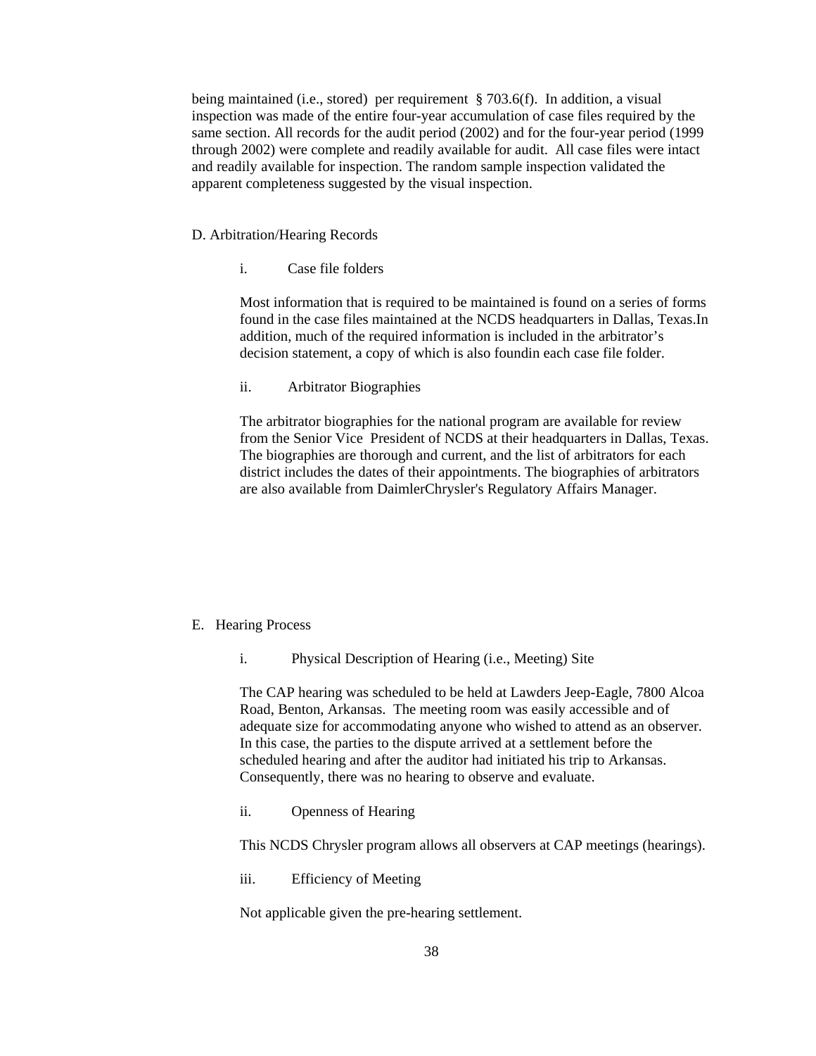being maintained (i.e., stored) per requirement § 703.6(f). In addition, a visual inspection was made of the entire four-year accumulation of case files required by the same section. All records for the audit period (2002) and for the four-year period (1999 through 2002) were complete and readily available for audit. All case files were intact and readily available for inspection. The random sample inspection validated the apparent completeness suggested by the visual inspection.

D. Arbitration/Hearing Records

i. Case file folders

Most information that is required to be maintained is found on a series of forms found in the case files maintained at the NCDS headquarters in Dallas, Texas.In addition, much of the required information is included in the arbitrator's decision statement, a copy of which is also foundin each case file folder.

ii. Arbitrator Biographies

The arbitrator biographies for the national program are available for review from the Senior Vice President of NCDS at their headquarters in Dallas, Texas. The biographies are thorough and current, and the list of arbitrators for each district includes the dates of their appointments. The biographies of arbitrators are also available from DaimlerChrysler's Regulatory Affairs Manager.

E. Hearing Process

i. Physical Description of Hearing (i.e., Meeting) Site

The CAP hearing was scheduled to be held at Lawders Jeep-Eagle, 7800 Alcoa Road, Benton, Arkansas. The meeting room was easily accessible and of adequate size for accommodating anyone who wished to attend as an observer. In this case, the parties to the dispute arrived at a settlement before the scheduled hearing and after the auditor had initiated his trip to Arkansas. Consequently, there was no hearing to observe and evaluate.

ii. Openness of Hearing

This NCDS Chrysler program allows all observers at CAP meetings (hearings).

iii. Efficiency of Meeting

Not applicable given the pre-hearing settlement.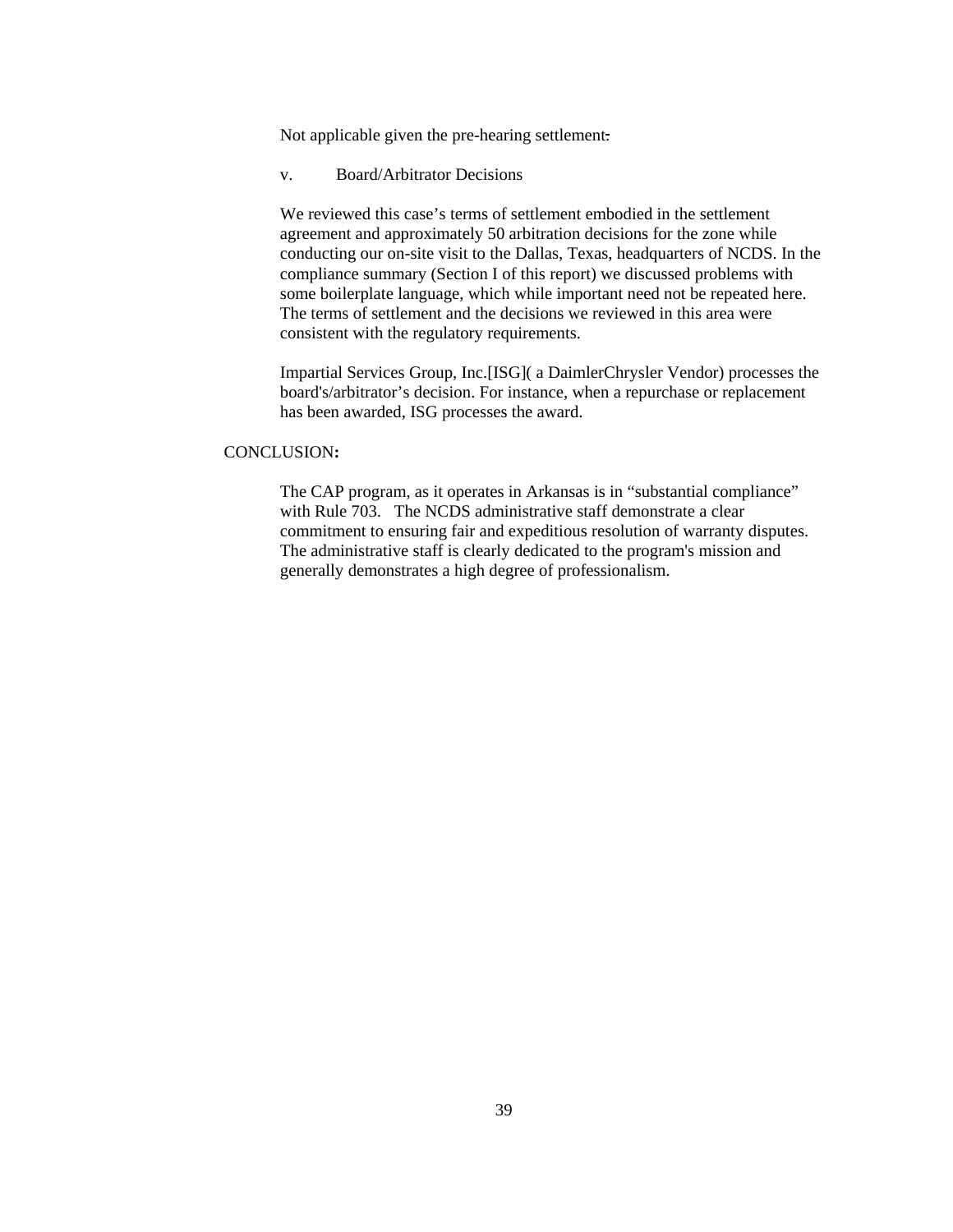Not applicable given the pre-hearing settlement.

v. Board/Arbitrator Decisions

We reviewed this case's terms of settlement embodied in the settlement agreement and approximately 50 arbitration decisions for the zone while conducting our on-site visit to the Dallas, Texas, headquarters of NCDS. In the compliance summary (Section I of this report) we discussed problems with some boilerplate language, which while important need not be repeated here. The terms of settlement and the decisions we reviewed in this area were consistent with the regulatory requirements.

Impartial Services Group, Inc.[ISG]( a DaimlerChrysler Vendor) processes the board's/arbitrator's decision. For instance, when a repurchase or replacement has been awarded, ISG processes the award.

CONCLUSION**:**

The CAP program, as it operates in Arkansas is in "substantial compliance" with Rule 703. The NCDS administrative staff demonstrate a clear commitment to ensuring fair and expeditious resolution of warranty disputes. The administrative staff is clearly dedicated to the program's mission and generally demonstrates a high degree of professionalism.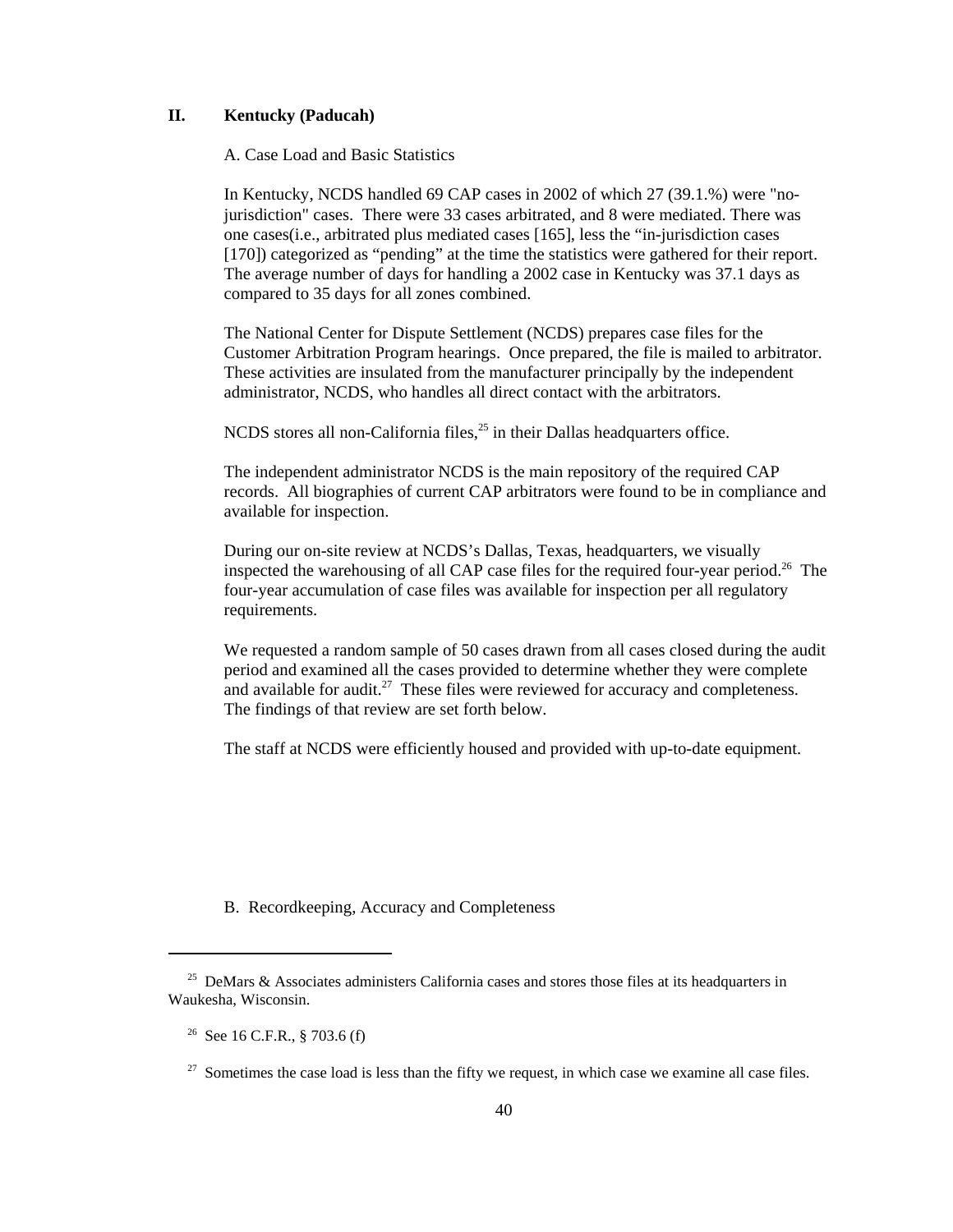## II. Kentucky (Paducah)

A. Case Load and Basic Statistics

In Kentucky, NCDS handled 69 CAP cases in 2002 of which 27 (39.1.%) were "no-jurisdiction" cases. There were 33 cases arbitrated, and 8 were mediated. There was one cases(i.e., arbitrated plus mediated cases [165], less the "in-jurisdiction cases [170]) categorized as "pending" at the time the statistics were gathered for their report. The average number of days for handling a 2002 case in Kentucky was 37.1 days as compared to 35 days for all zones combined.

The National Center for Dispute Settlement (NCDS) prepares case files for the Customer Arbitration Program hearings. Once prepared, the file is mailed to arbitrator. These activities are insulated from the manufacturer principally by the independent administrator, NCDS, who handles all direct contact with the arbitrators.

NCDS stores all non-California files,[25] in their Dallas headquarters office.

The independent administrator NCDS is the main repository of the required CAP records. All biographies of current CAP arbitrators were found to be in compliance and available for inspection.

During our on-site review at NCDS's Dallas, Texas, headquarters, we visually inspected the warehousing of all CAP case files for the required four-year period.[26] The four-year accumulation of case files was available for inspection per all regulatory requirements.

We requested a random sample of 50 cases drawn from all cases closed during the audit period and examined all the cases provided to determine whether they were complete and available for audit.[27] These files were reviewed for accuracy and completeness. The findings of that review are set forth below.

The staff at NCDS were efficiently housed and provided with up-to-date equipment.

B. Recordkeeping, Accuracy and Completeness

---

[25] DeMars & Associates administers California cases and stores those files at its headquarters in Waukesha, Wisconsin.

[26] See 16 C.F.R., § 703.6 (f)

[27] Sometimes the case load is less than the fifty we request, in which case we examine all case files.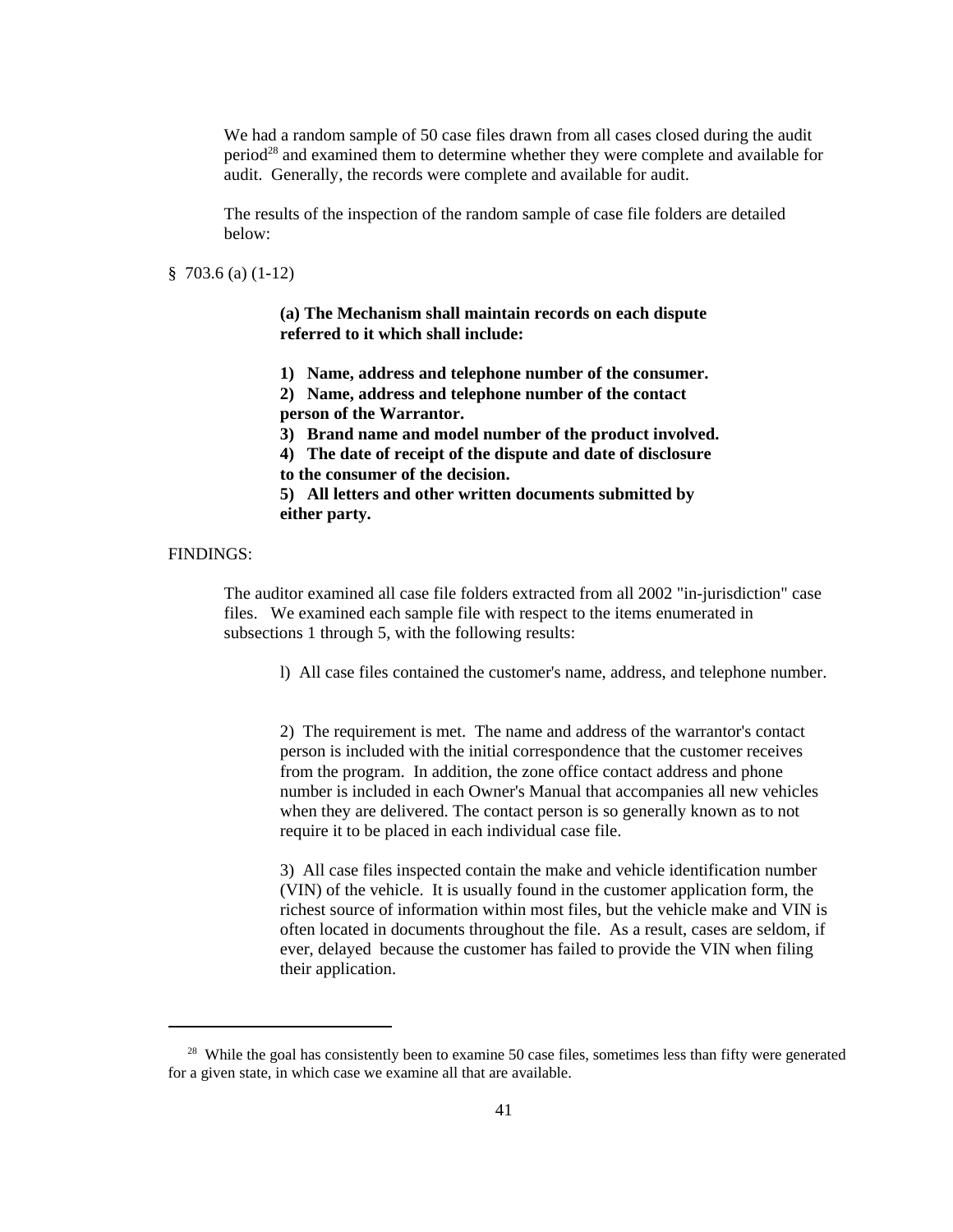We had a random sample of 50 case files drawn from all cases closed during the audit period[28] and examined them to determine whether they were complete and available for audit. Generally, the records were complete and available for audit.

The results of the inspection of the random sample of case file folders are detailed below:

§ 703.6 (a) (1-12)

> **(a) The Mechanism shall maintain records on each dispute referred to it which shall include:**
>
> **1) Name, address and telephone number of the consumer.**
> **2) Name, address and telephone number of the contact person of the Warrantor.**
> **3) Brand name and model number of the product involved.**
> **4) The date of receipt of the dispute and date of disclosure to the consumer of the decision.**
> **5) All letters and other written documents submitted by either party.**

FINDINGS:

The auditor examined all case file folders extracted from all 2002 "in-jurisdiction" case files. We examined each sample file with respect to the items enumerated in subsections 1 through 5, with the following results:

l) All case files contained the customer's name, address, and telephone number.

2) The requirement is met. The name and address of the warrantor's contact person is included with the initial correspondence that the customer receives from the program. In addition, the zone office contact address and phone number is included in each Owner's Manual that accompanies all new vehicles when they are delivered. The contact person is so generally known as to not require it to be placed in each individual case file.

3) All case files inspected contain the make and vehicle identification number (VIN) of the vehicle. It is usually found in the customer application form, the richest source of information within most files, but the vehicle make and VIN is often located in documents throughout the file. As a result, cases are seldom, if ever, delayed because the customer has failed to provide the VIN when filing their application.

---

[28] While the goal has consistently been to examine 50 case files, sometimes less than fifty were generated for a given state, in which case we examine all that are available.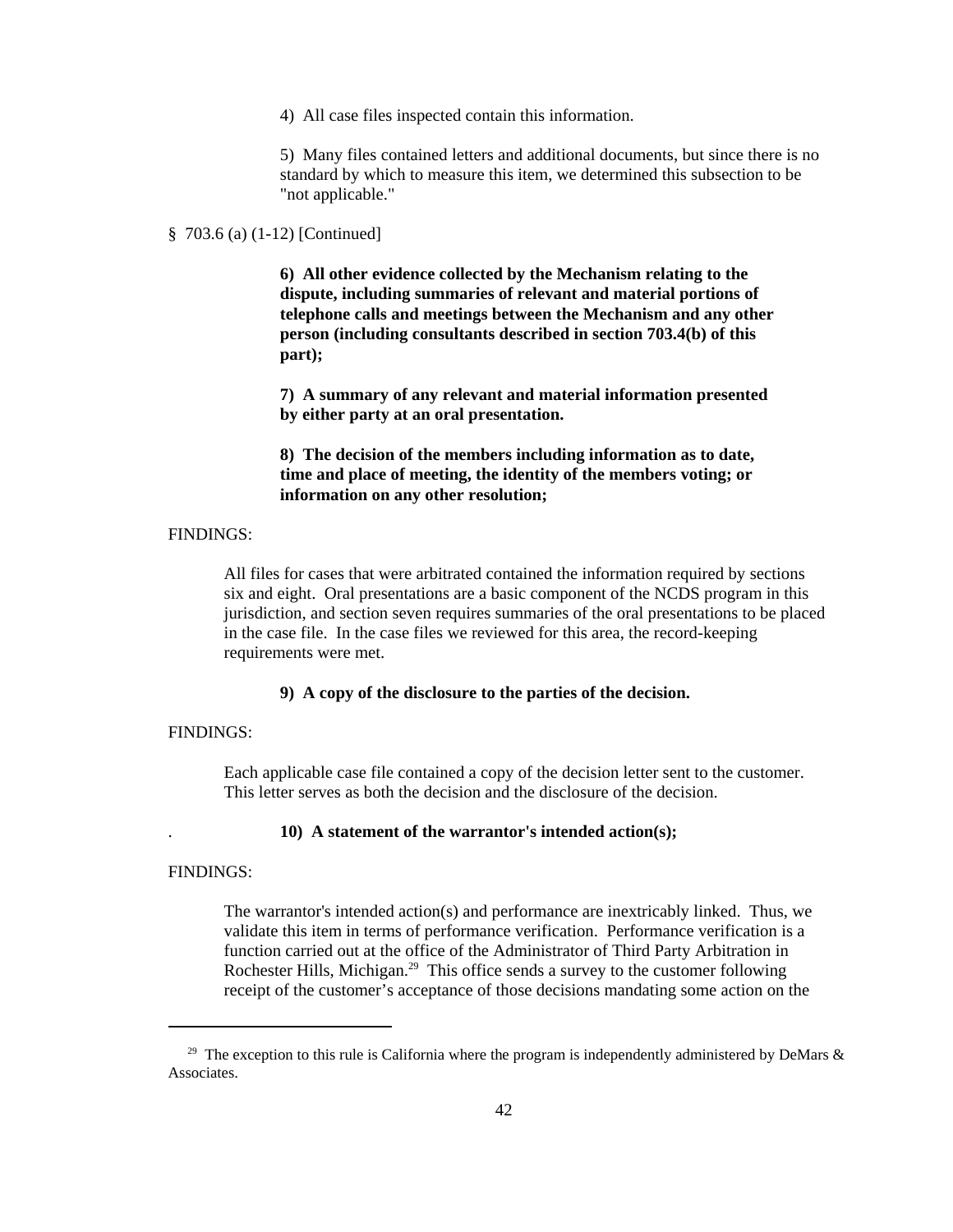4) All case files inspected contain this information.

5) Many files contained letters and additional documents, but since there is no standard by which to measure this item, we determined this subsection to be "not applicable."

§ 703.6 (a) (1-12) [Continued]

**6) All other evidence collected by the Mechanism relating to the dispute, including summaries of relevant and material portions of telephone calls and meetings between the Mechanism and any other person (including consultants described in section 703.4(b) of this part);**

**7) A summary of any relevant and material information presented by either party at an oral presentation.**

**8) The decision of the members including information as to date, time and place of meeting, the identity of the members voting; or information on any other resolution;**

FINDINGS:

All files for cases that were arbitrated contained the information required by sections six and eight. Oral presentations are a basic component of the NCDS program in this jurisdiction, and section seven requires summaries of the oral presentations to be placed in the case file. In the case files we reviewed for this area, the record-keeping requirements were met.

**9) A copy of the disclosure to the parties of the decision.**

FINDINGS:

Each applicable case file contained a copy of the decision letter sent to the customer. This letter serves as both the decision and the disclosure of the decision.

**10) A statement of the warrantor's intended action(s);**

FINDINGS:

The warrantor's intended action(s) and performance are inextricably linked. Thus, we validate this item in terms of performance verification. Performance verification is a function carried out at the office of the Administrator of Third Party Arbitration in Rochester Hills, Michigan.[29] This office sends a survey to the customer following receipt of the customer's acceptance of those decisions mandating some action on the

[29] The exception to this rule is California where the program is independently administered by DeMars & Associates.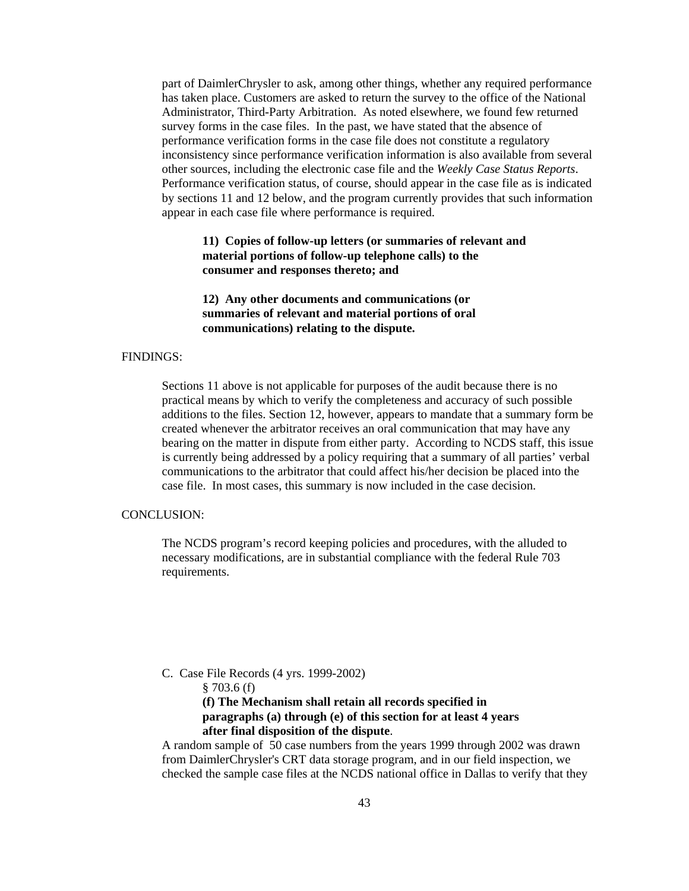part of DaimlerChrysler to ask, among other things, whether any required performance has taken place. Customers are asked to return the survey to the office of the National Administrator, Third-Party Arbitration. As noted elsewhere, we found few returned survey forms in the case files. In the past, we have stated that the absence of performance verification forms in the case file does not constitute a regulatory inconsistency since performance verification information is also available from several other sources, including the electronic case file and the *Weekly Case Status Reports*. Performance verification status, of course, should appear in the case file as is indicated by sections 11 and 12 below, and the program currently provides that such information appear in each case file where performance is required.

> **11) Copies of follow-up letters (or summaries of relevant and material portions of follow-up telephone calls) to the consumer and responses thereto; and**
>
> **12) Any other documents and communications (or summaries of relevant and material portions of oral communications) relating to the dispute.**

FINDINGS:

Sections 11 above is not applicable for purposes of the audit because there is no practical means by which to verify the completeness and accuracy of such possible additions to the files. Section 12, however, appears to mandate that a summary form be created whenever the arbitrator receives an oral communication that may have any bearing on the matter in dispute from either party. According to NCDS staff, this issue is currently being addressed by a policy requiring that a summary of all parties' verbal communications to the arbitrator that could affect his/her decision be placed into the case file. In most cases, this summary is now included in the case decision.

CONCLUSION:

The NCDS program's record keeping policies and procedures, with the alluded to necessary modifications, are in substantial compliance with the federal Rule 703 requirements.

C. Case File Records (4 yrs. 1999-2002)

§ 703.6 (f)

**(f) The Mechanism shall retain all records specified in paragraphs (a) through (e) of this section for at least 4 years after final disposition of the dispute**.

A random sample of 50 case numbers from the years 1999 through 2002 was drawn from DaimlerChrysler's CRT data storage program, and in our field inspection, we checked the sample case files at the NCDS national office in Dallas to verify that they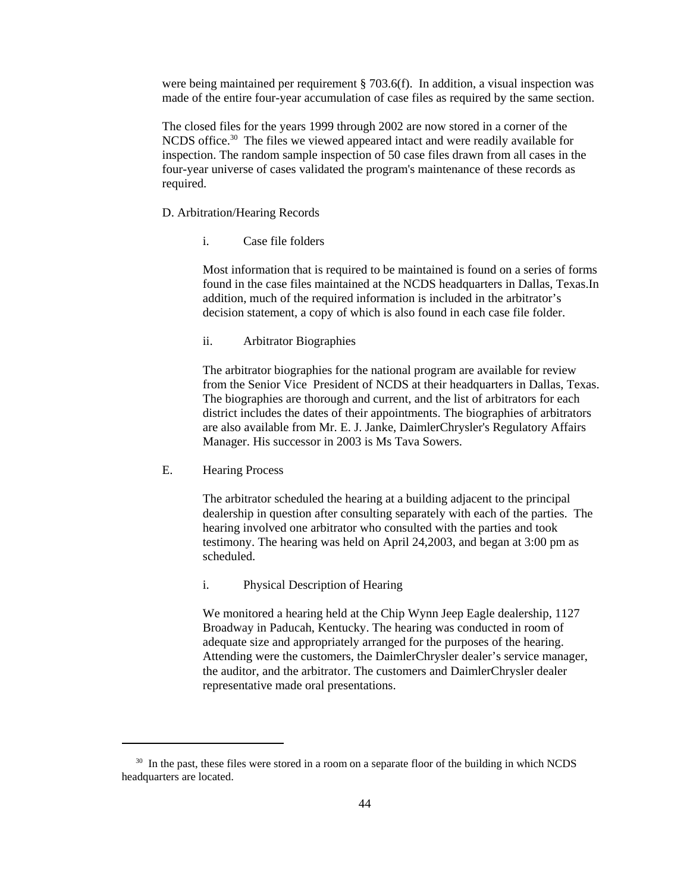were being maintained per requirement § 703.6(f). In addition, a visual inspection was made of the entire four-year accumulation of case files as required by the same section.

The closed files for the years 1999 through 2002 are now stored in a corner of the NCDS office.[30] The files we viewed appeared intact and were readily available for inspection. The random sample inspection of 50 case files drawn from all cases in the four-year universe of cases validated the program's maintenance of these records as required.

D. Arbitration/Hearing Records

i. Case file folders

Most information that is required to be maintained is found on a series of forms found in the case files maintained at the NCDS headquarters in Dallas, Texas.In addition, much of the required information is included in the arbitrator's decision statement, a copy of which is also found in each case file folder.

ii. Arbitrator Biographies

The arbitrator biographies for the national program are available for review from the Senior Vice President of NCDS at their headquarters in Dallas, Texas. The biographies are thorough and current, and the list of arbitrators for each district includes the dates of their appointments. The biographies of arbitrators are also available from Mr. E. J. Janke, DaimlerChrysler's Regulatory Affairs Manager. His successor in 2003 is Ms Tava Sowers.

E. Hearing Process

The arbitrator scheduled the hearing at a building adjacent to the principal dealership in question after consulting separately with each of the parties. The hearing involved one arbitrator who consulted with the parties and took testimony. The hearing was held on April 24,2003, and began at 3:00 pm as scheduled.

i. Physical Description of Hearing

We monitored a hearing held at the Chip Wynn Jeep Eagle dealership, 1127 Broadway in Paducah, Kentucky. The hearing was conducted in room of adequate size and appropriately arranged for the purposes of the hearing. Attending were the customers, the DaimlerChrysler dealer's service manager, the auditor, and the arbitrator. The customers and DaimlerChrysler dealer representative made oral presentations.

---

[30] In the past, these files were stored in a room on a separate floor of the building in which NCDS headquarters are located.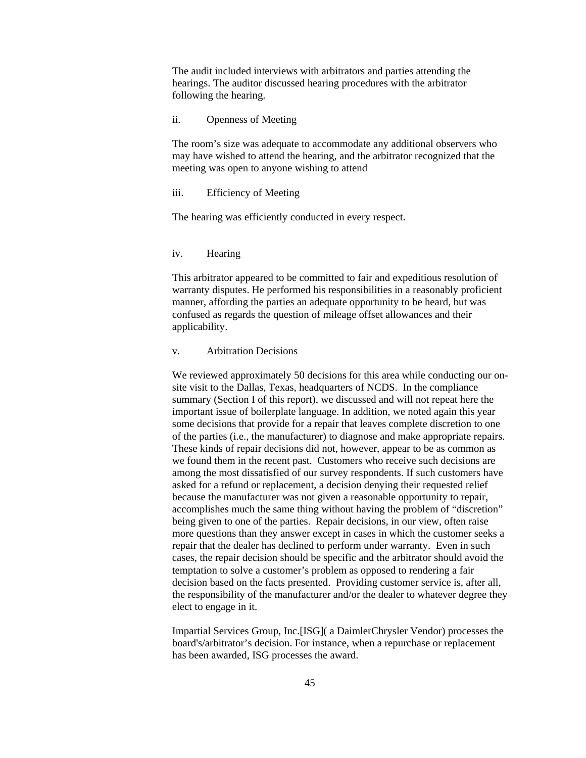The audit included interviews with arbitrators and parties attending the hearings. The auditor discussed hearing procedures with the arbitrator following the hearing.

ii. Openness of Meeting

The room's size was adequate to accommodate any additional observers who may have wished to attend the hearing, and the arbitrator recognized that the meeting was open to anyone wishing to attend

iii. Efficiency of Meeting

The hearing was efficiently conducted in every respect.

iv. Hearing

This arbitrator appeared to be committed to fair and expeditious resolution of warranty disputes. He performed his responsibilities in a reasonably proficient manner, affording the parties an adequate opportunity to be heard, but was confused as regards the question of mileage offset allowances and their applicability.

v. Arbitration Decisions

We reviewed approximately 50 decisions for this area while conducting our on-site visit to the Dallas, Texas, headquarters of NCDS. In the compliance summary (Section I of this report), we discussed and will not repeat here the important issue of boilerplate language. In addition, we noted again this year some decisions that provide for a repair that leaves complete discretion to one of the parties (i.e., the manufacturer) to diagnose and make appropriate repairs. These kinds of repair decisions did not, however, appear to be as common as we found them in the recent past. Customers who receive such decisions are among the most dissatisfied of our survey respondents. If such customers have asked for a refund or replacement, a decision denying their requested relief because the manufacturer was not given a reasonable opportunity to repair, accomplishes much the same thing without having the problem of "discretion" being given to one of the parties. Repair decisions, in our view, often raise more questions than they answer except in cases in which the customer seeks a repair that the dealer has declined to perform under warranty. Even in such cases, the repair decision should be specific and the arbitrator should avoid the temptation to solve a customer's problem as opposed to rendering a fair decision based on the facts presented. Providing customer service is, after all, the responsibility of the manufacturer and/or the dealer to whatever degree they elect to engage in it.

Impartial Services Group, Inc.[ISG]( a DaimlerChrysler Vendor) processes the board's/arbitrator's decision. For instance, when a repurchase or replacement has been awarded, ISG processes the award.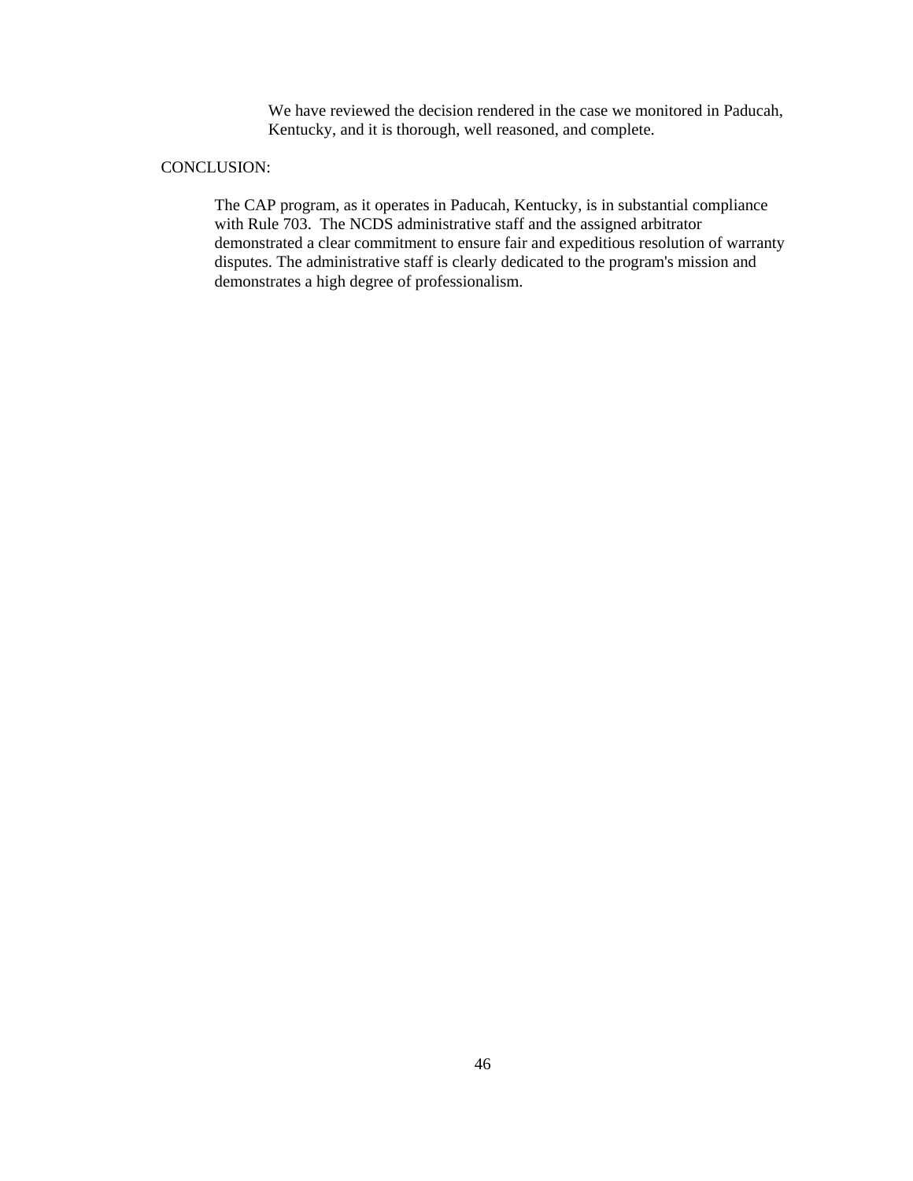We have reviewed the decision rendered in the case we monitored in Paducah, Kentucky, and it is thorough, well reasoned, and complete.

CONCLUSION:

The CAP program, as it operates in Paducah, Kentucky, is in substantial compliance with Rule 703. The NCDS administrative staff and the assigned arbitrator demonstrated a clear commitment to ensure fair and expeditious resolution of warranty disputes. The administrative staff is clearly dedicated to the program's mission and demonstrates a high degree of professionalism.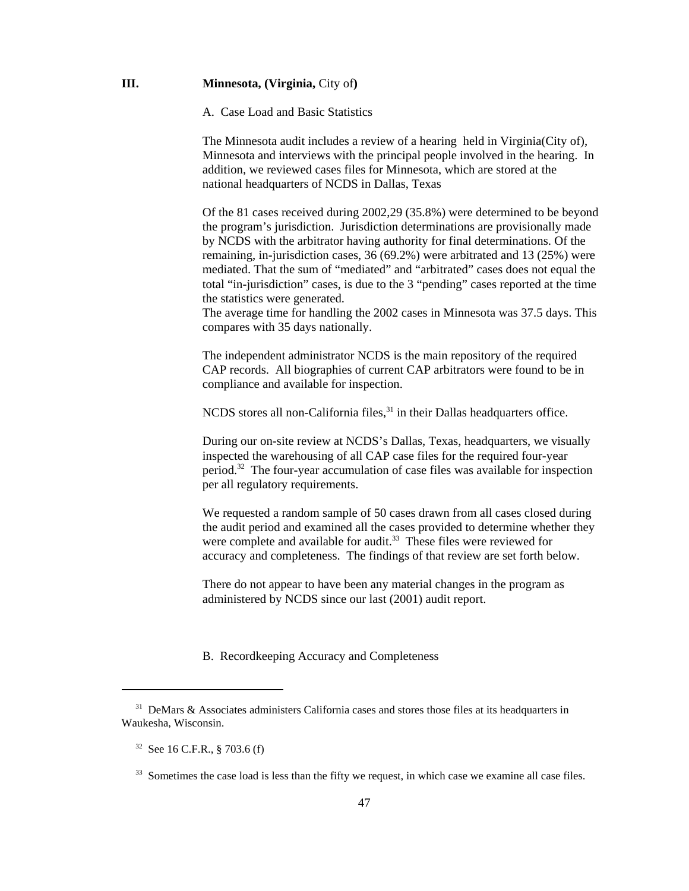## III. Minnesota, (Virginia, City of)

A. Case Load and Basic Statistics

The Minnesota audit includes a review of a hearing held in Virginia(City of), Minnesota and interviews with the principal people involved in the hearing. In addition, we reviewed cases files for Minnesota, which are stored at the national headquarters of NCDS in Dallas, Texas

Of the 81 cases received during 2002,29 (35.8%) were determined to be beyond the program's jurisdiction. Jurisdiction determinations are provisionally made by NCDS with the arbitrator having authority for final determinations. Of the remaining, in-jurisdiction cases, 36 (69.2%) were arbitrated and 13 (25%) were mediated. That the sum of "mediated" and "arbitrated" cases does not equal the total "in-jurisdiction" cases, is due to the 3 "pending" cases reported at the time the statistics were generated.
The average time for handling the 2002 cases in Minnesota was 37.5 days. This compares with 35 days nationally.

The independent administrator NCDS is the main repository of the required CAP records. All biographies of current CAP arbitrators were found to be in compliance and available for inspection.

NCDS stores all non-California files,[31] in their Dallas headquarters office.

During our on-site review at NCDS's Dallas, Texas, headquarters, we visually inspected the warehousing of all CAP case files for the required four-year period.[32] The four-year accumulation of case files was available for inspection per all regulatory requirements.

We requested a random sample of 50 cases drawn from all cases closed during the audit period and examined all the cases provided to determine whether they were complete and available for audit.[33] These files were reviewed for accuracy and completeness. The findings of that review are set forth below.

There do not appear to have been any material changes in the program as administered by NCDS since our last (2001) audit report.

B. Recordkeeping Accuracy and Completeness

---

[31] DeMars & Associates administers California cases and stores those files at its headquarters in Waukesha, Wisconsin.

[32] See 16 C.F.R., § 703.6 (f)

[33] Sometimes the case load is less than the fifty we request, in which case we examine all case files.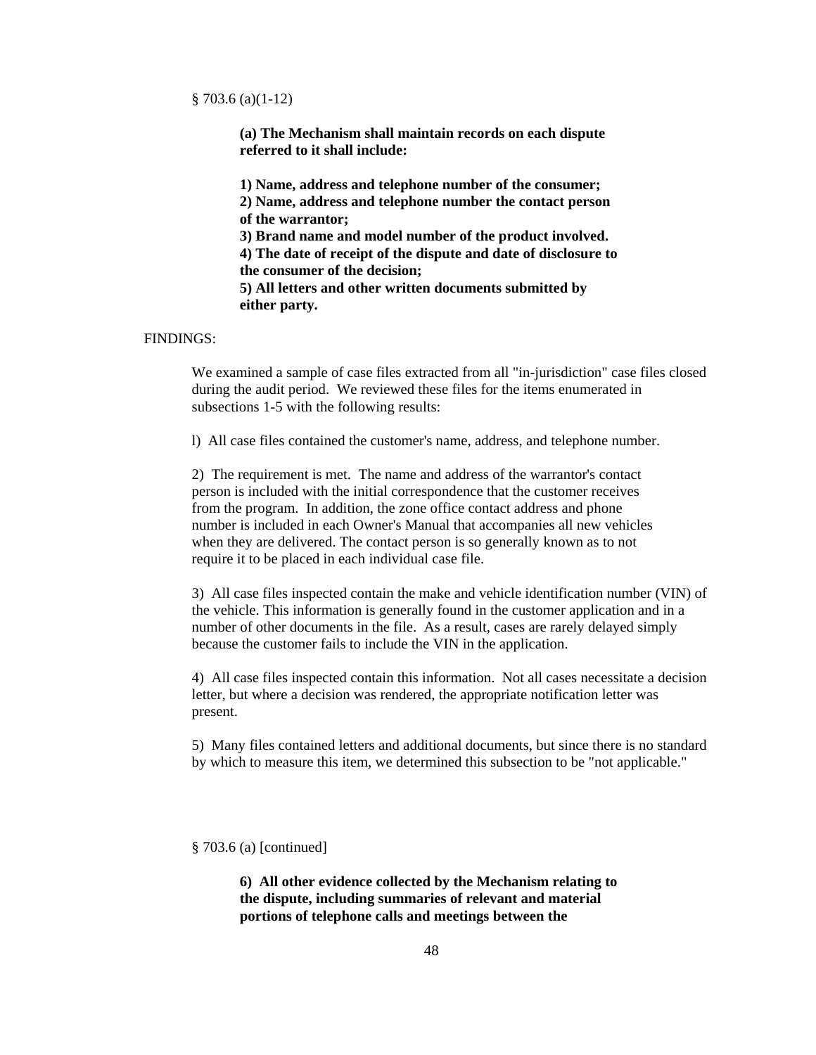§ 703.6 (a)(1-12)

> **(a) The Mechanism shall maintain records on each dispute referred to it shall include:**
>
> **1) Name, address and telephone number of the consumer;**
> **2) Name, address and telephone number the contact person of the warrantor;**
> **3) Brand name and model number of the product involved.**
> **4) The date of receipt of the dispute and date of disclosure to the consumer of the decision;**
> **5) All letters and other written documents submitted by either party.**

FINDINGS:

We examined a sample of case files extracted from all "in-jurisdiction" case files closed during the audit period. We reviewed these files for the items enumerated in subsections 1-5 with the following results:

l) All case files contained the customer's name, address, and telephone number.

2) The requirement is met. The name and address of the warrantor's contact person is included with the initial correspondence that the customer receives from the program. In addition, the zone office contact address and phone number is included in each Owner's Manual that accompanies all new vehicles when they are delivered. The contact person is so generally known as to not require it to be placed in each individual case file.

3) All case files inspected contain the make and vehicle identification number (VIN) of the vehicle. This information is generally found in the customer application and in a number of other documents in the file. As a result, cases are rarely delayed simply because the customer fails to include the VIN in the application.

4) All case files inspected contain this information. Not all cases necessitate a decision letter, but where a decision was rendered, the appropriate notification letter was present.

5) Many files contained letters and additional documents, but since there is no standard by which to measure this item, we determined this subsection to be "not applicable."

§ 703.6 (a) [continued]

> **6) All other evidence collected by the Mechanism relating to the dispute, including summaries of relevant and material portions of telephone calls and meetings between the**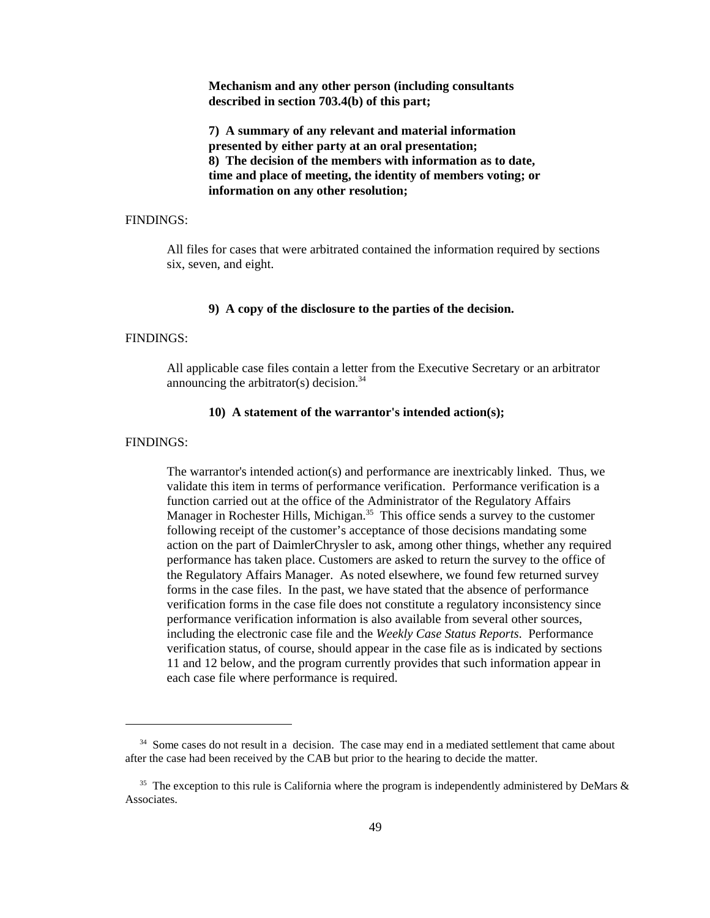**Mechanism and any other person (including consultants described in section 703.4(b) of this part;**

**7) A summary of any relevant and material information presented by either party at an oral presentation;**
**8) The decision of the members with information as to date, time and place of meeting, the identity of members voting; or information on any other resolution;**

FINDINGS:

All files for cases that were arbitrated contained the information required by sections six, seven, and eight.

**9) A copy of the disclosure to the parties of the decision.**

FINDINGS:

All applicable case files contain a letter from the Executive Secretary or an arbitrator announcing the arbitrator(s) decision.[34]

**10) A statement of the warrantor's intended action(s);**

FINDINGS:

The warrantor's intended action(s) and performance are inextricably linked. Thus, we validate this item in terms of performance verification. Performance verification is a function carried out at the office of the Administrator of the Regulatory Affairs Manager in Rochester Hills, Michigan.[35] This office sends a survey to the customer following receipt of the customer's acceptance of those decisions mandating some action on the part of DaimlerChrysler to ask, among other things, whether any required performance has taken place. Customers are asked to return the survey to the office of the Regulatory Affairs Manager. As noted elsewhere, we found few returned survey forms in the case files. In the past, we have stated that the absence of performance verification forms in the case file does not constitute a regulatory inconsistency since performance verification information is also available from several other sources, including the electronic case file and the *Weekly Case Status Reports*. Performance verification status, of course, should appear in the case file as is indicated by sections 11 and 12 below, and the program currently provides that such information appear in each case file where performance is required.

---

[34] Some cases do not result in a decision. The case may end in a mediated settlement that came about after the case had been received by the CAB but prior to the hearing to decide the matter.

[35] The exception to this rule is California where the program is independently administered by DeMars & Associates.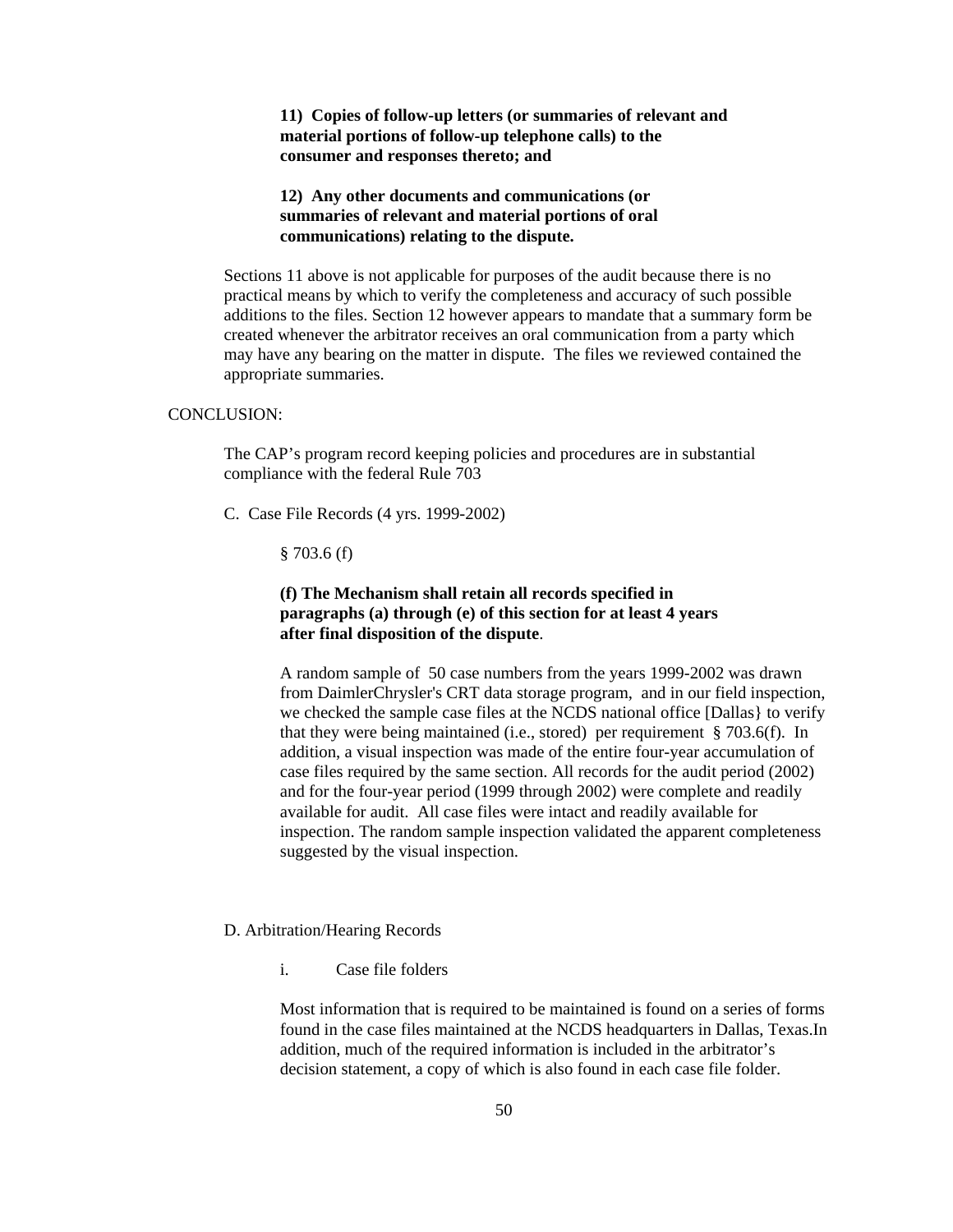**11) Copies of follow-up letters (or summaries of relevant and material portions of follow-up telephone calls) to the consumer and responses thereto; and**

**12) Any other documents and communications (or summaries of relevant and material portions of oral communications) relating to the dispute.**

Sections 11 above is not applicable for purposes of the audit because there is no practical means by which to verify the completeness and accuracy of such possible additions to the files. Section 12 however appears to mandate that a summary form be created whenever the arbitrator receives an oral communication from a party which may have any bearing on the matter in dispute. The files we reviewed contained the appropriate summaries.

CONCLUSION:

The CAP's program record keeping policies and procedures are in substantial compliance with the federal Rule 703

C. Case File Records (4 yrs. 1999-2002)

§ 703.6 (f)

**(f) The Mechanism shall retain all records specified in paragraphs (a) through (e) of this section for at least 4 years after final disposition of the dispute**.

A random sample of 50 case numbers from the years 1999-2002 was drawn from DaimlerChrysler's CRT data storage program, and in our field inspection, we checked the sample case files at the NCDS national office [Dallas} to verify that they were being maintained (i.e., stored) per requirement § 703.6(f). In addition, a visual inspection was made of the entire four-year accumulation of case files required by the same section. All records for the audit period (2002) and for the four-year period (1999 through 2002) were complete and readily available for audit. All case files were intact and readily available for inspection. The random sample inspection validated the apparent completeness suggested by the visual inspection.

D. Arbitration/Hearing Records

i. Case file folders

Most information that is required to be maintained is found on a series of forms found in the case files maintained at the NCDS headquarters in Dallas, Texas.In addition, much of the required information is included in the arbitrator's decision statement, a copy of which is also found in each case file folder.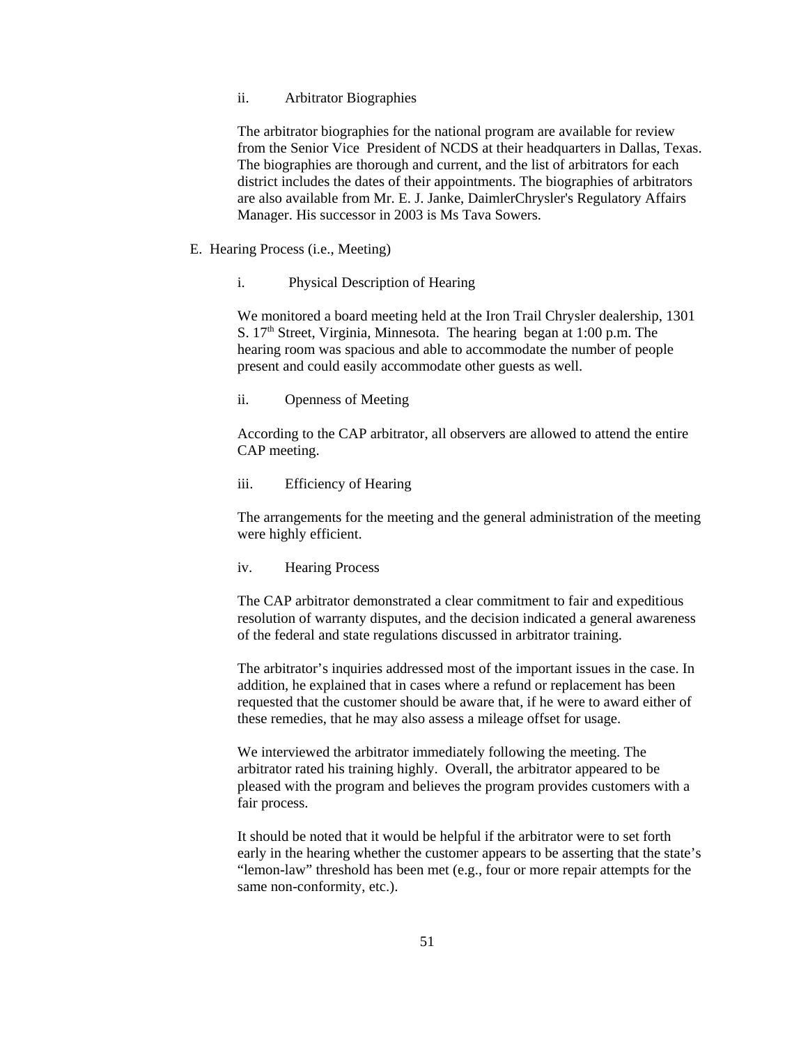ii. Arbitrator Biographies

The arbitrator biographies for the national program are available for review from the Senior Vice President of NCDS at their headquarters in Dallas, Texas. The biographies are thorough and current, and the list of arbitrators for each district includes the dates of their appointments. The biographies of arbitrators are also available from Mr. E. J. Janke, DaimlerChrysler's Regulatory Affairs Manager. His successor in 2003 is Ms Tava Sowers.

E. Hearing Process (i.e., Meeting)

i. Physical Description of Hearing

We monitored a board meeting held at the Iron Trail Chrysler dealership, 1301 S. 17th Street, Virginia, Minnesota. The hearing began at 1:00 p.m. The hearing room was spacious and able to accommodate the number of people present and could easily accommodate other guests as well.

ii. Openness of Meeting

According to the CAP arbitrator, all observers are allowed to attend the entire CAP meeting.

iii. Efficiency of Hearing

The arrangements for the meeting and the general administration of the meeting were highly efficient.

iv. Hearing Process

The CAP arbitrator demonstrated a clear commitment to fair and expeditious resolution of warranty disputes, and the decision indicated a general awareness of the federal and state regulations discussed in arbitrator training.

The arbitrator's inquiries addressed most of the important issues in the case. In addition, he explained that in cases where a refund or replacement has been requested that the customer should be aware that, if he were to award either of these remedies, that he may also assess a mileage offset for usage.

We interviewed the arbitrator immediately following the meeting. The arbitrator rated his training highly. Overall, the arbitrator appeared to be pleased with the program and believes the program provides customers with a fair process.

It should be noted that it would be helpful if the arbitrator were to set forth early in the hearing whether the customer appears to be asserting that the state's "lemon-law" threshold has been met (e.g., four or more repair attempts for the same non-conformity, etc.).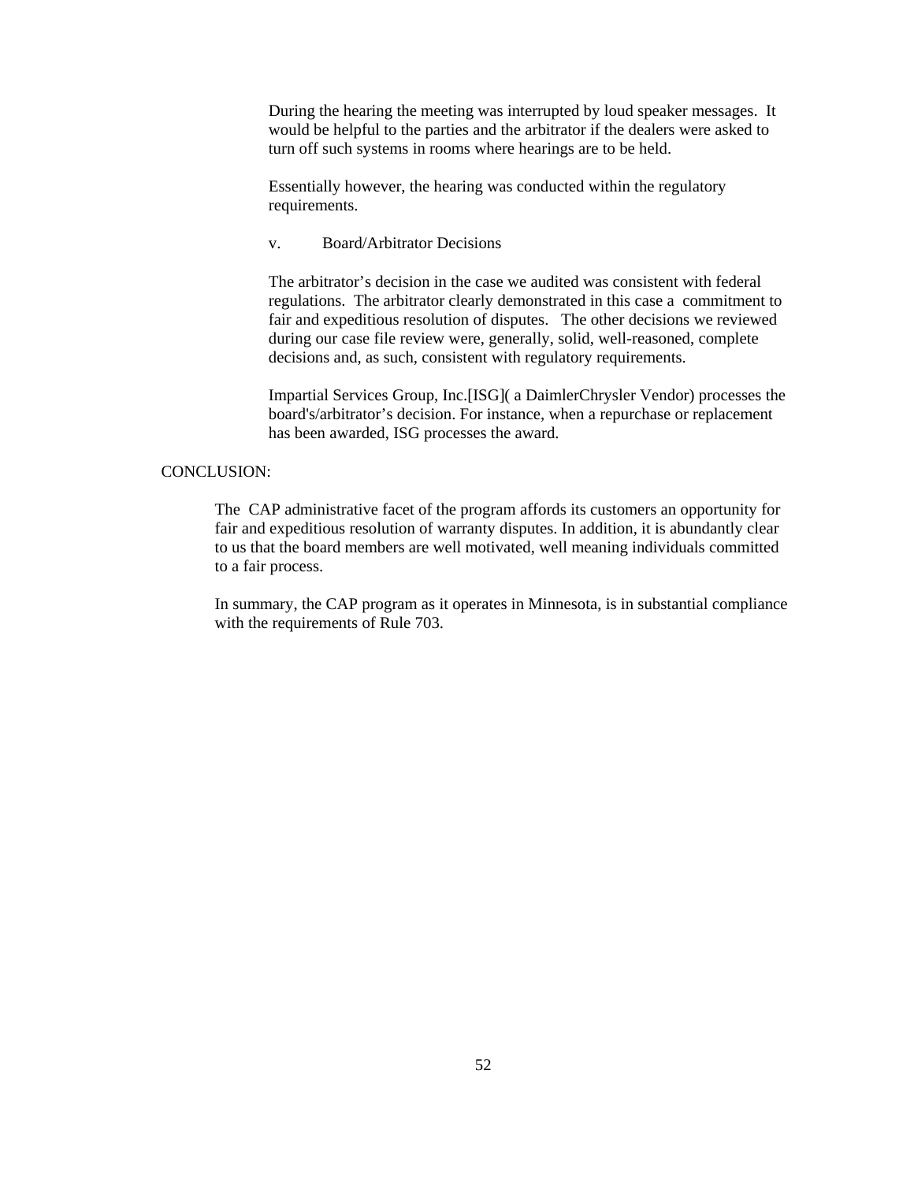During the hearing the meeting was interrupted by loud speaker messages. It would be helpful to the parties and the arbitrator if the dealers were asked to turn off such systems in rooms where hearings are to be held.

Essentially however, the hearing was conducted within the regulatory requirements.

v. Board/Arbitrator Decisions

The arbitrator's decision in the case we audited was consistent with federal regulations. The arbitrator clearly demonstrated in this case a commitment to fair and expeditious resolution of disputes. The other decisions we reviewed during our case file review were, generally, solid, well-reasoned, complete decisions and, as such, consistent with regulatory requirements.

Impartial Services Group, Inc.[ISG]( a DaimlerChrysler Vendor) processes the board's/arbitrator's decision. For instance, when a repurchase or replacement has been awarded, ISG processes the award.

CONCLUSION:

The CAP administrative facet of the program affords its customers an opportunity for fair and expeditious resolution of warranty disputes. In addition, it is abundantly clear to us that the board members are well motivated, well meaning individuals committed to a fair process.

In summary, the CAP program as it operates in Minnesota, is in substantial compliance with the requirements of Rule 703.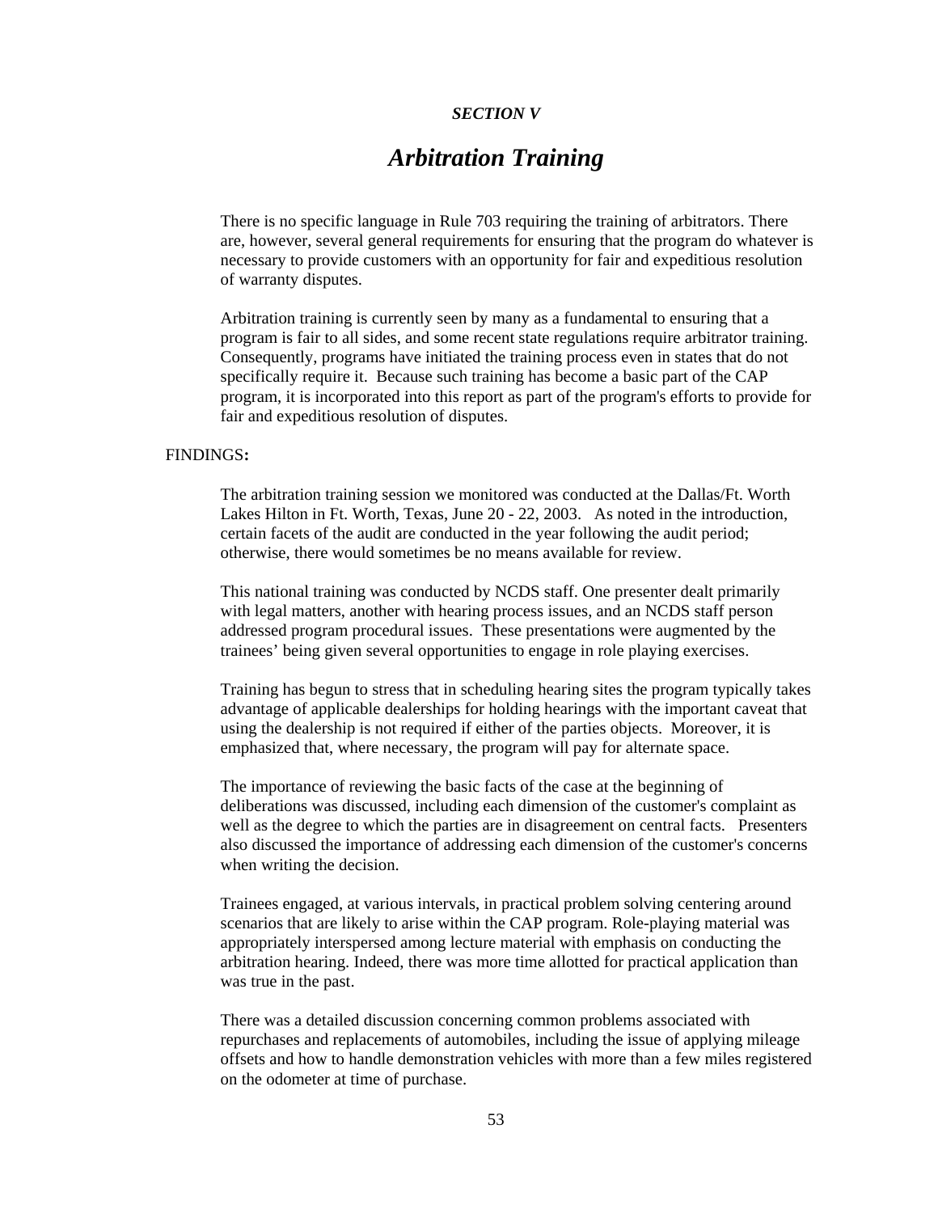*SECTION V*

# *Arbitration Training*

There is no specific language in Rule 703 requiring the training of arbitrators. There are, however, several general requirements for ensuring that the program do whatever is necessary to provide customers with an opportunity for fair and expeditious resolution of warranty disputes.

Arbitration training is currently seen by many as a fundamental to ensuring that a program is fair to all sides, and some recent state regulations require arbitrator training. Consequently, programs have initiated the training process even in states that do not specifically require it. Because such training has become a basic part of the CAP program, it is incorporated into this report as part of the program's efforts to provide for fair and expeditious resolution of disputes.

FINDINGS**:**

The arbitration training session we monitored was conducted at the Dallas/Ft. Worth Lakes Hilton in Ft. Worth, Texas, June 20 - 22, 2003. As noted in the introduction, certain facets of the audit are conducted in the year following the audit period; otherwise, there would sometimes be no means available for review.

This national training was conducted by NCDS staff. One presenter dealt primarily with legal matters, another with hearing process issues, and an NCDS staff person addressed program procedural issues. These presentations were augmented by the trainees' being given several opportunities to engage in role playing exercises.

Training has begun to stress that in scheduling hearing sites the program typically takes advantage of applicable dealerships for holding hearings with the important caveat that using the dealership is not required if either of the parties objects. Moreover, it is emphasized that, where necessary, the program will pay for alternate space.

The importance of reviewing the basic facts of the case at the beginning of deliberations was discussed, including each dimension of the customer's complaint as well as the degree to which the parties are in disagreement on central facts. Presenters also discussed the importance of addressing each dimension of the customer's concerns when writing the decision.

Trainees engaged, at various intervals, in practical problem solving centering around scenarios that are likely to arise within the CAP program. Role-playing material was appropriately interspersed among lecture material with emphasis on conducting the arbitration hearing. Indeed, there was more time allotted for practical application than was true in the past.

There was a detailed discussion concerning common problems associated with repurchases and replacements of automobiles, including the issue of applying mileage offsets and how to handle demonstration vehicles with more than a few miles registered on the odometer at time of purchase.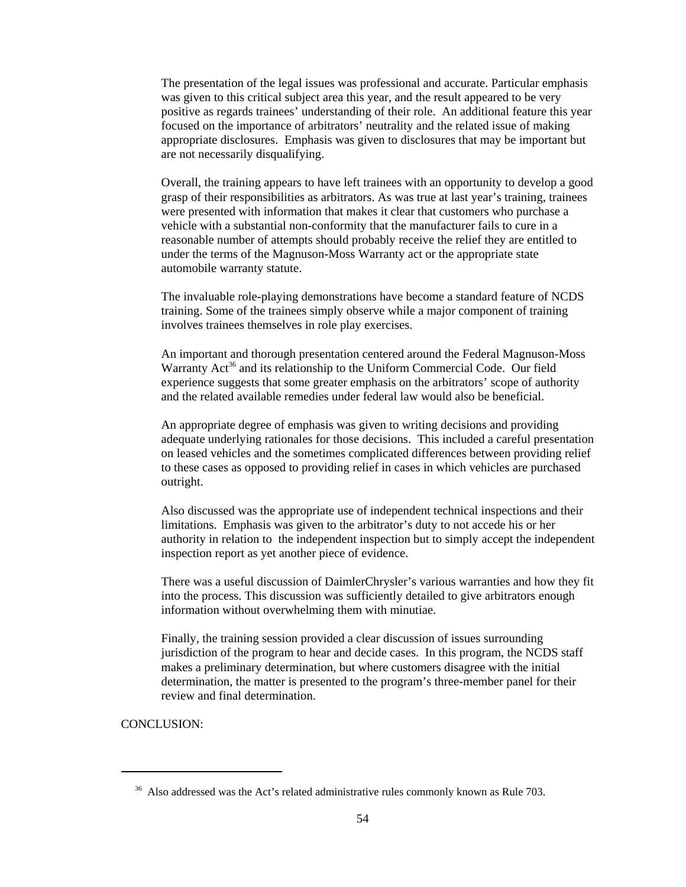The presentation of the legal issues was professional and accurate. Particular emphasis was given to this critical subject area this year, and the result appeared to be very positive as regards trainees' understanding of their role. An additional feature this year focused on the importance of arbitrators' neutrality and the related issue of making appropriate disclosures. Emphasis was given to disclosures that may be important but are not necessarily disqualifying.

Overall, the training appears to have left trainees with an opportunity to develop a good grasp of their responsibilities as arbitrators. As was true at last year's training, trainees were presented with information that makes it clear that customers who purchase a vehicle with a substantial non-conformity that the manufacturer fails to cure in a reasonable number of attempts should probably receive the relief they are entitled to under the terms of the Magnuson-Moss Warranty act or the appropriate state automobile warranty statute.

The invaluable role-playing demonstrations have become a standard feature of NCDS training. Some of the trainees simply observe while a major component of training involves trainees themselves in role play exercises.

An important and thorough presentation centered around the Federal Magnuson-Moss Warranty Act[36] and its relationship to the Uniform Commercial Code. Our field experience suggests that some greater emphasis on the arbitrators' scope of authority and the related available remedies under federal law would also be beneficial.

An appropriate degree of emphasis was given to writing decisions and providing adequate underlying rationales for those decisions. This included a careful presentation on leased vehicles and the sometimes complicated differences between providing relief to these cases as opposed to providing relief in cases in which vehicles are purchased outright.

Also discussed was the appropriate use of independent technical inspections and their limitations. Emphasis was given to the arbitrator's duty to not accede his or her authority in relation to the independent inspection but to simply accept the independent inspection report as yet another piece of evidence.

There was a useful discussion of DaimlerChrysler's various warranties and how they fit into the process. This discussion was sufficiently detailed to give arbitrators enough information without overwhelming them with minutiae.

Finally, the training session provided a clear discussion of issues surrounding jurisdiction of the program to hear and decide cases. In this program, the NCDS staff makes a preliminary determination, but where customers disagree with the initial determination, the matter is presented to the program's three-member panel for their review and final determination.

CONCLUSION:

[36] Also addressed was the Act's related administrative rules commonly known as Rule 703.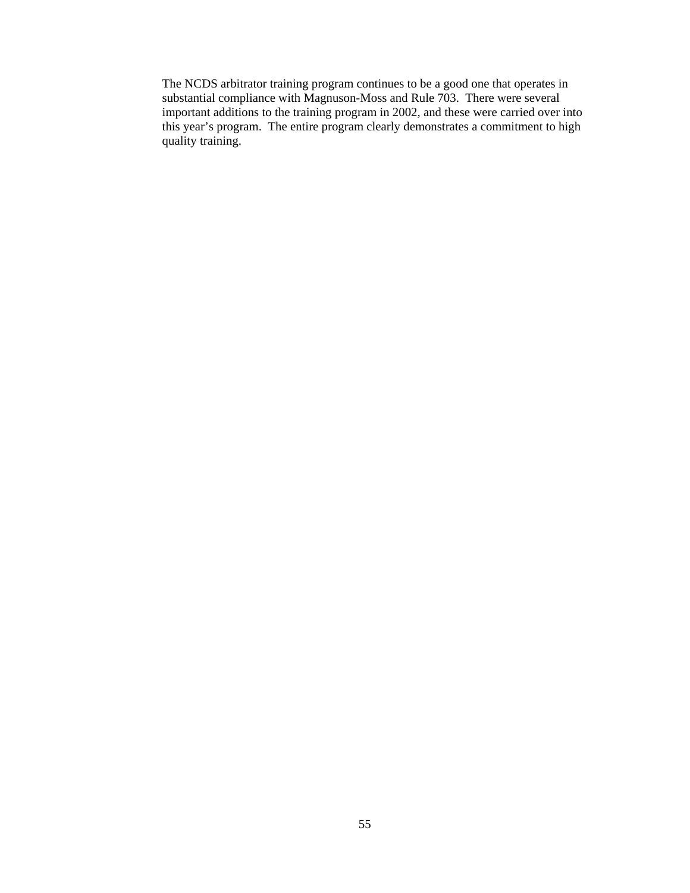The NCDS arbitrator training program continues to be a good one that operates in substantial compliance with Magnuson-Moss and Rule 703. There were several important additions to the training program in 2002, and these were carried over into this year's program. The entire program clearly demonstrates a commitment to high quality training.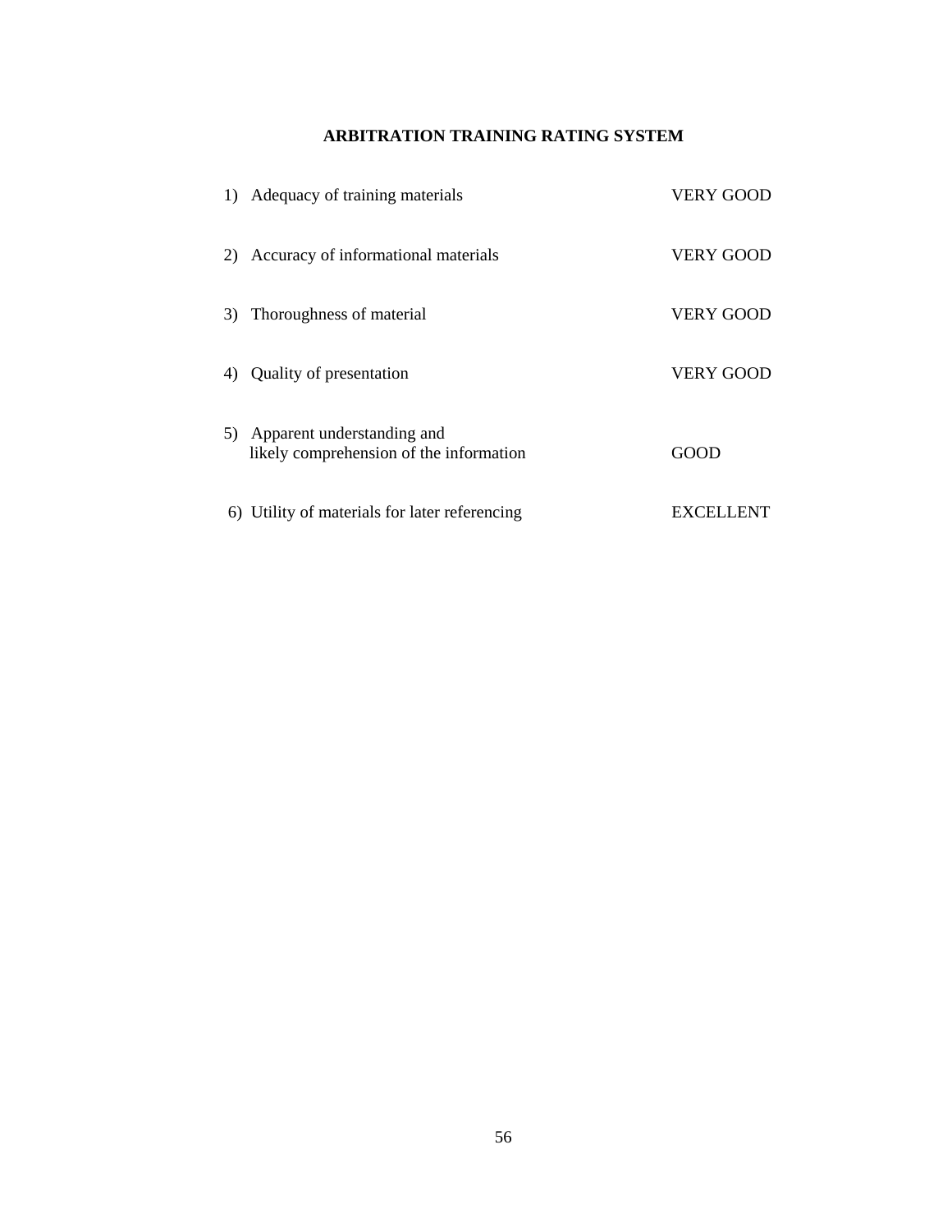**ARBITRATION TRAINING RATING SYSTEM**

| | |
|---|---|
| 1) Adequacy of training materials | VERY GOOD |
| 2) Accuracy of informational materials | VERY GOOD |
| 3) Thoroughness of material | VERY GOOD |
| 4) Quality of presentation | VERY GOOD |
| 5) Apparent understanding and likely comprehension of the information | GOOD |
| 6) Utility of materials for later referencing | EXCELLENT |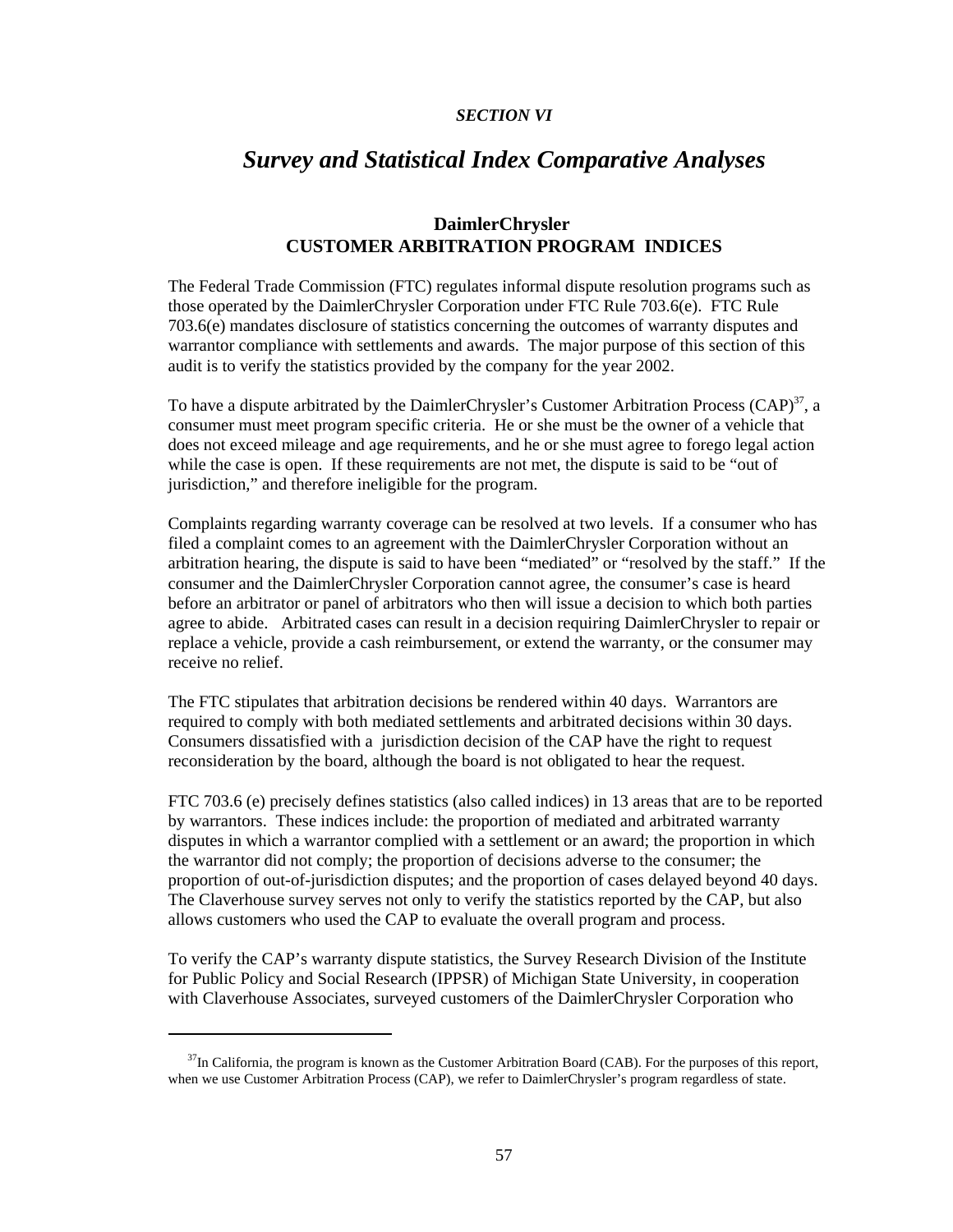*SECTION VI*

# *Survey and Statistical Index Comparative Analyses*

## DaimlerChrysler
## CUSTOMER ARBITRATION PROGRAM INDICES

The Federal Trade Commission (FTC) regulates informal dispute resolution programs such as those operated by the DaimlerChrysler Corporation under FTC Rule 703.6(e). FTC Rule 703.6(e) mandates disclosure of statistics concerning the outcomes of warranty disputes and warrantor compliance with settlements and awards. The major purpose of this section of this audit is to verify the statistics provided by the company for the year 2002.

To have a dispute arbitrated by the DaimlerChrysler's Customer Arbitration Process (CAP)[37], a consumer must meet program specific criteria. He or she must be the owner of a vehicle that does not exceed mileage and age requirements, and he or she must agree to forego legal action while the case is open. If these requirements are not met, the dispute is said to be "out of jurisdiction," and therefore ineligible for the program.

Complaints regarding warranty coverage can be resolved at two levels. If a consumer who has filed a complaint comes to an agreement with the DaimlerChrysler Corporation without an arbitration hearing, the dispute is said to have been "mediated" or "resolved by the staff." If the consumer and the DaimlerChrysler Corporation cannot agree, the consumer's case is heard before an arbitrator or panel of arbitrators who then will issue a decision to which both parties agree to abide. Arbitrated cases can result in a decision requiring DaimlerChrysler to repair or replace a vehicle, provide a cash reimbursement, or extend the warranty, or the consumer may receive no relief.

The FTC stipulates that arbitration decisions be rendered within 40 days. Warrantors are required to comply with both mediated settlements and arbitrated decisions within 30 days. Consumers dissatisfied with a jurisdiction decision of the CAP have the right to request reconsideration by the board, although the board is not obligated to hear the request.

FTC 703.6 (e) precisely defines statistics (also called indices) in 13 areas that are to be reported by warrantors. These indices include: the proportion of mediated and arbitrated warranty disputes in which a warrantor complied with a settlement or an award; the proportion in which the warrantor did not comply; the proportion of decisions adverse to the consumer; the proportion of out-of-jurisdiction disputes; and the proportion of cases delayed beyond 40 days. The Claverhouse survey serves not only to verify the statistics reported by the CAP, but also allows customers who used the CAP to evaluate the overall program and process.

To verify the CAP's warranty dispute statistics, the Survey Research Division of the Institute for Public Policy and Social Research (IPPSR) of Michigan State University, in cooperation with Claverhouse Associates, surveyed customers of the DaimlerChrysler Corporation who

---

[37]In California, the program is known as the Customer Arbitration Board (CAB). For the purposes of this report, when we use Customer Arbitration Process (CAP), we refer to DaimlerChrysler's program regardless of state.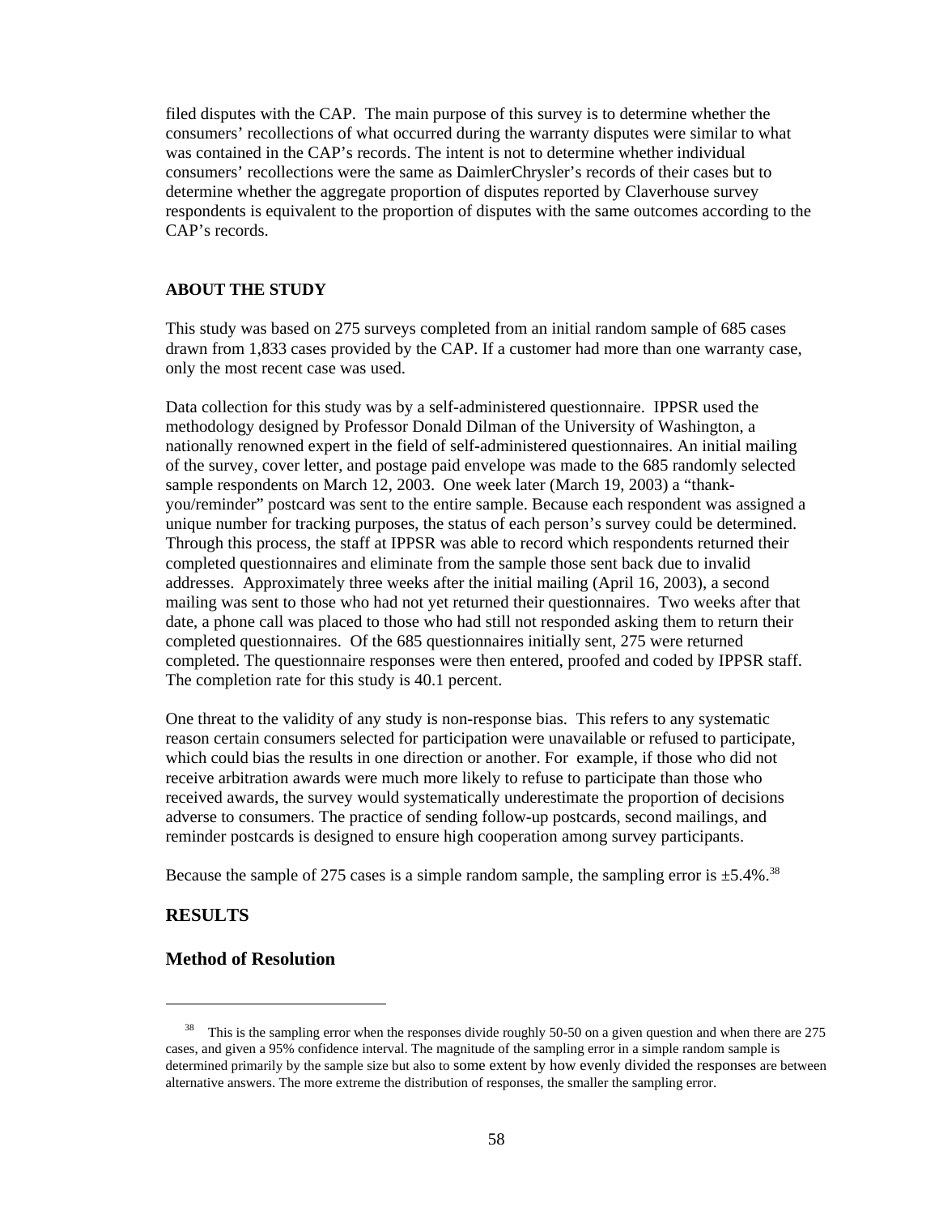filed disputes with the CAP. The main purpose of this survey is to determine whether the consumers' recollections of what occurred during the warranty disputes were similar to what was contained in the CAP's records. The intent is not to determine whether individual consumers' recollections were the same as DaimlerChrysler's records of their cases but to determine whether the aggregate proportion of disputes reported by Claverhouse survey respondents is equivalent to the proportion of disputes with the same outcomes according to the CAP's records.

#### ABOUT THE STUDY

This study was based on 275 surveys completed from an initial random sample of 685 cases drawn from 1,833 cases provided by the CAP. If a customer had more than one warranty case, only the most recent case was used.

Data collection for this study was by a self-administered questionnaire. IPPSR used the methodology designed by Professor Donald Dilman of the University of Washington, a nationally renowned expert in the field of self-administered questionnaires. An initial mailing of the survey, cover letter, and postage paid envelope was made to the 685 randomly selected sample respondents on March 12, 2003. One week later (March 19, 2003) a "thank-you/reminder" postcard was sent to the entire sample. Because each respondent was assigned a unique number for tracking purposes, the status of each person's survey could be determined. Through this process, the staff at IPPSR was able to record which respondents returned their completed questionnaires and eliminate from the sample those sent back due to invalid addresses. Approximately three weeks after the initial mailing (April 16, 2003), a second mailing was sent to those who had not yet returned their questionnaires. Two weeks after that date, a phone call was placed to those who had still not responded asking them to return their completed questionnaires. Of the 685 questionnaires initially sent, 275 were returned completed. The questionnaire responses were then entered, proofed and coded by IPPSR staff. The completion rate for this study is 40.1 percent.

One threat to the validity of any study is non-response bias. This refers to any systematic reason certain consumers selected for participation were unavailable or refused to participate, which could bias the results in one direction or another. For example, if those who did not receive arbitration awards were much more likely to refuse to participate than those who received awards, the survey would systematically underestimate the proportion of decisions adverse to consumers. The practice of sending follow-up postcards, second mailings, and reminder postcards is designed to ensure high cooperation among survey participants.

Because the sample of 275 cases is a simple random sample, the sampling error is ±5.4%.[38]

## RESULTS

### Method of Resolution

[38] This is the sampling error when the responses divide roughly 50-50 on a given question and when there are 275 cases, and given a 95% confidence interval. The magnitude of the sampling error in a simple random sample is determined primarily by the sample size but also to some extent by how evenly divided the responses are between alternative answers. The more extreme the distribution of responses, the smaller the sampling error.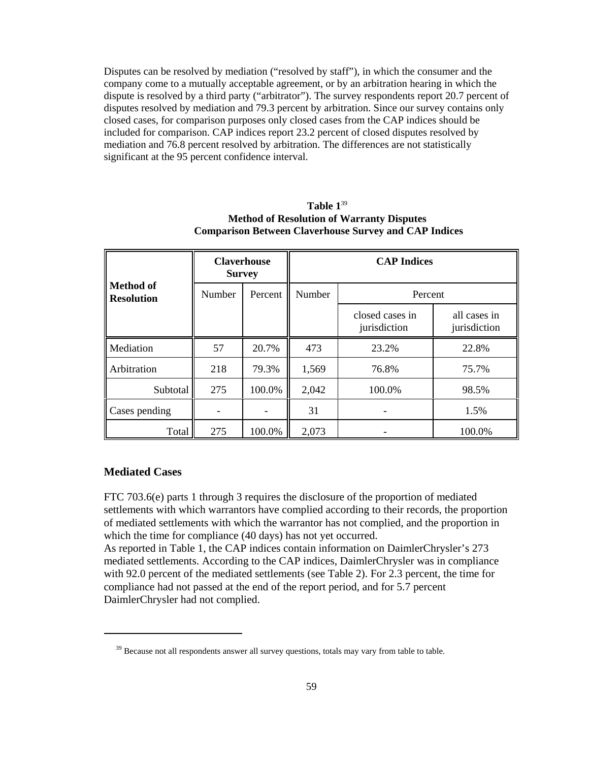Disputes can be resolved by mediation ("resolved by staff"), in which the consumer and the company come to a mutually acceptable agreement, or by an arbitration hearing in which the dispute is resolved by a third party ("arbitrator"). The survey respondents report 20.7 percent of disputes resolved by mediation and 79.3 percent by arbitration. Since our survey contains only closed cases, for comparison purposes only closed cases from the CAP indices should be included for comparison. CAP indices report 23.2 percent of closed disputes resolved by mediation and 76.8 percent resolved by arbitration. The differences are not statistically significant at the 95 percent confidence interval.

**Table 1**[39]
**Method of Resolution of Warranty Disputes**
**Comparison Between Claverhouse Survey and CAP Indices**

| Method of Resolution | Claverhouse Survey | | CAP Indices | | |
|---|---|---|---|---|---|
| | Number | Percent | Number | Percent | |
| | | | | closed cases in jurisdiction | all cases in jurisdiction |
| Mediation | 57 | 20.7% | 473 | 23.2% | 22.8% |
| Arbitration | 218 | 79.3% | 1,569 | 76.8% | 75.7% |
| Subtotal | 275 | 100.0% | 2,042 | 100.0% | 98.5% |
| Cases pending | - | - | 31 | - | 1.5% |
| Total | 275 | 100.0% | 2,073 | - | 100.0% |

## Mediated Cases

FTC 703.6(e) parts 1 through 3 requires the disclosure of the proportion of mediated settlements with which warrantors have complied according to their records, the proportion of mediated settlements with which the warrantor has not complied, and the proportion in which the time for compliance (40 days) has not yet occurred.

As reported in Table 1, the CAP indices contain information on DaimlerChrysler's 273 mediated settlements. According to the CAP indices, DaimlerChrysler was in compliance with 92.0 percent of the mediated settlements (see Table 2). For 2.3 percent, the time for compliance had not passed at the end of the report period, and for 5.7 percent DaimlerChrysler had not complied.

[39] Because not all respondents answer all survey questions, totals may vary from table to table.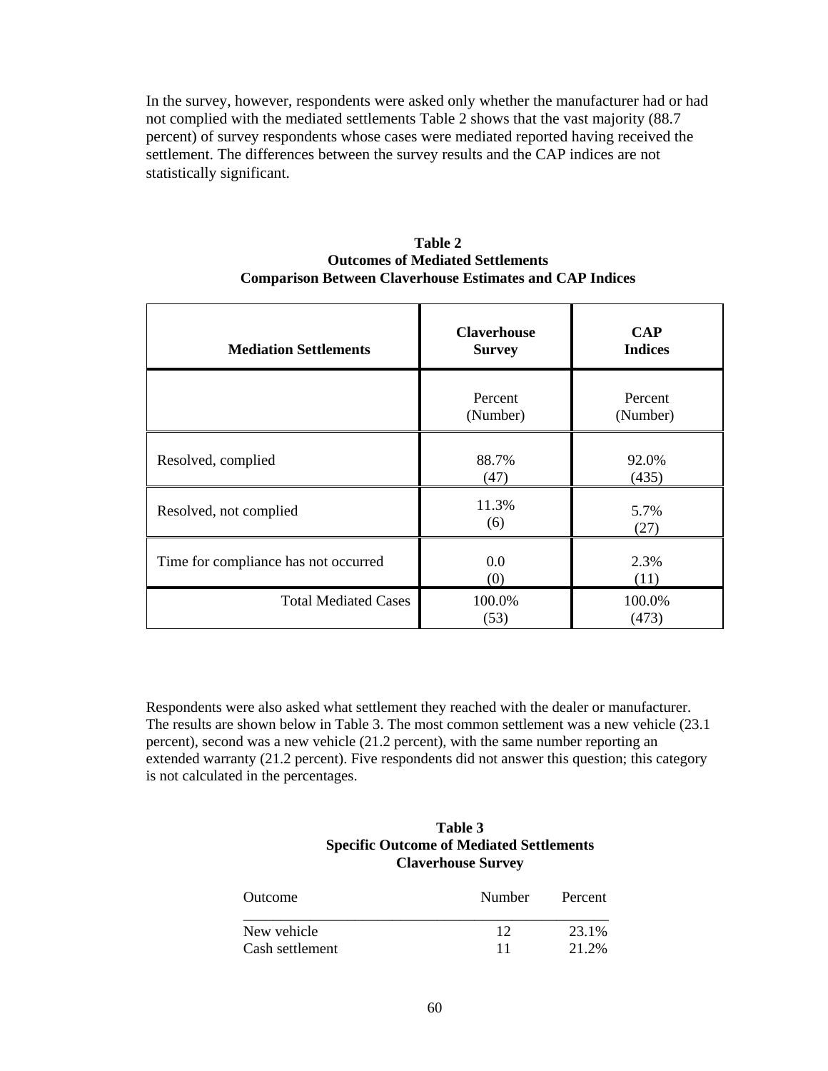In the survey, however, respondents were asked only whether the manufacturer had or had not complied with the mediated settlements Table 2 shows that the vast majority (88.7 percent) of survey respondents whose cases were mediated reported having received the settlement. The differences between the survey results and the CAP indices are not statistically significant.

**Table 2**
**Outcomes of Mediated Settlements**
**Comparison Between Claverhouse Estimates and CAP Indices**

| Mediation Settlements | Claverhouse Survey | CAP Indices |
|---|---|---|
| | Percent (Number) | Percent (Number) |
| Resolved, complied | 88.7% (47) | 92.0% (435) |
| Resolved, not complied | 11.3% (6) | 5.7% (27) |
| Time for compliance has not occurred | 0.0 (0) | 2.3% (11) |
| Total Mediated Cases | 100.0% (53) | 100.0% (473) |

Respondents were also asked what settlement they reached with the dealer or manufacturer. The results are shown below in Table 3. The most common settlement was a new vehicle (23.1 percent), second was a new vehicle (21.2 percent), with the same number reporting an extended warranty (21.2 percent). Five respondents did not answer this question; this category is not calculated in the percentages.

**Table 3**
**Specific Outcome of Mediated Settlements**
**Claverhouse Survey**

| Outcome | Number | Percent |
|---|---|---|
| New vehicle | 12 | 23.1% |
| Cash settlement | 11 | 21.2% |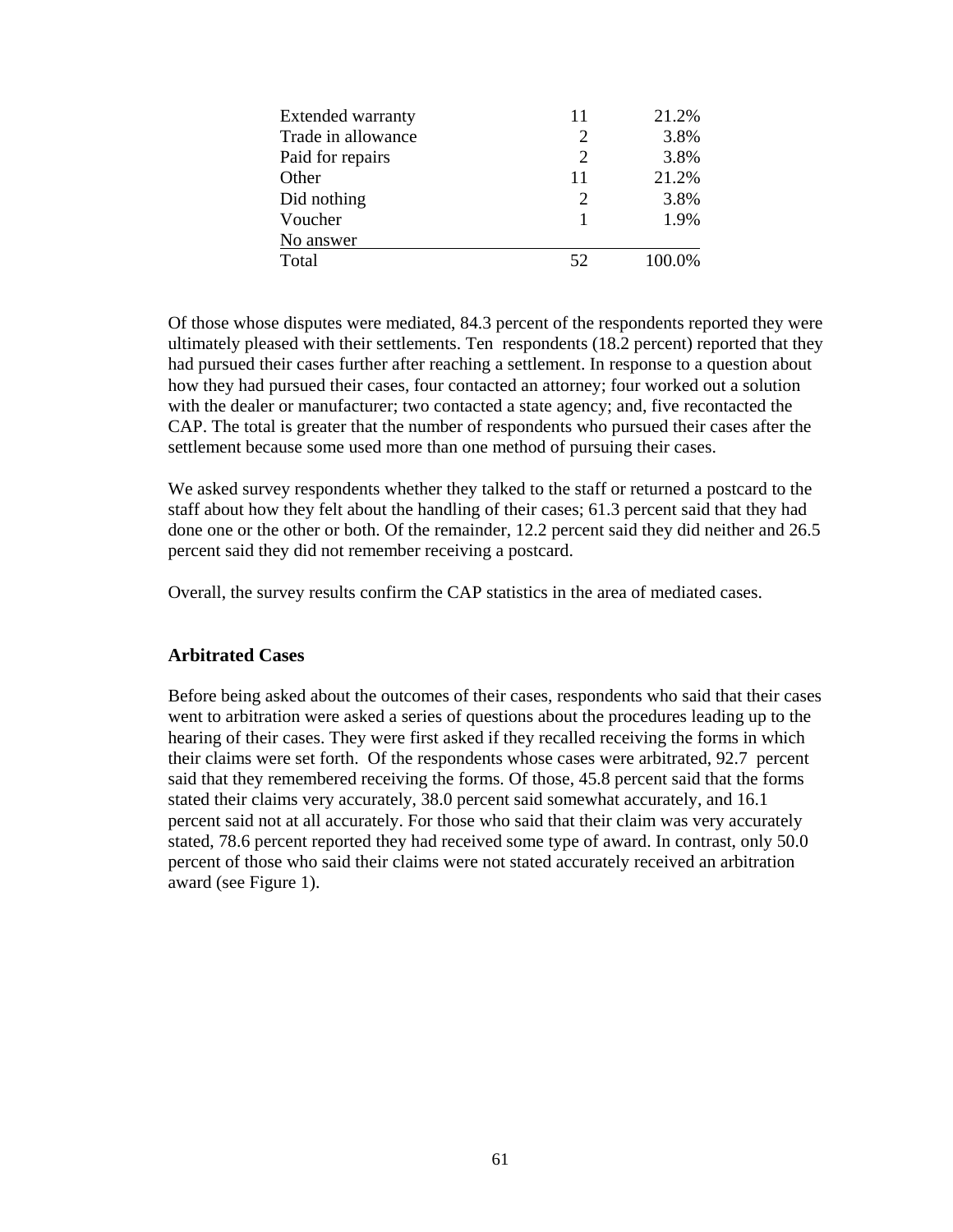| | | |
|---|---|---|
| Extended warranty | 11 | 21.2% |
| Trade in allowance | 2 | 3.8% |
| Paid for repairs | 2 | 3.8% |
| Other | 11 | 21.2% |
| Did nothing | 2 | 3.8% |
| Voucher | 1 | 1.9% |
| No answer | | |
| Total | 52 | 100.0% |

Of those whose disputes were mediated, 84.3 percent of the respondents reported they were ultimately pleased with their settlements. Ten respondents (18.2 percent) reported that they had pursued their cases further after reaching a settlement. In response to a question about how they had pursued their cases, four contacted an attorney; four worked out a solution with the dealer or manufacturer; two contacted a state agency; and, five recontacted the CAP. The total is greater that the number of respondents who pursued their cases after the settlement because some used more than one method of pursuing their cases.

We asked survey respondents whether they talked to the staff or returned a postcard to the staff about how they felt about the handling of their cases; 61.3 percent said that they had done one or the other or both. Of the remainder, 12.2 percent said they did neither and 26.5 percent said they did not remember receiving a postcard.

Overall, the survey results confirm the CAP statistics in the area of mediated cases.

### Arbitrated Cases

Before being asked about the outcomes of their cases, respondents who said that their cases went to arbitration were asked a series of questions about the procedures leading up to the hearing of their cases. They were first asked if they recalled receiving the forms in which their claims were set forth. Of the respondents whose cases were arbitrated, 92.7 percent said that they remembered receiving the forms. Of those, 45.8 percent said that the forms stated their claims very accurately, 38.0 percent said somewhat accurately, and 16.1 percent said not at all accurately. For those who said that their claim was very accurately stated, 78.6 percent reported they had received some type of award. In contrast, only 50.0 percent of those who said their claims were not stated accurately received an arbitration award (see Figure 1).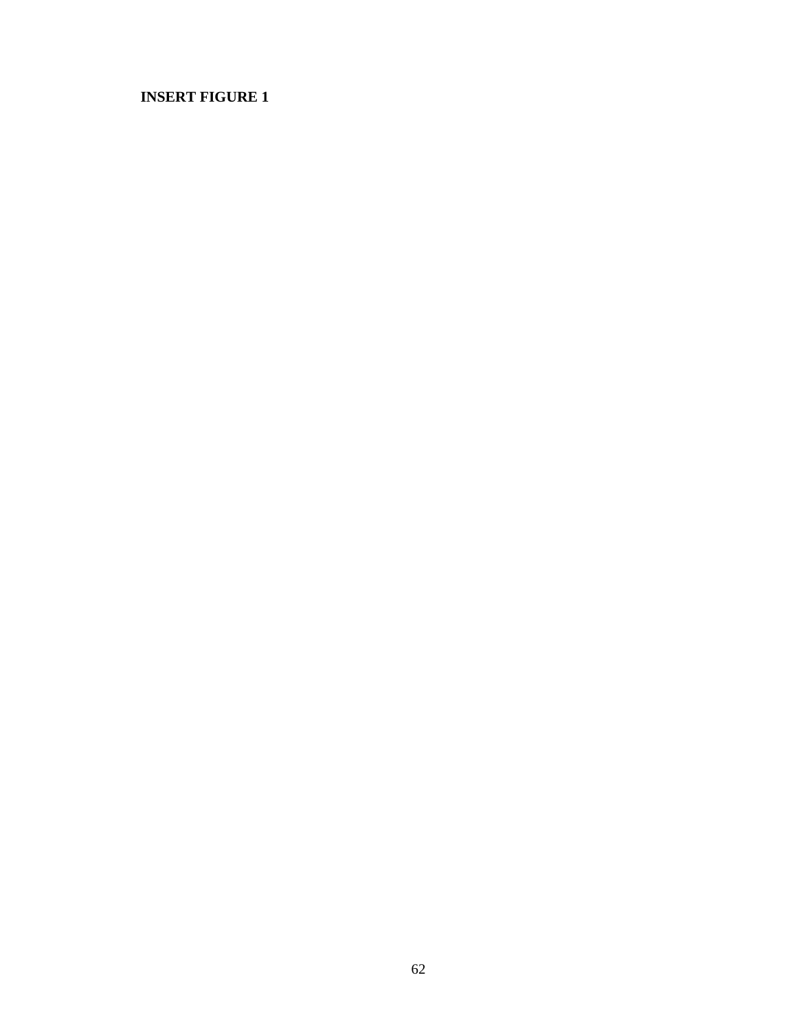**INSERT FIGURE 1**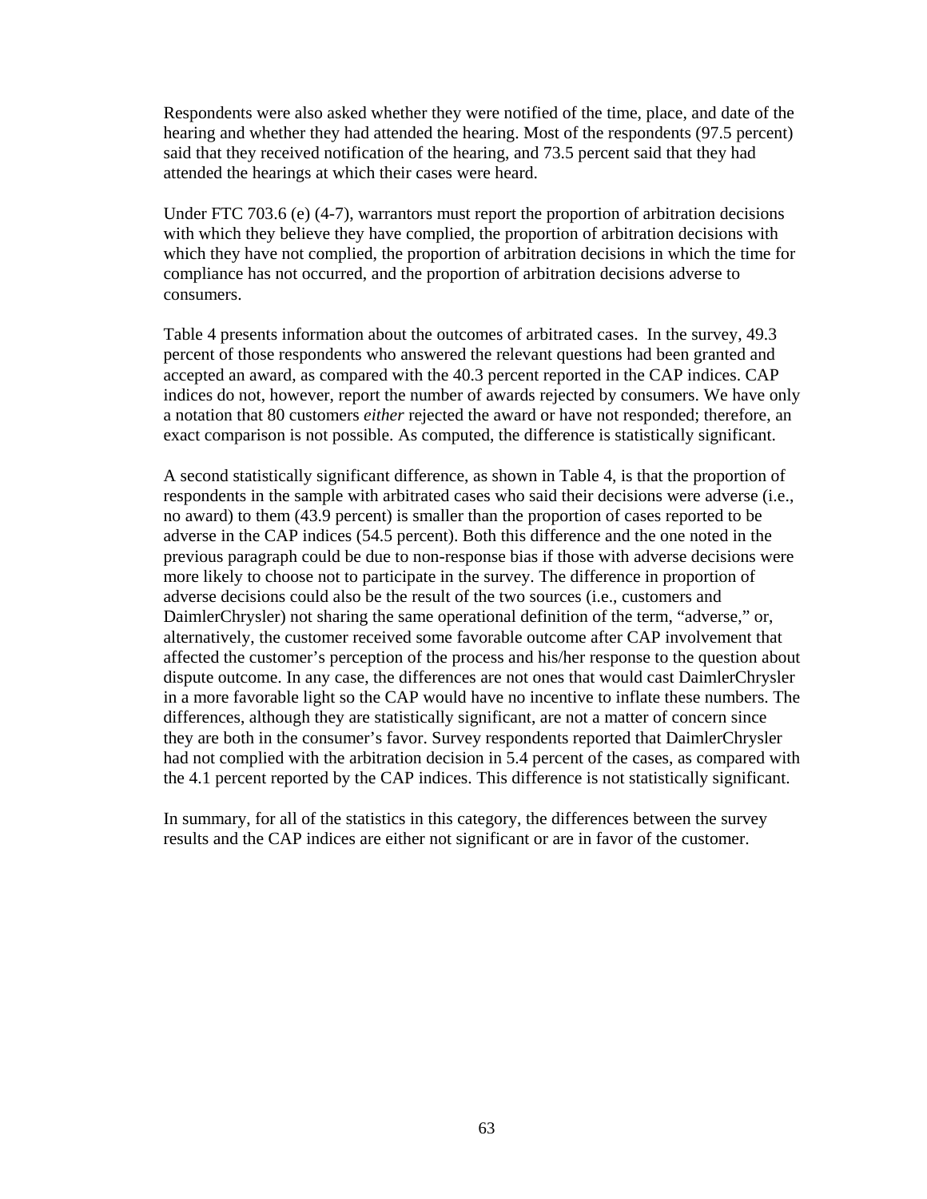Respondents were also asked whether they were notified of the time, place, and date of the hearing and whether they had attended the hearing. Most of the respondents (97.5 percent) said that they received notification of the hearing, and 73.5 percent said that they had attended the hearings at which their cases were heard.

Under FTC 703.6 (e) (4-7), warrantors must report the proportion of arbitration decisions with which they believe they have complied, the proportion of arbitration decisions with which they have not complied, the proportion of arbitration decisions in which the time for compliance has not occurred, and the proportion of arbitration decisions adverse to consumers.

Table 4 presents information about the outcomes of arbitrated cases. In the survey, 49.3 percent of those respondents who answered the relevant questions had been granted and accepted an award, as compared with the 40.3 percent reported in the CAP indices. CAP indices do not, however, report the number of awards rejected by consumers. We have only a notation that 80 customers *either* rejected the award or have not responded; therefore, an exact comparison is not possible. As computed, the difference is statistically significant.

A second statistically significant difference, as shown in Table 4, is that the proportion of respondents in the sample with arbitrated cases who said their decisions were adverse (i.e., no award) to them (43.9 percent) is smaller than the proportion of cases reported to be adverse in the CAP indices (54.5 percent). Both this difference and the one noted in the previous paragraph could be due to non-response bias if those with adverse decisions were more likely to choose not to participate in the survey. The difference in proportion of adverse decisions could also be the result of the two sources (i.e., customers and DaimlerChrysler) not sharing the same operational definition of the term, "adverse," or, alternatively, the customer received some favorable outcome after CAP involvement that affected the customer's perception of the process and his/her response to the question about dispute outcome. In any case, the differences are not ones that would cast DaimlerChrysler in a more favorable light so the CAP would have no incentive to inflate these numbers. The differences, although they are statistically significant, are not a matter of concern since they are both in the consumer's favor. Survey respondents reported that DaimlerChrysler had not complied with the arbitration decision in 5.4 percent of the cases, as compared with the 4.1 percent reported by the CAP indices. This difference is not statistically significant.

In summary, for all of the statistics in this category, the differences between the survey results and the CAP indices are either not significant or are in favor of the customer.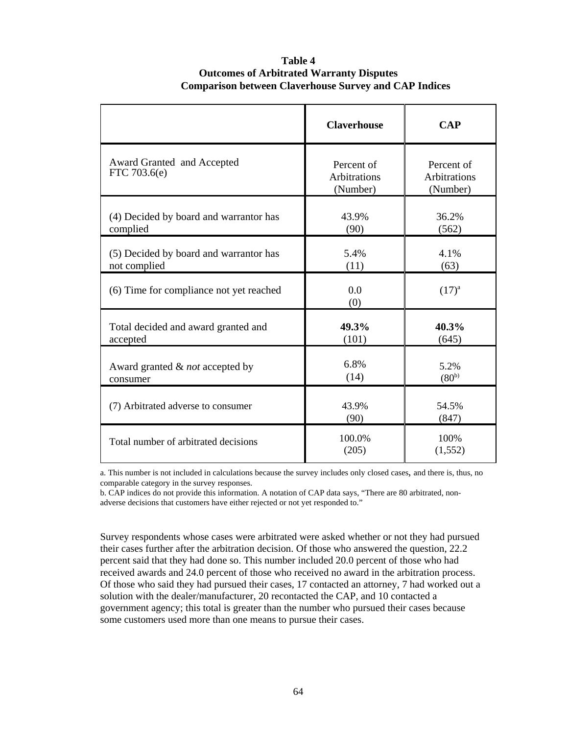**Table 4**
**Outcomes of Arbitrated Warranty Disputes**
**Comparison between Claverhouse Survey and CAP Indices**

| | **Claverhouse** | **CAP** |
|---|---|---|
| Award Granted and Accepted FTC 703.6(e) | Percent of Arbitrations (Number) | Percent of Arbitrations (Number) |
| (4) Decided by board and warrantor has complied | 43.9% (90) | 36.2% (562) |
| (5) Decided by board and warrantor has not complied | 5.4% (11) | 4.1% (63) |
| (6) Time for compliance not yet reached | 0.0 (0) | (17)[a] |
| Total decided and award granted and accepted | **49.3%** (101) | **40.3%** (645) |
| Award granted & *not* accepted by consumer | 6.8% (14) | 5.2% (80[b]) |
| (7) Arbitrated adverse to consumer | 43.9% (90) | 54.5% (847) |
| Total number of arbitrated decisions | 100.0% (205) | 100% (1,552) |

a. This number is not included in calculations because the survey includes only closed cases, and there is, thus, no comparable category in the survey responses.
b. CAP indices do not provide this information. A notation of CAP data says, "There are 80 arbitrated, non-adverse decisions that customers have either rejected or not yet responded to."

Survey respondents whose cases were arbitrated were asked whether or not they had pursued their cases further after the arbitration decision. Of those who answered the question, 22.2 percent said that they had done so. This number included 20.0 percent of those who had received awards and 24.0 percent of those who received no award in the arbitration process. Of those who said they had pursued their cases, 17 contacted an attorney, 7 had worked out a solution with the dealer/manufacturer, 20 recontacted the CAP, and 10 contacted a government agency; this total is greater than the number who pursued their cases because some customers used more than one means to pursue their cases.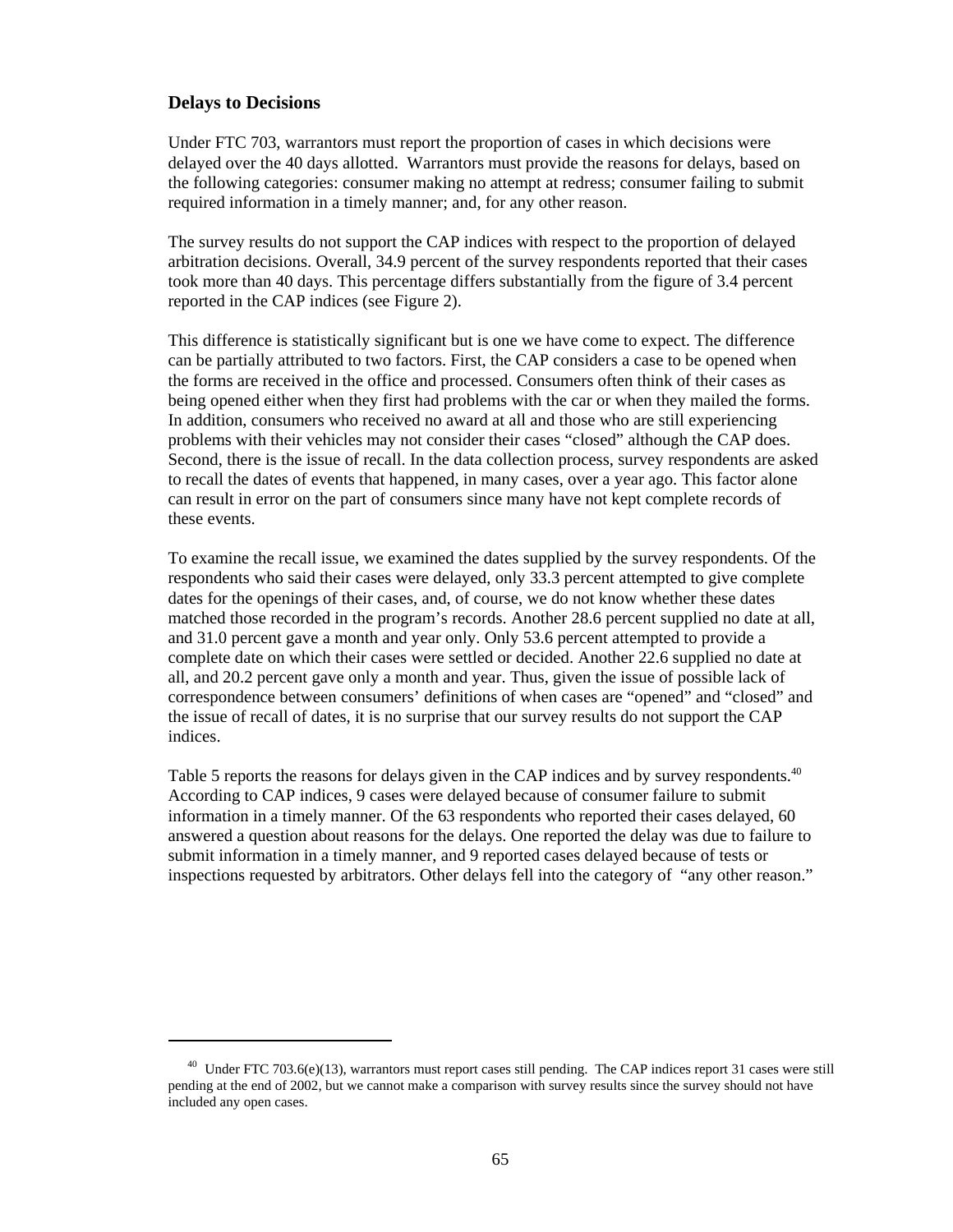### Delays to Decisions

Under FTC 703, warrantors must report the proportion of cases in which decisions were delayed over the 40 days allotted. Warrantors must provide the reasons for delays, based on the following categories: consumer making no attempt at redress; consumer failing to submit required information in a timely manner; and, for any other reason.

The survey results do not support the CAP indices with respect to the proportion of delayed arbitration decisions. Overall, 34.9 percent of the survey respondents reported that their cases took more than 40 days. This percentage differs substantially from the figure of 3.4 percent reported in the CAP indices (see Figure 2).

This difference is statistically significant but is one we have come to expect. The difference can be partially attributed to two factors. First, the CAP considers a case to be opened when the forms are received in the office and processed. Consumers often think of their cases as being opened either when they first had problems with the car or when they mailed the forms. In addition, consumers who received no award at all and those who are still experiencing problems with their vehicles may not consider their cases "closed" although the CAP does. Second, there is the issue of recall. In the data collection process, survey respondents are asked to recall the dates of events that happened, in many cases, over a year ago. This factor alone can result in error on the part of consumers since many have not kept complete records of these events.

To examine the recall issue, we examined the dates supplied by the survey respondents. Of the respondents who said their cases were delayed, only 33.3 percent attempted to give complete dates for the openings of their cases, and, of course, we do not know whether these dates matched those recorded in the program's records. Another 28.6 percent supplied no date at all, and 31.0 percent gave a month and year only. Only 53.6 percent attempted to provide a complete date on which their cases were settled or decided. Another 22.6 supplied no date at all, and 20.2 percent gave only a month and year. Thus, given the issue of possible lack of correspondence between consumers' definitions of when cases are "opened" and "closed" and the issue of recall of dates, it is no surprise that our survey results do not support the CAP indices.

Table 5 reports the reasons for delays given in the CAP indices and by survey respondents.[40] According to CAP indices, 9 cases were delayed because of consumer failure to submit information in a timely manner. Of the 63 respondents who reported their cases delayed, 60 answered a question about reasons for the delays. One reported the delay was due to failure to submit information in a timely manner, and 9 reported cases delayed because of tests or inspections requested by arbitrators. Other delays fell into the category of "any other reason."

---

[40] Under FTC 703.6(e)(13), warrantors must report cases still pending. The CAP indices report 31 cases were still pending at the end of 2002, but we cannot make a comparison with survey results since the survey should not have included any open cases.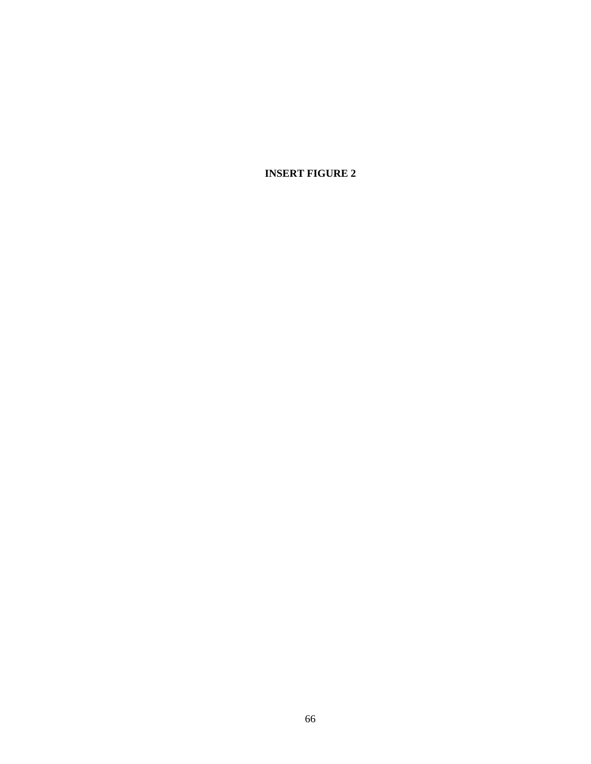**INSERT FIGURE 2**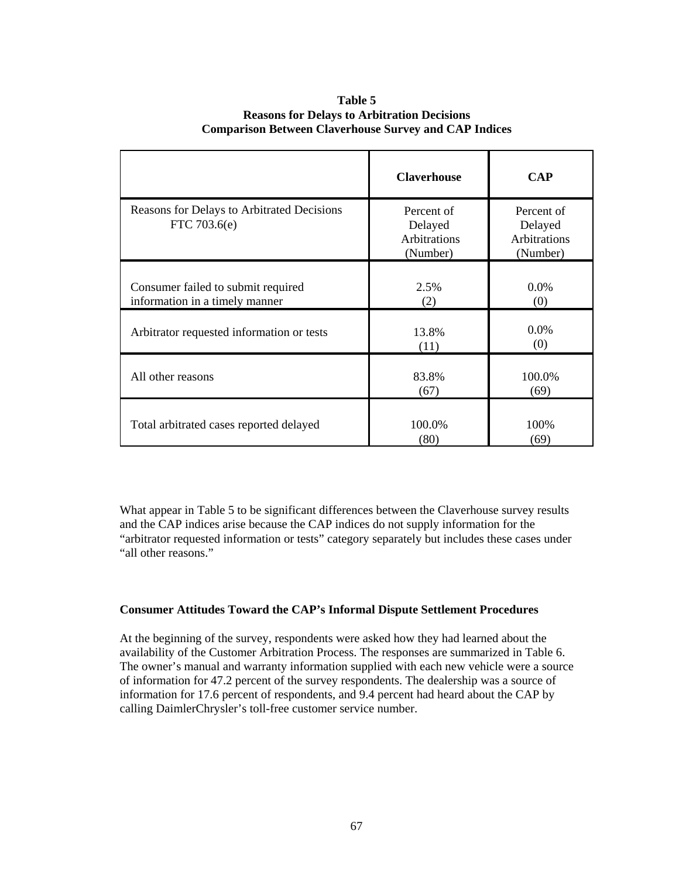**Table 5**
**Reasons for Delays to Arbitration Decisions**
**Comparison Between Claverhouse Survey and CAP Indices**

| | **Claverhouse** | **CAP** |
|---|---|---|
| Reasons for Delays to Arbitrated Decisions FTC 703.6(e) | Percent of Delayed Arbitrations (Number) | Percent of Delayed Arbitrations (Number) |
| Consumer failed to submit required information in a timely manner | 2.5% (2) | 0.0% (0) |
| Arbitrator requested information or tests | 13.8% (11) | 0.0% (0) |
| All other reasons | 83.8% (67) | 100.0% (69) |
| Total arbitrated cases reported delayed | 100.0% (80) | 100% (69) |

What appear in Table 5 to be significant differences between the Claverhouse survey results and the CAP indices arise because the CAP indices do not supply information for the "arbitrator requested information or tests" category separately but includes these cases under "all other reasons."

**Consumer Attitudes Toward the CAP's Informal Dispute Settlement Procedures**

At the beginning of the survey, respondents were asked how they had learned about the availability of the Customer Arbitration Process. The responses are summarized in Table 6. The owner's manual and warranty information supplied with each new vehicle were a source of information for 47.2 percent of the survey respondents. The dealership was a source of information for 17.6 percent of respondents, and 9.4 percent had heard about the CAP by calling DaimlerChrysler's toll-free customer service number.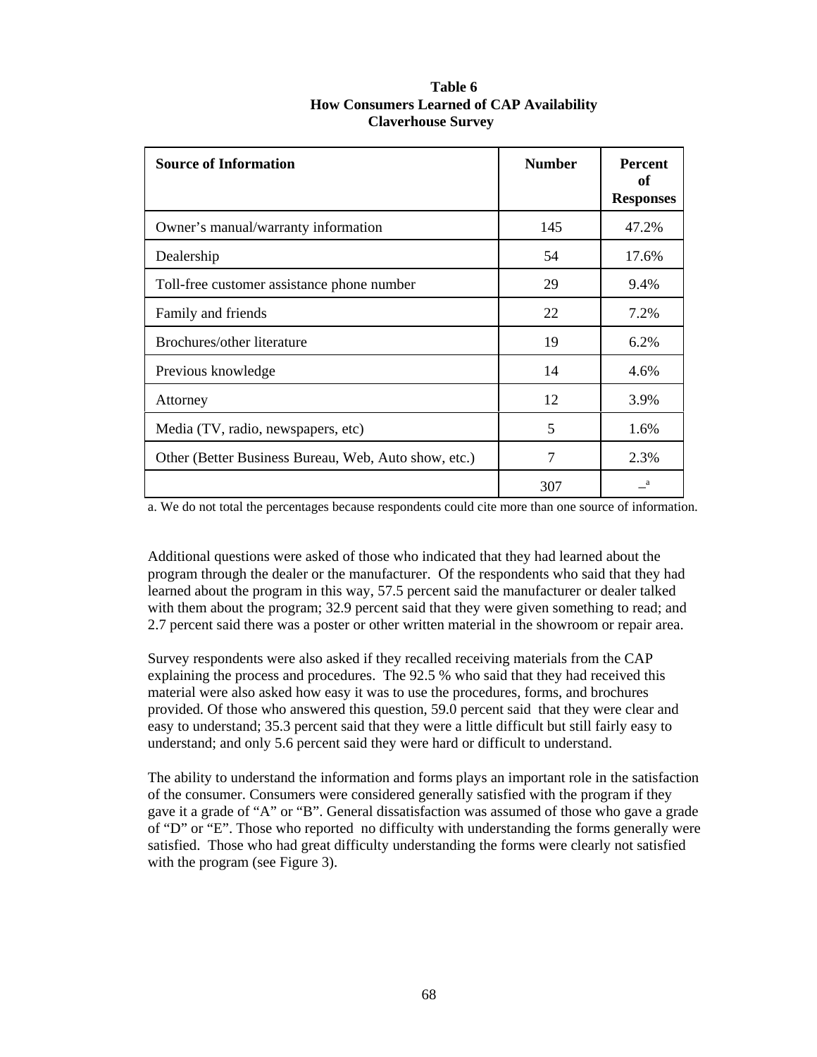**Table 6**
**How Consumers Learned of CAP Availability**
**Claverhouse Survey**

| Source of Information | Number | Percent of Responses |
|---|---|---|
| Owner's manual/warranty information | 145 | 47.2% |
| Dealership | 54 | 17.6% |
| Toll-free customer assistance phone number | 29 | 9.4% |
| Family and friends | 22 | 7.2% |
| Brochures/other literature | 19 | 6.2% |
| Previous knowledge | 14 | 4.6% |
| Attorney | 12 | 3.9% |
| Media (TV, radio, newspapers, etc) | 5 | 1.6% |
| Other (Better Business Bureau, Web, Auto show, etc.) | 7 | 2.3% |
| | 307 | –[a] |

a. We do not total the percentages because respondents could cite more than one source of information.

Additional questions were asked of those who indicated that they had learned about the program through the dealer or the manufacturer. Of the respondents who said that they had learned about the program in this way, 57.5 percent said the manufacturer or dealer talked with them about the program; 32.9 percent said that they were given something to read; and 2.7 percent said there was a poster or other written material in the showroom or repair area.

Survey respondents were also asked if they recalled receiving materials from the CAP explaining the process and procedures. The 92.5 % who said that they had received this material were also asked how easy it was to use the procedures, forms, and brochures provided. Of those who answered this question, 59.0 percent said that they were clear and easy to understand; 35.3 percent said that they were a little difficult but still fairly easy to understand; and only 5.6 percent said they were hard or difficult to understand.

The ability to understand the information and forms plays an important role in the satisfaction of the consumer. Consumers were considered generally satisfied with the program if they gave it a grade of "A" or "B". General dissatisfaction was assumed of those who gave a grade of "D" or "E". Those who reported no difficulty with understanding the forms generally were satisfied. Those who had great difficulty understanding the forms were clearly not satisfied with the program (see Figure 3).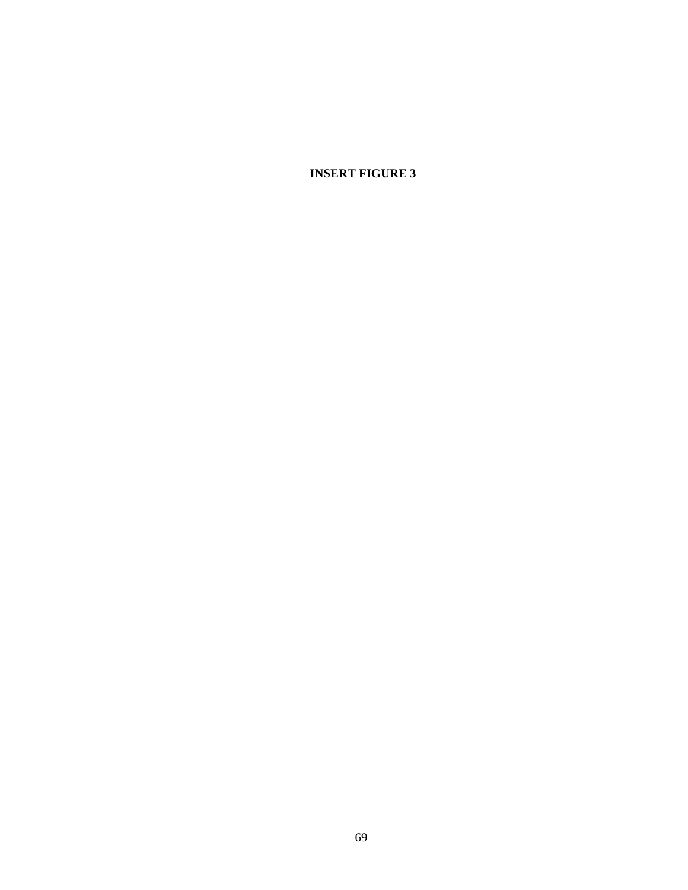**INSERT FIGURE 3**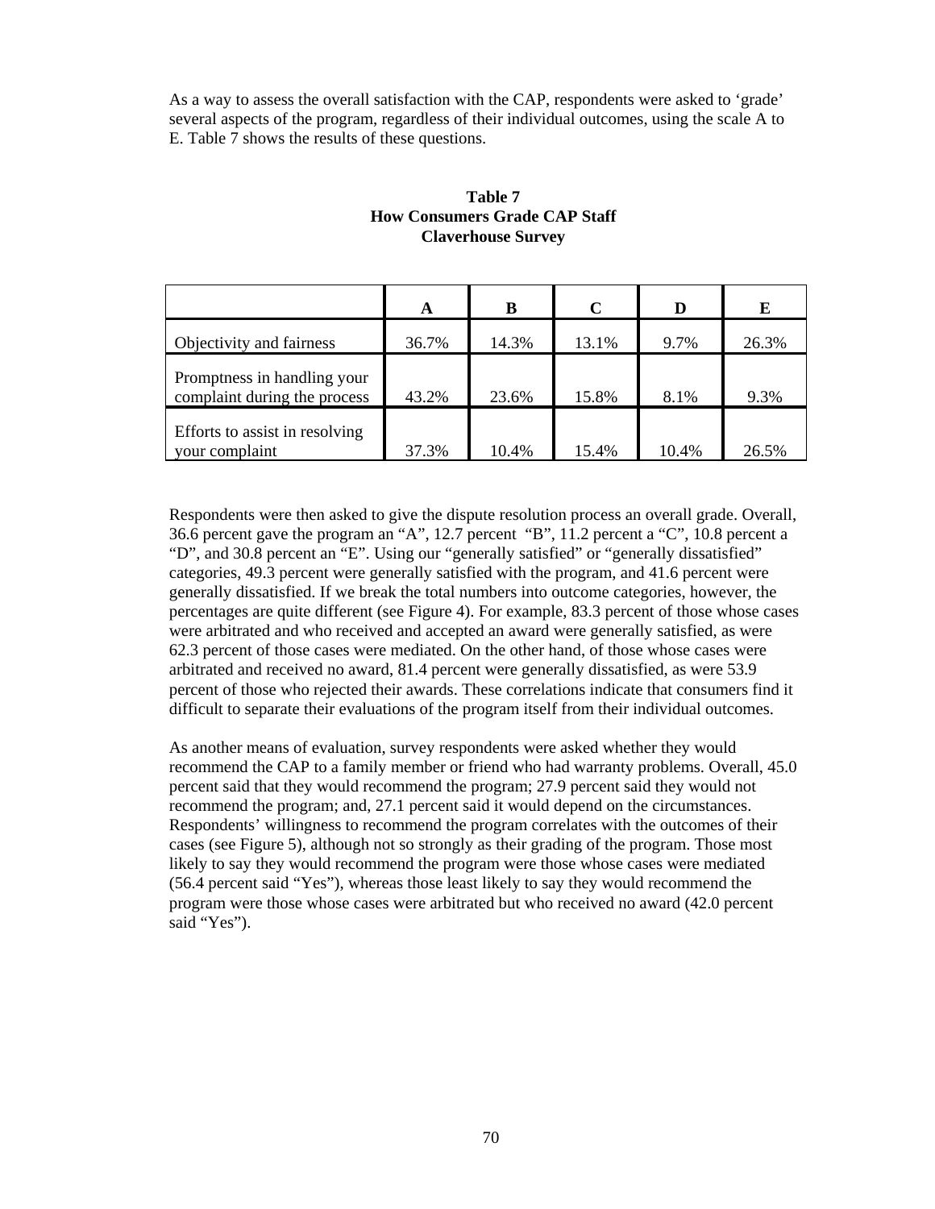As a way to assess the overall satisfaction with the CAP, respondents were asked to 'grade' several aspects of the program, regardless of their individual outcomes, using the scale A to E. Table 7 shows the results of these questions.

**Table 7**
**How Consumers Grade CAP Staff**
**Claverhouse Survey**

| | A | B | C | D | E |
|---|---|---|---|---|---|
| Objectivity and fairness | 36.7% | 14.3% | 13.1% | 9.7% | 26.3% |
| Promptness in handling your complaint during the process | 43.2% | 23.6% | 15.8% | 8.1% | 9.3% |
| Efforts to assist in resolving your complaint | 37.3% | 10.4% | 15.4% | 10.4% | 26.5% |

Respondents were then asked to give the dispute resolution process an overall grade. Overall, 36.6 percent gave the program an "A", 12.7 percent "B", 11.2 percent a "C", 10.8 percent a "D", and 30.8 percent an "E". Using our "generally satisfied" or "generally dissatisfied" categories, 49.3 percent were generally satisfied with the program, and 41.6 percent were generally dissatisfied. If we break the total numbers into outcome categories, however, the percentages are quite different (see Figure 4). For example, 83.3 percent of those whose cases were arbitrated and who received and accepted an award were generally satisfied, as were 62.3 percent of those cases were mediated. On the other hand, of those whose cases were arbitrated and received no award, 81.4 percent were generally dissatisfied, as were 53.9 percent of those who rejected their awards. These correlations indicate that consumers find it difficult to separate their evaluations of the program itself from their individual outcomes.

As another means of evaluation, survey respondents were asked whether they would recommend the CAP to a family member or friend who had warranty problems. Overall, 45.0 percent said that they would recommend the program; 27.9 percent said they would not recommend the program; and, 27.1 percent said it would depend on the circumstances. Respondents' willingness to recommend the program correlates with the outcomes of their cases (see Figure 5), although not so strongly as their grading of the program. Those most likely to say they would recommend the program were those whose cases were mediated (56.4 percent said "Yes"), whereas those least likely to say they would recommend the program were those whose cases were arbitrated but who received no award (42.0 percent said "Yes").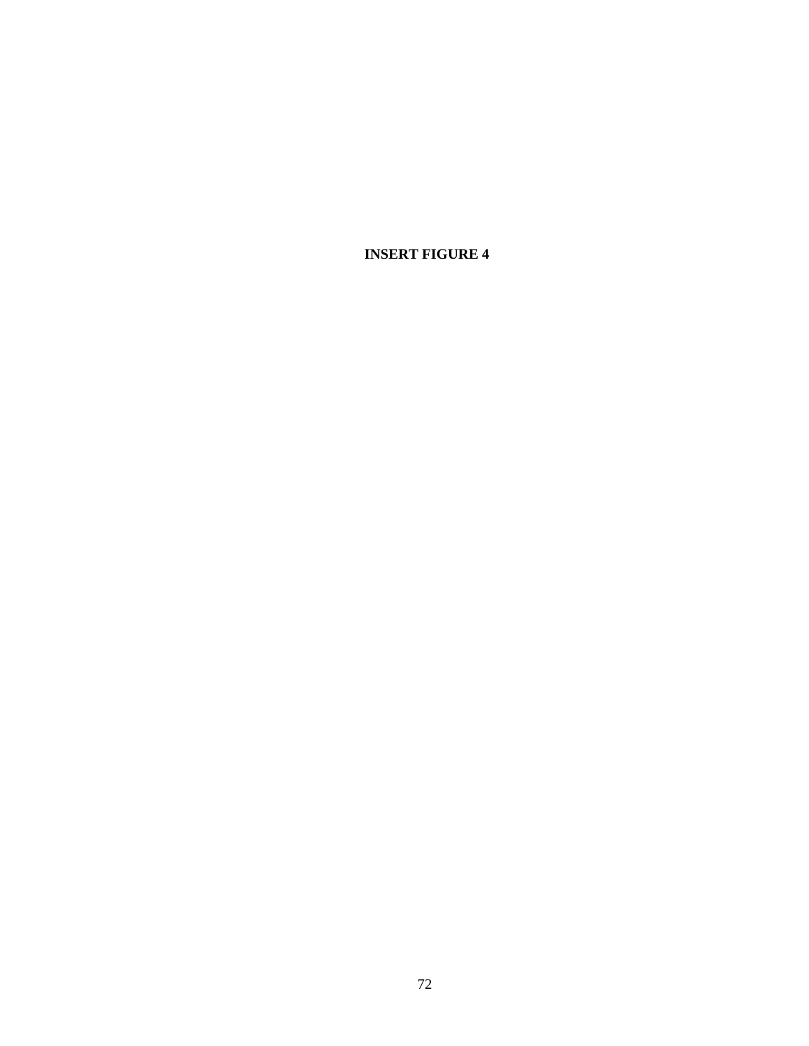**INSERT FIGURE 4**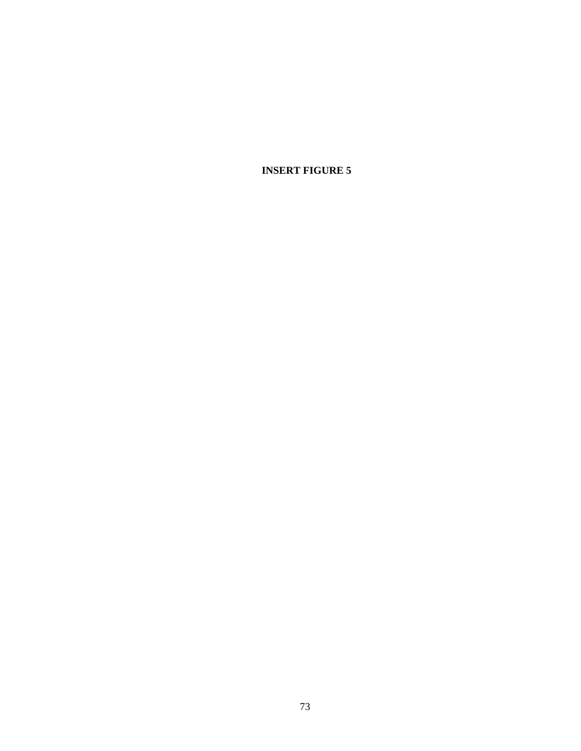**INSERT FIGURE 5**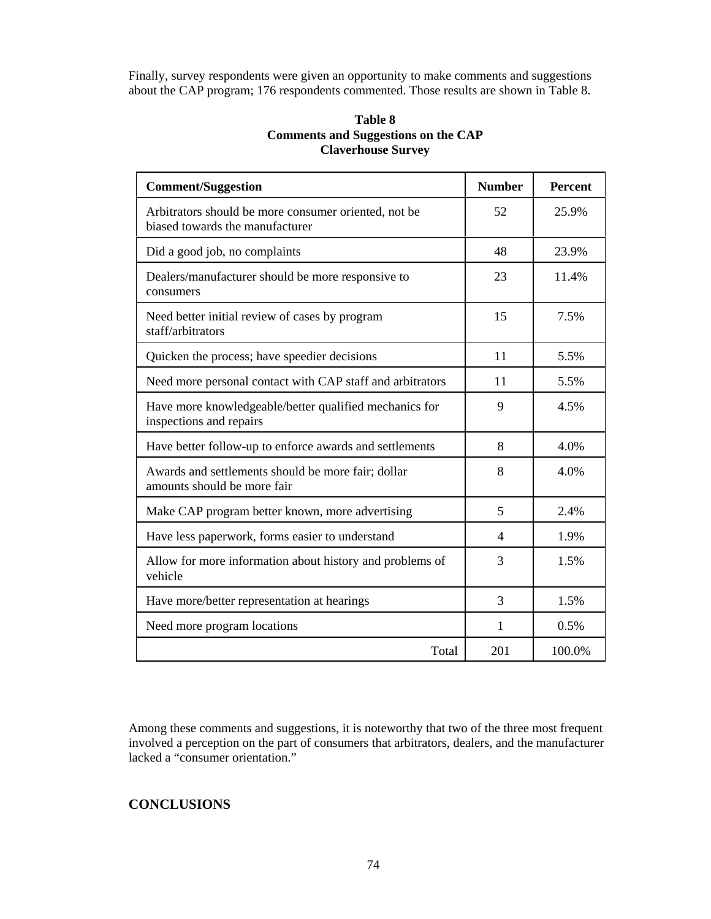Finally, survey respondents were given an opportunity to make comments and suggestions about the CAP program; 176 respondents commented. Those results are shown in Table 8.

**Table 8**
**Comments and Suggestions on the CAP**
**Claverhouse Survey**

| Comment/Suggestion | Number | Percent |
|---|---|---|
| Arbitrators should be more consumer oriented, not be biased towards the manufacturer | 52 | 25.9% |
| Did a good job, no complaints | 48 | 23.9% |
| Dealers/manufacturer should be more responsive to consumers | 23 | 11.4% |
| Need better initial review of cases by program staff/arbitrators | 15 | 7.5% |
| Quicken the process; have speedier decisions | 11 | 5.5% |
| Need more personal contact with CAP staff and arbitrators | 11 | 5.5% |
| Have more knowledgeable/better qualified mechanics for inspections and repairs | 9 | 4.5% |
| Have better follow-up to enforce awards and settlements | 8 | 4.0% |
| Awards and settlements should be more fair; dollar amounts should be more fair | 8 | 4.0% |
| Make CAP program better known, more advertising | 5 | 2.4% |
| Have less paperwork, forms easier to understand | 4 | 1.9% |
| Allow for more information about history and problems of vehicle | 3 | 1.5% |
| Have more/better representation at hearings | 3 | 1.5% |
| Need more program locations | 1 | 0.5% |
| Total | 201 | 100.0% |

Among these comments and suggestions, it is noteworthy that two of the three most frequent involved a perception on the part of consumers that arbitrators, dealers, and the manufacturer lacked a "consumer orientation."

## CONCLUSIONS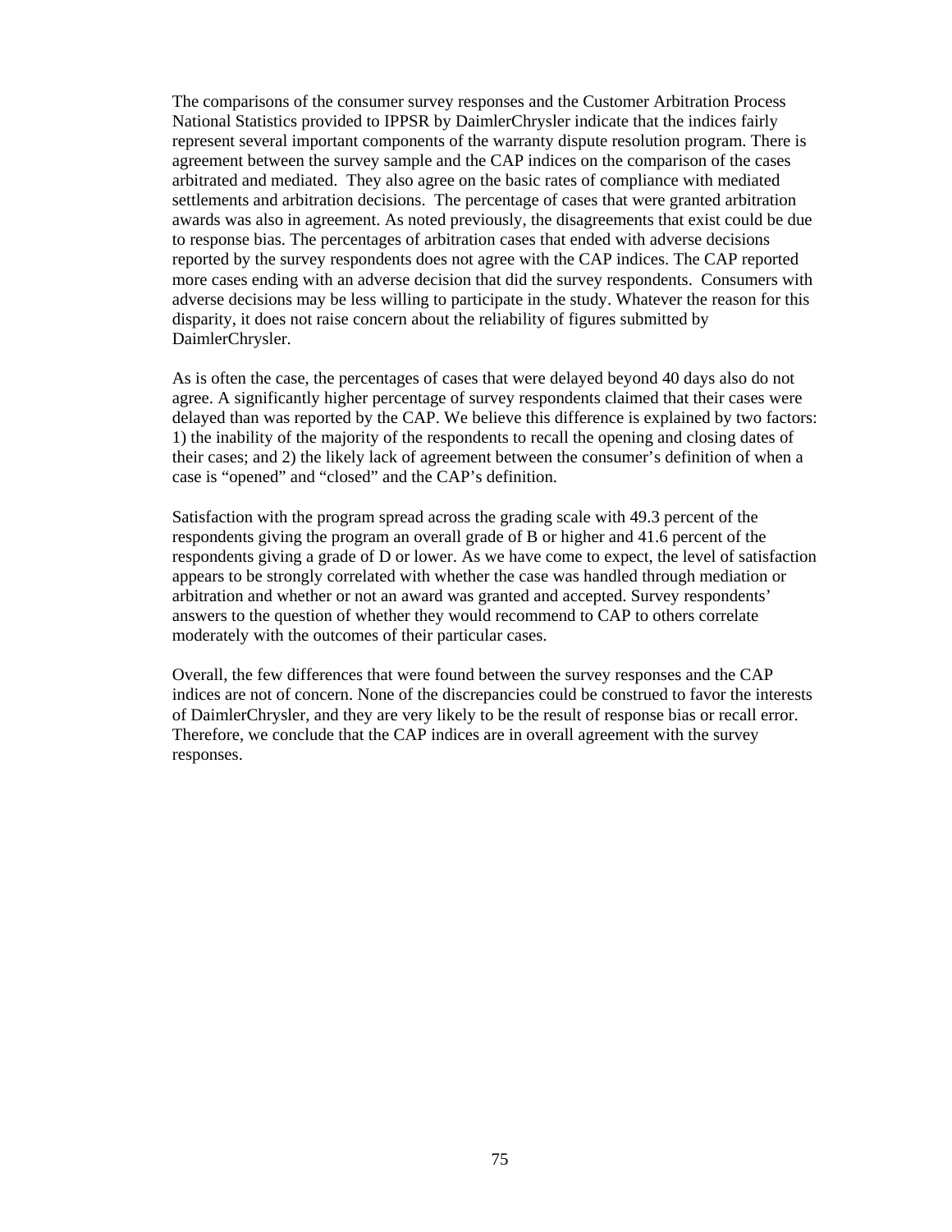The comparisons of the consumer survey responses and the Customer Arbitration Process National Statistics provided to IPPSR by DaimlerChrysler indicate that the indices fairly represent several important components of the warranty dispute resolution program. There is agreement between the survey sample and the CAP indices on the comparison of the cases arbitrated and mediated. They also agree on the basic rates of compliance with mediated settlements and arbitration decisions. The percentage of cases that were granted arbitration awards was also in agreement. As noted previously, the disagreements that exist could be due to response bias. The percentages of arbitration cases that ended with adverse decisions reported by the survey respondents does not agree with the CAP indices. The CAP reported more cases ending with an adverse decision that did the survey respondents. Consumers with adverse decisions may be less willing to participate in the study. Whatever the reason for this disparity, it does not raise concern about the reliability of figures submitted by DaimlerChrysler.

As is often the case, the percentages of cases that were delayed beyond 40 days also do not agree. A significantly higher percentage of survey respondents claimed that their cases were delayed than was reported by the CAP. We believe this difference is explained by two factors: 1) the inability of the majority of the respondents to recall the opening and closing dates of their cases; and 2) the likely lack of agreement between the consumer's definition of when a case is "opened" and "closed" and the CAP's definition.

Satisfaction with the program spread across the grading scale with 49.3 percent of the respondents giving the program an overall grade of B or higher and 41.6 percent of the respondents giving a grade of D or lower. As we have come to expect, the level of satisfaction appears to be strongly correlated with whether the case was handled through mediation or arbitration and whether or not an award was granted and accepted. Survey respondents' answers to the question of whether they would recommend to CAP to others correlate moderately with the outcomes of their particular cases.

Overall, the few differences that were found between the survey responses and the CAP indices are not of concern. None of the discrepancies could be construed to favor the interests of DaimlerChrysler, and they are very likely to be the result of response bias or recall error. Therefore, we conclude that the CAP indices are in overall agreement with the survey responses.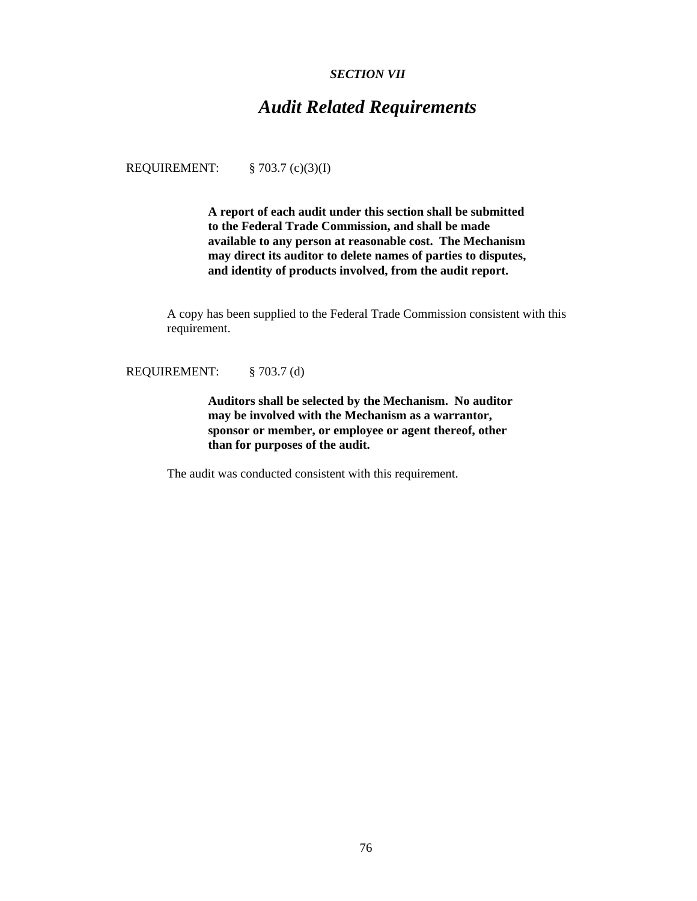*SECTION VII*

# *Audit Related Requirements*

REQUIREMENT: § 703.7 (c)(3)(I)

> **A report of each audit under this section shall be submitted to the Federal Trade Commission, and shall be made available to any person at reasonable cost. The Mechanism may direct its auditor to delete names of parties to disputes, and identity of products involved, from the audit report.**

A copy has been supplied to the Federal Trade Commission consistent with this requirement.

REQUIREMENT: § 703.7 (d)

> **Auditors shall be selected by the Mechanism. No auditor may be involved with the Mechanism as a warrantor, sponsor or member, or employee or agent thereof, other than for purposes of the audit.**

The audit was conducted consistent with this requirement.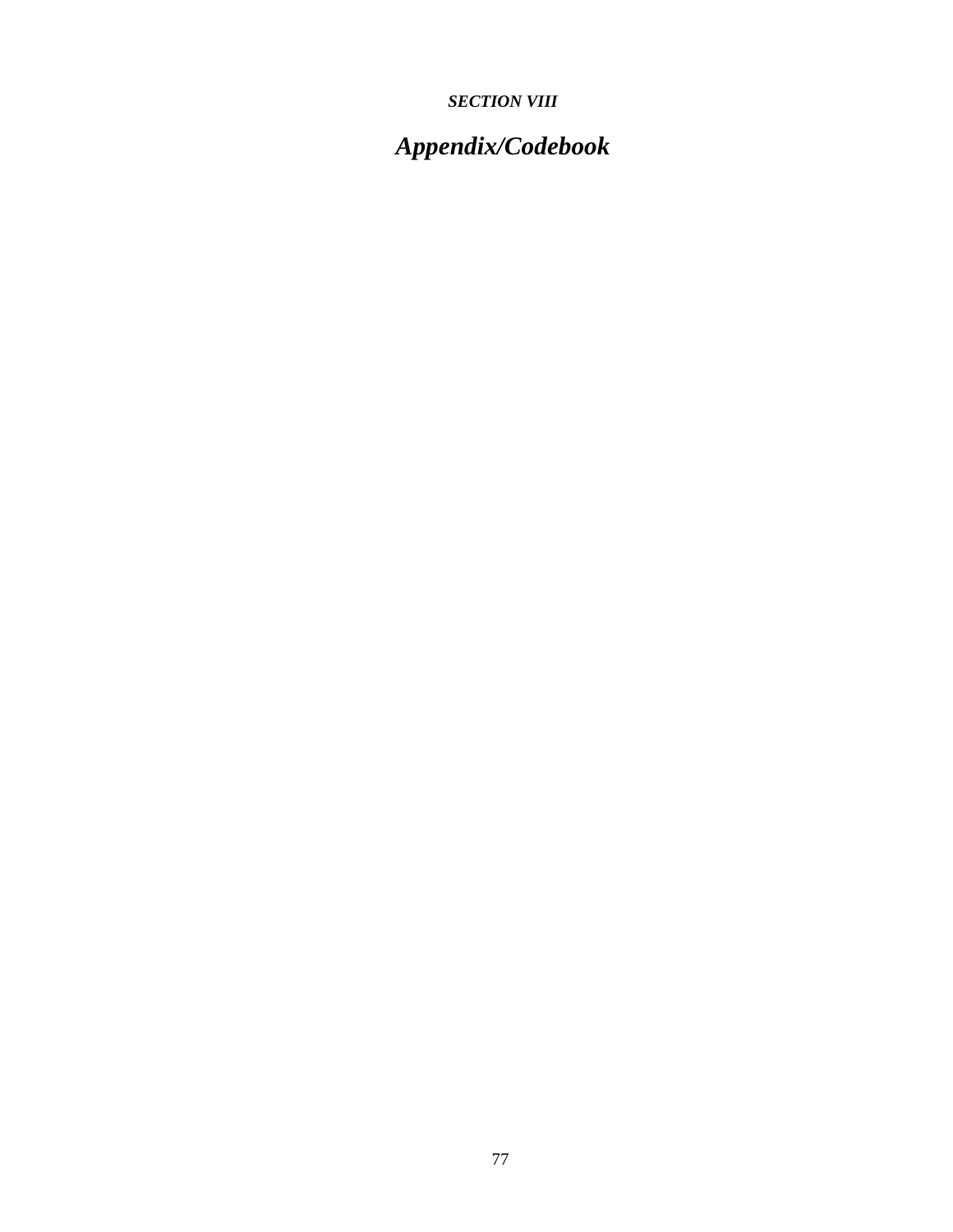***SECTION VIII***

# ***Appendix/Codebook***